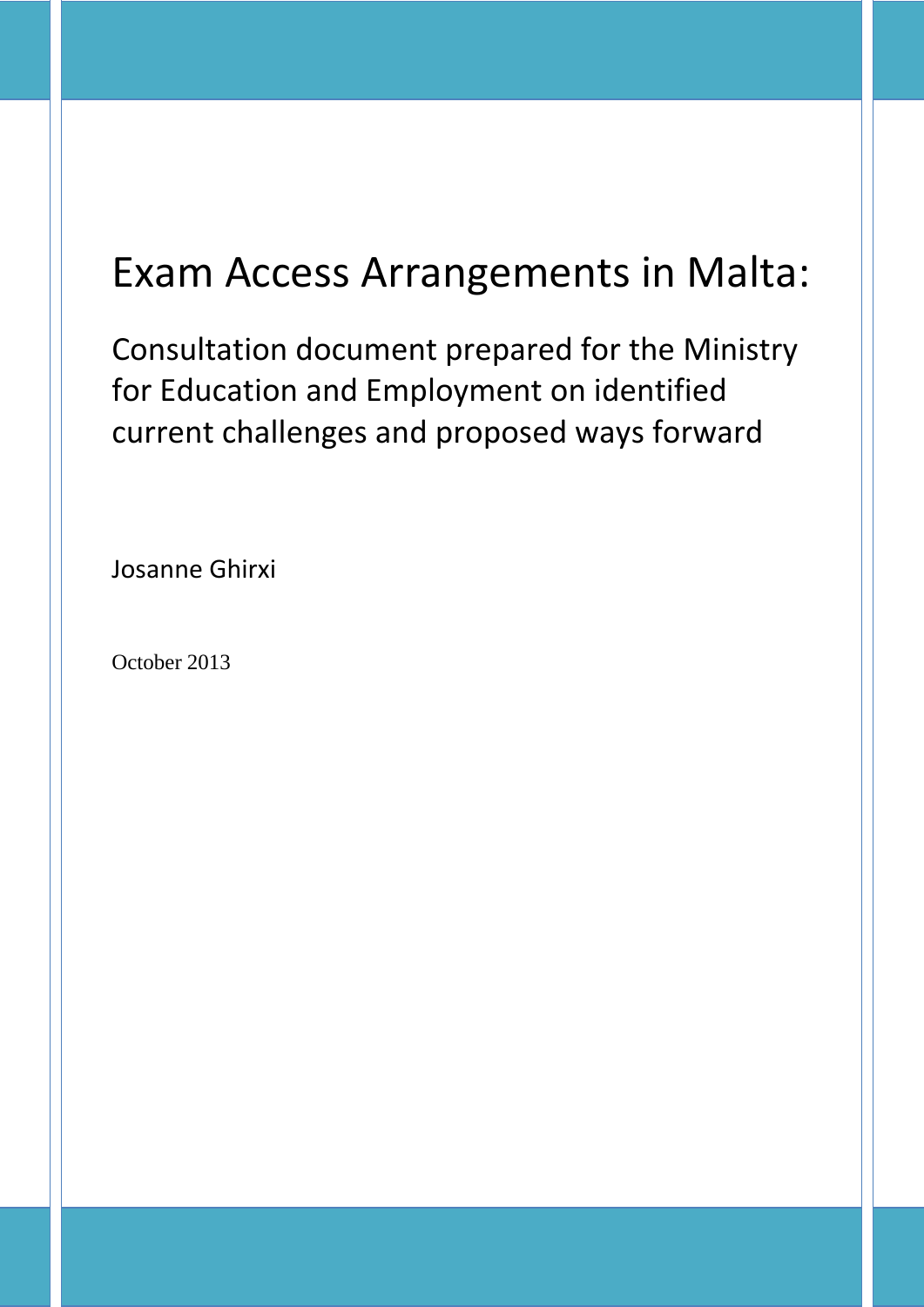# Exam Access Arrangements in Malta:

## Consultation document prepared for the Ministry for Education and Employment on identified current challenges and proposed ways forward

Josanne Ghirxi

October 2013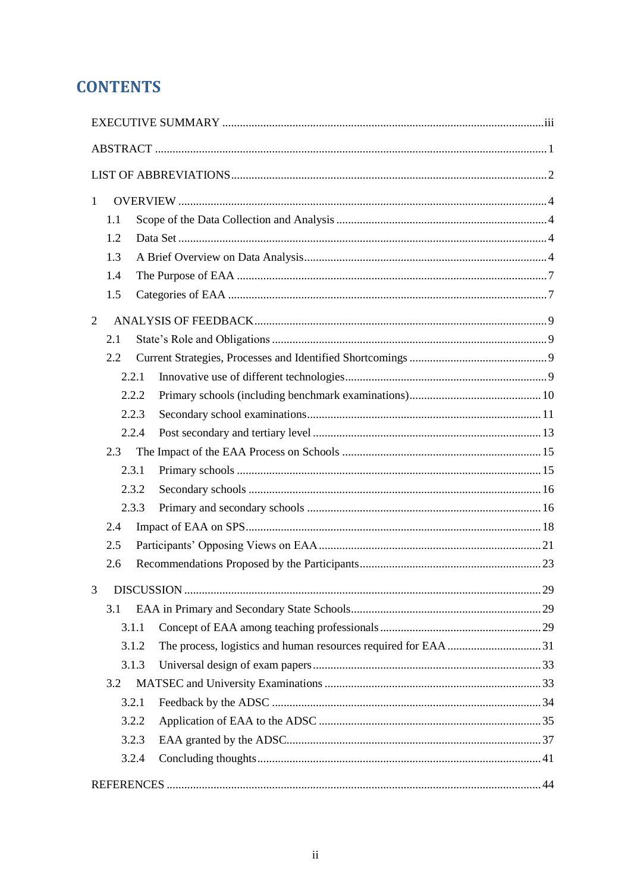# CONTENTS

EXECUTIVE SUMMARY .......... iii

ABSTRACT .......... 1

LIST OF ABBREVIATIONS .......... 2

1 OVERVIEW .......... 4
- 1.1 Scope of the Data Collection and Analysis .......... 4
- 1.2 Data Set .......... 4
- 1.3 A Brief Overview on Data Analysis .......... 4
- 1.4 The Purpose of EAA .......... 7
- 1.5 Categories of EAA .......... 7

2 ANALYSIS OF FEEDBACK .......... 9
- 2.1 State's Role and Obligations .......... 9
- 2.2 Current Strategies, Processes and Identified Shortcomings .......... 9
  - 2.2.1 Innovative use of different technologies .......... 9
  - 2.2.2 Primary schools (including benchmark examinations) .......... 10
  - 2.2.3 Secondary school examinations .......... 11
  - 2.2.4 Post secondary and tertiary level .......... 13
- 2.3 The Impact of the EAA Process on Schools .......... 15
  - 2.3.1 Primary schools .......... 15
  - 2.3.2 Secondary schools .......... 16
  - 2.3.3 Primary and secondary schools .......... 16
- 2.4 Impact of EAA on SPS .......... 18
- 2.5 Participants' Opposing Views on EAA .......... 21
- 2.6 Recommendations Proposed by the Participants .......... 23

3 DISCUSSION .......... 29
- 3.1 EAA in Primary and Secondary State Schools .......... 29
  - 3.1.1 Concept of EAA among teaching professionals .......... 29
  - 3.1.2 The process, logistics and human resources required for EAA .......... 31
  - 3.1.3 Universal design of exam papers .......... 33
- 3.2 MATSEC and University Examinations .......... 33
  - 3.2.1 Feedback by the ADSC .......... 34
  - 3.2.2 Application of EAA to the ADSC .......... 35
  - 3.2.3 EAA granted by the ADSC .......... 37
  - 3.2.4 Concluding thoughts .......... 41

REFERENCES .......... 44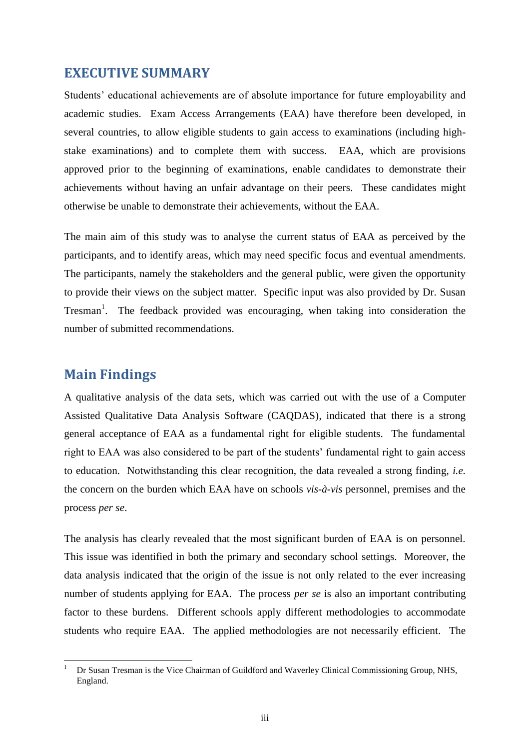# EXECUTIVE SUMMARY

Students' educational achievements are of absolute importance for future employability and academic studies. Exam Access Arrangements (EAA) have therefore been developed, in several countries, to allow eligible students to gain access to examinations (including high-stake examinations) and to complete them with success. EAA, which are provisions approved prior to the beginning of examinations, enable candidates to demonstrate their achievements without having an unfair advantage on their peers. These candidates might otherwise be unable to demonstrate their achievements, without the EAA.

The main aim of this study was to analyse the current status of EAA as perceived by the participants, and to identify areas, which may need specific focus and eventual amendments. The participants, namely the stakeholders and the general public, were given the opportunity to provide their views on the subject matter. Specific input was also provided by Dr. Susan Tresman[1]. The feedback provided was encouraging, when taking into consideration the number of submitted recommendations.

## Main Findings

A qualitative analysis of the data sets, which was carried out with the use of a Computer Assisted Qualitative Data Analysis Software (CAQDAS), indicated that there is a strong general acceptance of EAA as a fundamental right for eligible students. The fundamental right to EAA was also considered to be part of the students' fundamental right to gain access to education. Notwithstanding this clear recognition, the data revealed a strong finding, *i.e.* the concern on the burden which EAA have on schools *vis-à-vis* personnel, premises and the process *per se*.

The analysis has clearly revealed that the most significant burden of EAA is on personnel. This issue was identified in both the primary and secondary school settings. Moreover, the data analysis indicated that the origin of the issue is not only related to the ever increasing number of students applying for EAA. The process *per se* is also an important contributing factor to these burdens. Different schools apply different methodologies to accommodate students who require EAA. The applied methodologies are not necessarily efficient. The

[1] Dr Susan Tresman is the Vice Chairman of Guildford and Waverley Clinical Commissioning Group, NHS, England.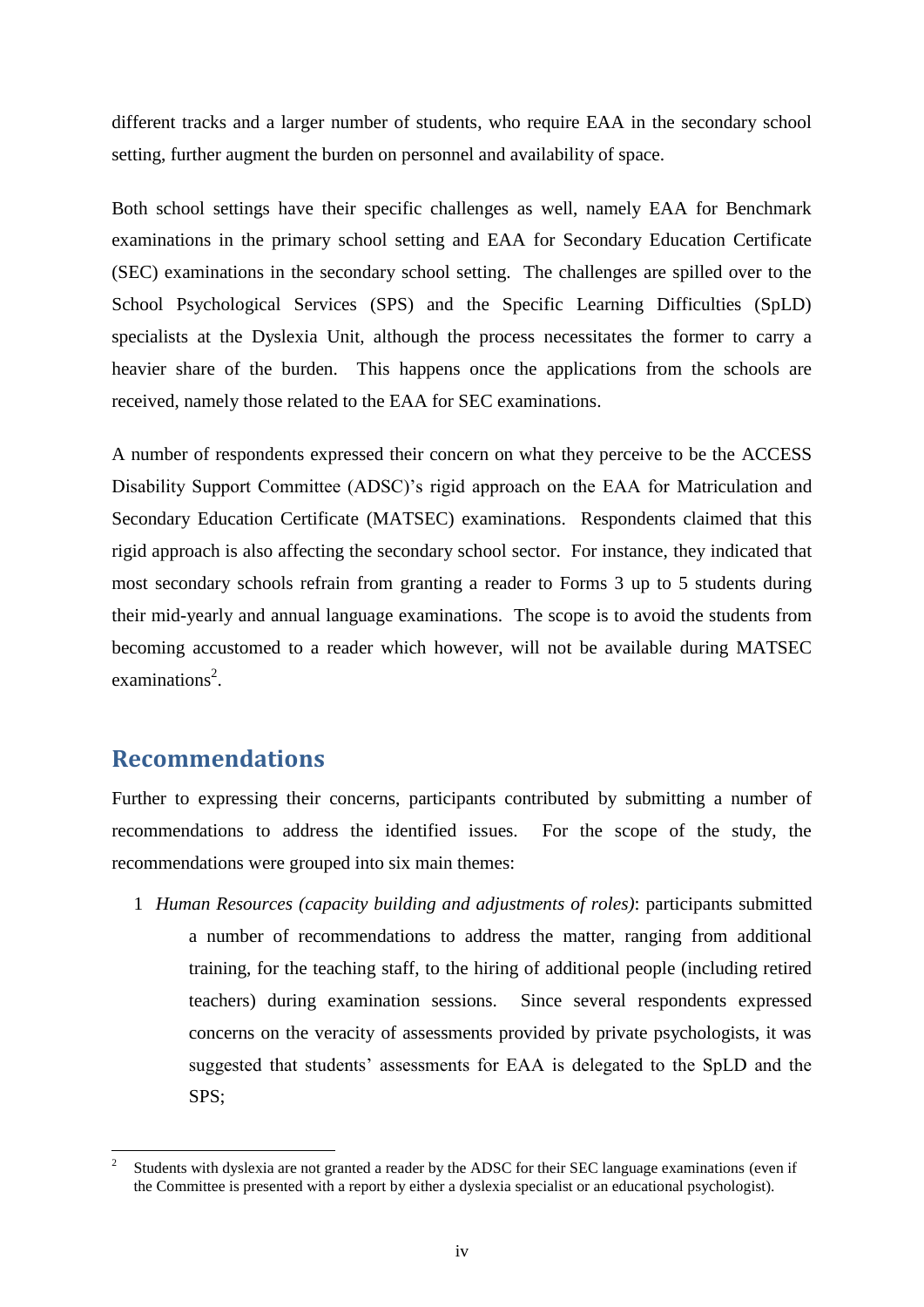different tracks and a larger number of students, who require EAA in the secondary school setting, further augment the burden on personnel and availability of space.

Both school settings have their specific challenges as well, namely EAA for Benchmark examinations in the primary school setting and EAA for Secondary Education Certificate (SEC) examinations in the secondary school setting. The challenges are spilled over to the School Psychological Services (SPS) and the Specific Learning Difficulties (SpLD) specialists at the Dyslexia Unit, although the process necessitates the former to carry a heavier share of the burden. This happens once the applications from the schools are received, namely those related to the EAA for SEC examinations.

A number of respondents expressed their concern on what they perceive to be the ACCESS Disability Support Committee (ADSC)'s rigid approach on the EAA for Matriculation and Secondary Education Certificate (MATSEC) examinations. Respondents claimed that this rigid approach is also affecting the secondary school sector. For instance, they indicated that most secondary schools refrain from granting a reader to Forms 3 up to 5 students during their mid-yearly and annual language examinations. The scope is to avoid the students from becoming accustomed to a reader which however, will not be available during MATSEC examinations[2].

## Recommendations

Further to expressing their concerns, participants contributed by submitting a number of recommendations to address the identified issues. For the scope of the study, the recommendations were grouped into six main themes:

1 *Human Resources (capacity building and adjustments of roles)*: participants submitted a number of recommendations to address the matter, ranging from additional training, for the teaching staff, to the hiring of additional people (including retired teachers) during examination sessions. Since several respondents expressed concerns on the veracity of assessments provided by private psychologists, it was suggested that students' assessments for EAA is delegated to the SpLD and the SPS;

[2] Students with dyslexia are not granted a reader by the ADSC for their SEC language examinations (even if the Committee is presented with a report by either a dyslexia specialist or an educational psychologist).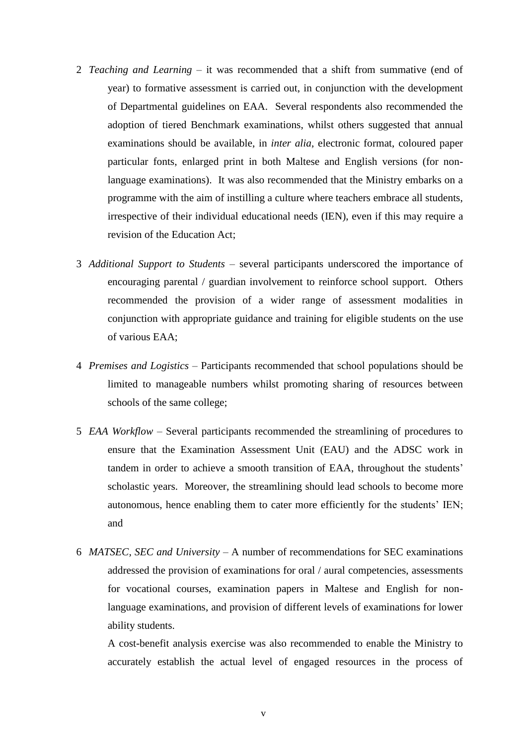2. *Teaching and Learning* – it was recommended that a shift from summative (end of year) to formative assessment is carried out, in conjunction with the development of Departmental guidelines on EAA. Several respondents also recommended the adoption of tiered Benchmark examinations, whilst others suggested that annual examinations should be available, in *inter alia*, electronic format, coloured paper particular fonts, enlarged print in both Maltese and English versions (for non-language examinations). It was also recommended that the Ministry embarks on a programme with the aim of instilling a culture where teachers embrace all students, irrespective of their individual educational needs (IEN), even if this may require a revision of the Education Act;

3. *Additional Support to Students* – several participants underscored the importance of encouraging parental / guardian involvement to reinforce school support. Others recommended the provision of a wider range of assessment modalities in conjunction with appropriate guidance and training for eligible students on the use of various EAA;

4. *Premises and Logistics* – Participants recommended that school populations should be limited to manageable numbers whilst promoting sharing of resources between schools of the same college;

5. *EAA Workflow* – Several participants recommended the streamlining of procedures to ensure that the Examination Assessment Unit (EAU) and the ADSC work in tandem in order to achieve a smooth transition of EAA, throughout the students' scholastic years. Moreover, the streamlining should lead schools to become more autonomous, hence enabling them to cater more efficiently for the students' IEN; and

6. *MATSEC, SEC and University* – A number of recommendations for SEC examinations addressed the provision of examinations for oral / aural competencies, assessments for vocational courses, examination papers in Maltese and English for non-language examinations, and provision of different levels of examinations for lower ability students.

   A cost-benefit analysis exercise was also recommended to enable the Ministry to accurately establish the actual level of engaged resources in the process of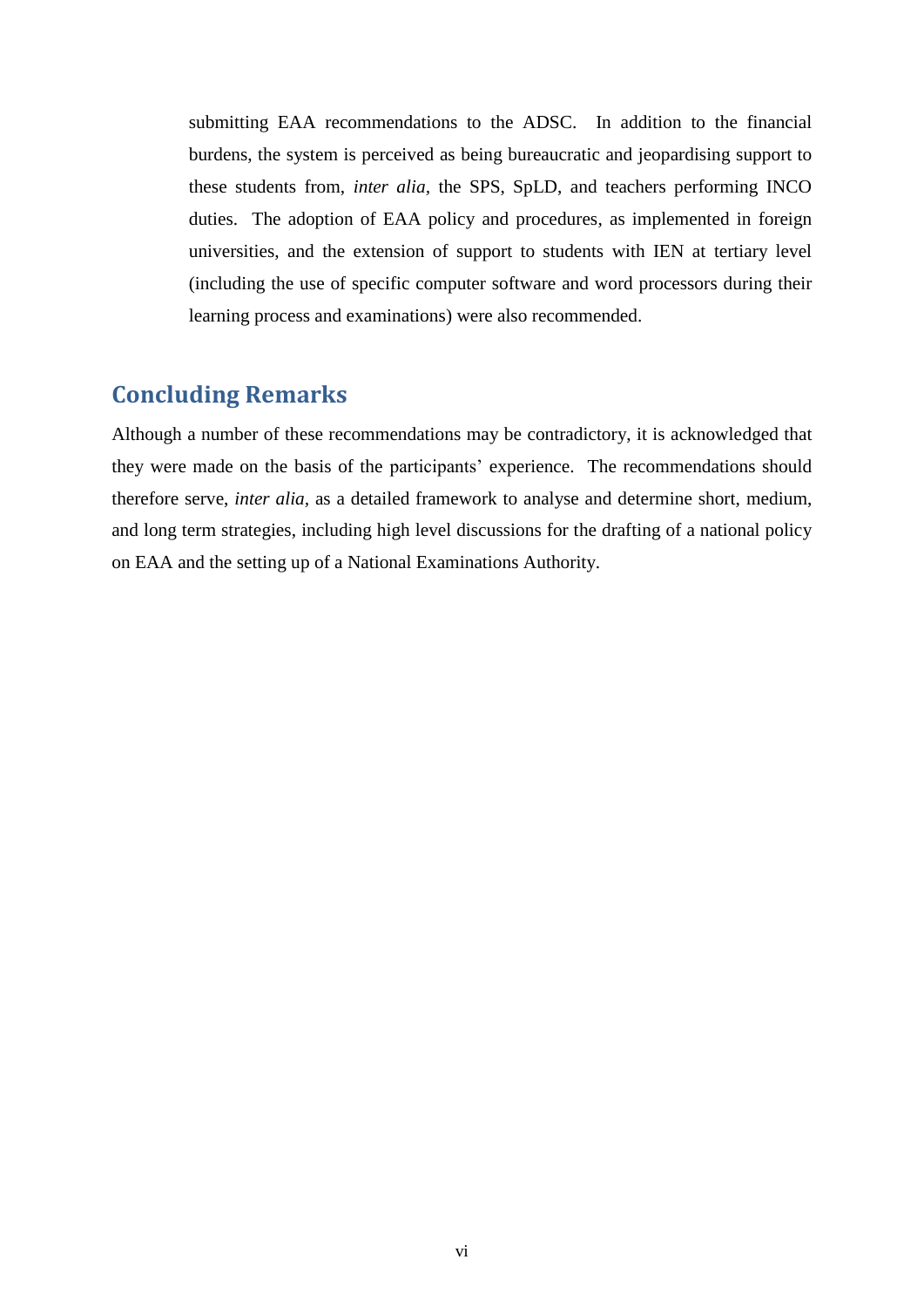submitting EAA recommendations to the ADSC. In addition to the financial burdens, the system is perceived as being bureaucratic and jeopardising support to these students from, *inter alia*, the SPS, SpLD, and teachers performing INCO duties. The adoption of EAA policy and procedures, as implemented in foreign universities, and the extension of support to students with IEN at tertiary level (including the use of specific computer software and word processors during their learning process and examinations) were also recommended.

## Concluding Remarks

Although a number of these recommendations may be contradictory, it is acknowledged that they were made on the basis of the participants' experience. The recommendations should therefore serve, *inter alia*, as a detailed framework to analyse and determine short, medium, and long term strategies, including high level discussions for the drafting of a national policy on EAA and the setting up of a National Examinations Authority.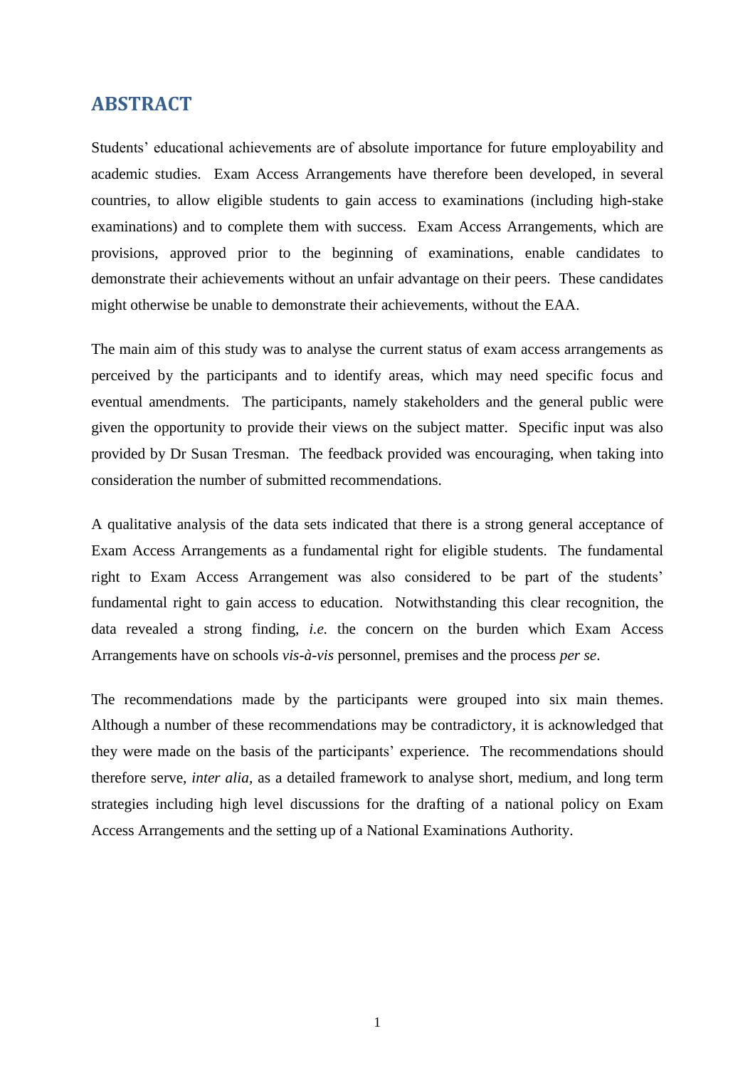# ABSTRACT

Students' educational achievements are of absolute importance for future employability and academic studies. Exam Access Arrangements have therefore been developed, in several countries, to allow eligible students to gain access to examinations (including high-stake examinations) and to complete them with success. Exam Access Arrangements, which are provisions, approved prior to the beginning of examinations, enable candidates to demonstrate their achievements without an unfair advantage on their peers. These candidates might otherwise be unable to demonstrate their achievements, without the EAA.

The main aim of this study was to analyse the current status of exam access arrangements as perceived by the participants and to identify areas, which may need specific focus and eventual amendments. The participants, namely stakeholders and the general public were given the opportunity to provide their views on the subject matter. Specific input was also provided by Dr Susan Tresman. The feedback provided was encouraging, when taking into consideration the number of submitted recommendations.

A qualitative analysis of the data sets indicated that there is a strong general acceptance of Exam Access Arrangements as a fundamental right for eligible students. The fundamental right to Exam Access Arrangement was also considered to be part of the students' fundamental right to gain access to education. Notwithstanding this clear recognition, the data revealed a strong finding, *i.e.* the concern on the burden which Exam Access Arrangements have on schools *vis-à-vis* personnel, premises and the process *per se*.

The recommendations made by the participants were grouped into six main themes. Although a number of these recommendations may be contradictory, it is acknowledged that they were made on the basis of the participants' experience. The recommendations should therefore serve, *inter alia*, as a detailed framework to analyse short, medium, and long term strategies including high level discussions for the drafting of a national policy on Exam Access Arrangements and the setting up of a National Examinations Authority.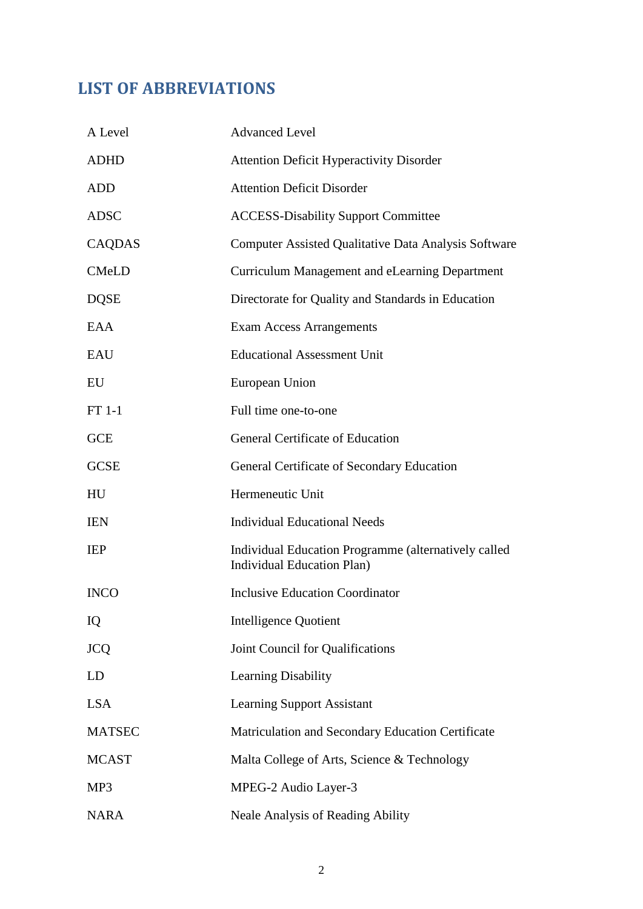## LIST OF ABBREVIATIONS

| | |
|---|---|
| A Level | Advanced Level |
| ADHD | Attention Deficit Hyperactivity Disorder |
| ADD | Attention Deficit Disorder |
| ADSC | ACCESS-Disability Support Committee |
| CAQDAS | Computer Assisted Qualitative Data Analysis Software |
| CMeLD | Curriculum Management and eLearning Department |
| DQSE | Directorate for Quality and Standards in Education |
| EAA | Exam Access Arrangements |
| EAU | Educational Assessment Unit |
| EU | European Union |
| FT 1-1 | Full time one-to-one |
| GCE | General Certificate of Education |
| GCSE | General Certificate of Secondary Education |
| HU | Hermeneutic Unit |
| IEN | Individual Educational Needs |
| IEP | Individual Education Programme (alternatively called Individual Education Plan) |
| INCO | Inclusive Education Coordinator |
| IQ | Intelligence Quotient |
| JCQ | Joint Council for Qualifications |
| LD | Learning Disability |
| LSA | Learning Support Assistant |
| MATSEC | Matriculation and Secondary Education Certificate |
| MCAST | Malta College of Arts, Science & Technology |
| MP3 | MPEG-2 Audio Layer-3 |
| NARA | Neale Analysis of Reading Ability |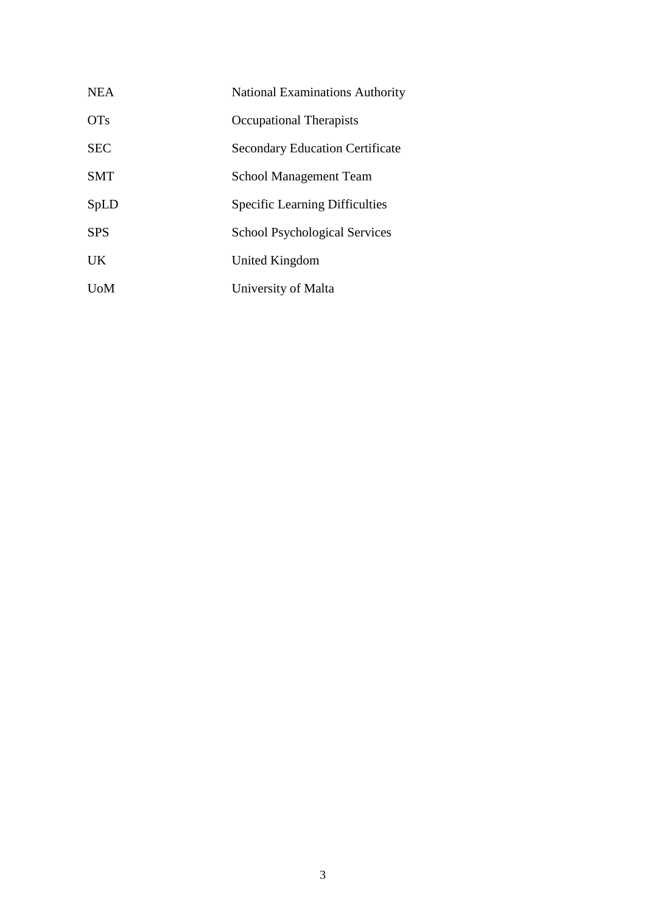| | |
|---|---|
| NEA | National Examinations Authority |
| OTs | Occupational Therapists |
| SEC | Secondary Education Certificate |
| SMT | School Management Team |
| SpLD | Specific Learning Difficulties |
| SPS | School Psychological Services |
| UK | United Kingdom |
| UoM | University of Malta |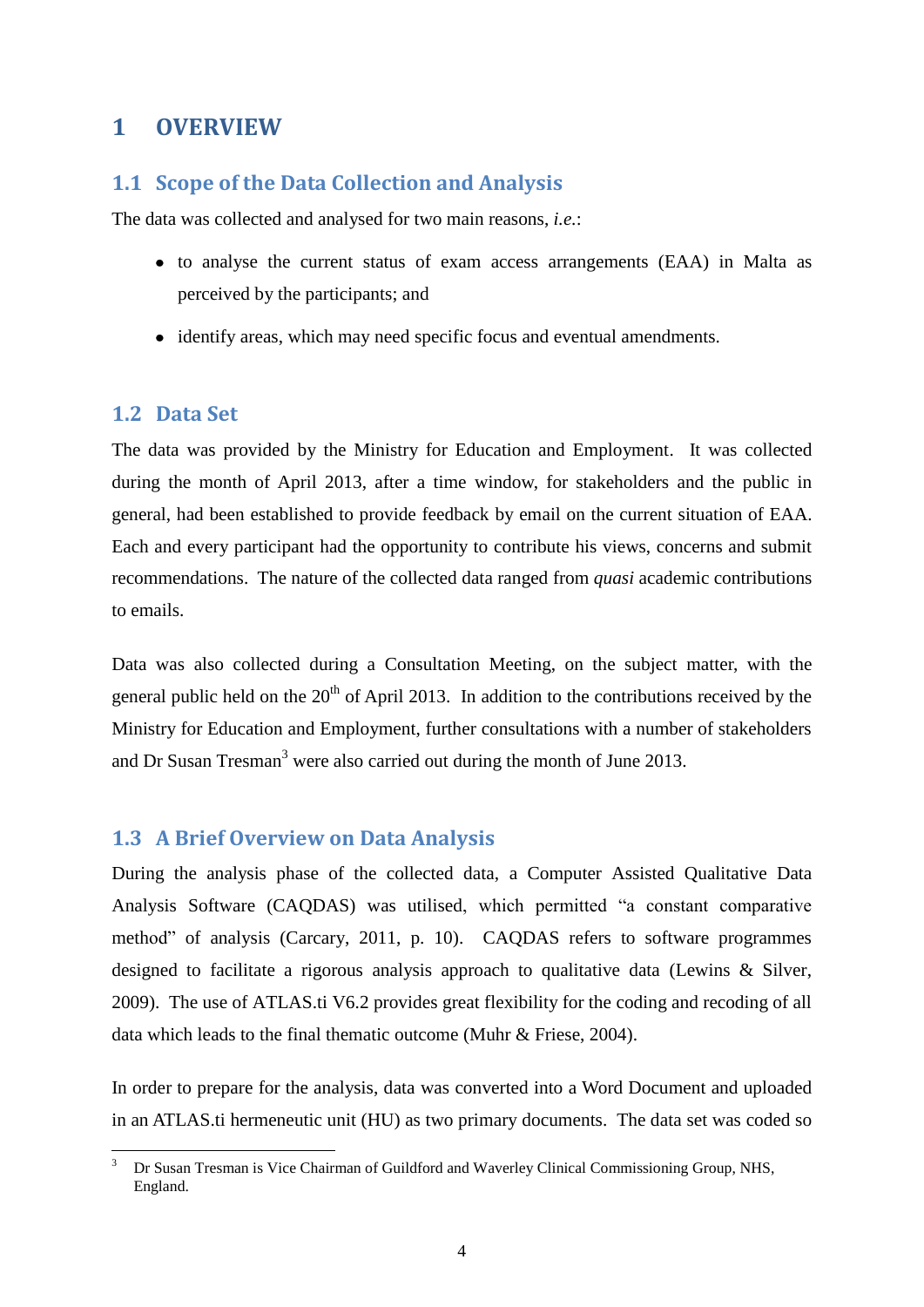# 1 OVERVIEW

## 1.1 Scope of the Data Collection and Analysis

The data was collected and analysed for two main reasons, *i.e.*:

- to analyse the current status of exam access arrangements (EAA) in Malta as perceived by the participants; and
- identify areas, which may need specific focus and eventual amendments.

## 1.2 Data Set

The data was provided by the Ministry for Education and Employment. It was collected during the month of April 2013, after a time window, for stakeholders and the public in general, had been established to provide feedback by email on the current situation of EAA. Each and every participant had the opportunity to contribute his views, concerns and submit recommendations. The nature of the collected data ranged from *quasi* academic contributions to emails.

Data was also collected during a Consultation Meeting, on the subject matter, with the general public held on the 20th of April 2013. In addition to the contributions received by the Ministry for Education and Employment, further consultations with a number of stakeholders and Dr Susan Tresman[3] were also carried out during the month of June 2013.

## 1.3 A Brief Overview on Data Analysis

During the analysis phase of the collected data, a Computer Assisted Qualitative Data Analysis Software (CAQDAS) was utilised, which permitted "a constant comparative method" of analysis (Carcary, 2011, p. 10). CAQDAS refers to software programmes designed to facilitate a rigorous analysis approach to qualitative data (Lewins & Silver, 2009). The use of ATLAS.ti V6.2 provides great flexibility for the coding and recoding of all data which leads to the final thematic outcome (Muhr & Friese, 2004).

In order to prepare for the analysis, data was converted into a Word Document and uploaded in an ATLAS.ti hermeneutic unit (HU) as two primary documents. The data set was coded so

---

[3] Dr Susan Tresman is Vice Chairman of Guildford and Waverley Clinical Commissioning Group, NHS, England.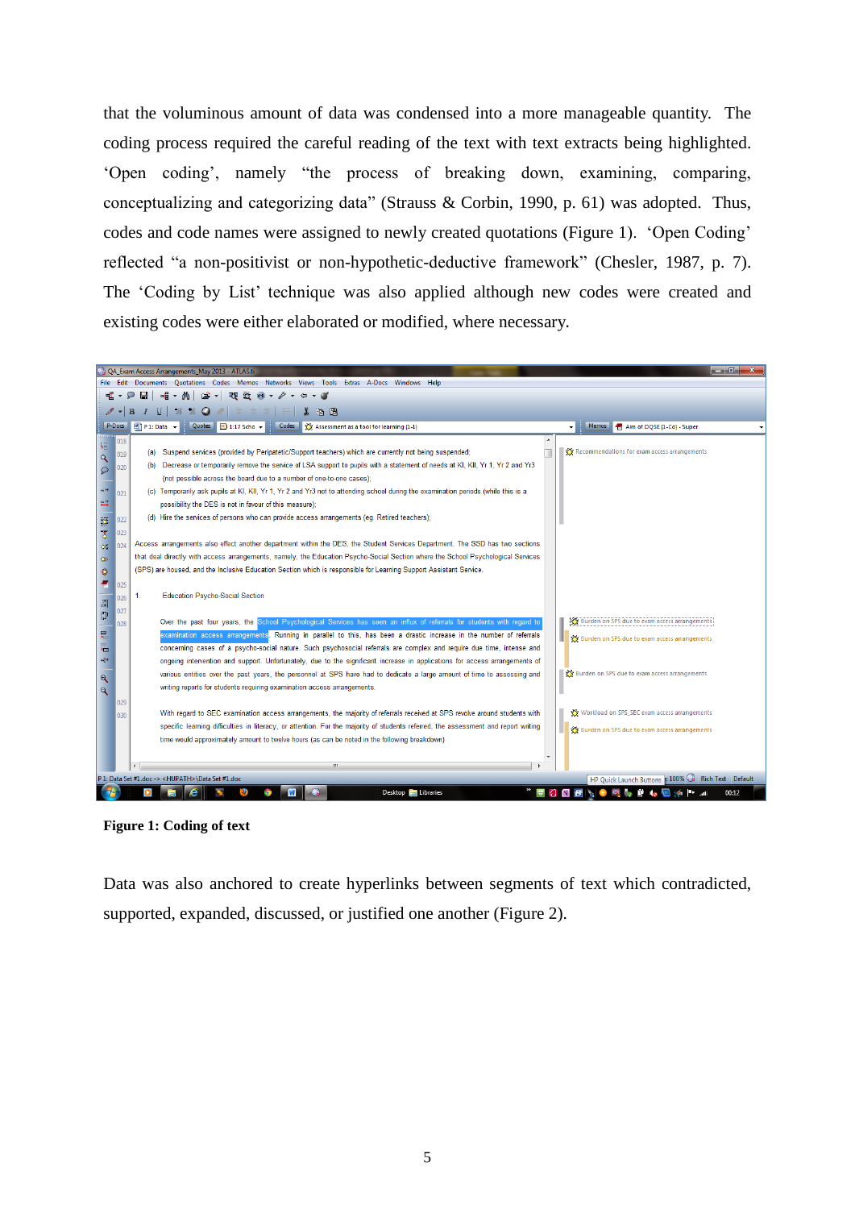that the voluminous amount of data was condensed into a more manageable quantity. The coding process required the careful reading of the text with text extracts being highlighted. 'Open coding', namely "the process of breaking down, examining, comparing, conceptualizing and categorizing data" (Strauss & Corbin, 1990, p. 61) was adopted. Thus, codes and code names were assigned to newly created quotations (Figure 1). 'Open Coding' reflected "a non-positivist or non-hypothetic-deductive framework" (Chesler, 1987, p. 7). The 'Coding by List' technique was also applied although new codes were created and existing codes were either elaborated or modified, where necessary.

**Figure 1: Coding of text**

Data was also anchored to create hyperlinks between segments of text which contradicted, supported, expanded, discussed, or justified one another (Figure 2).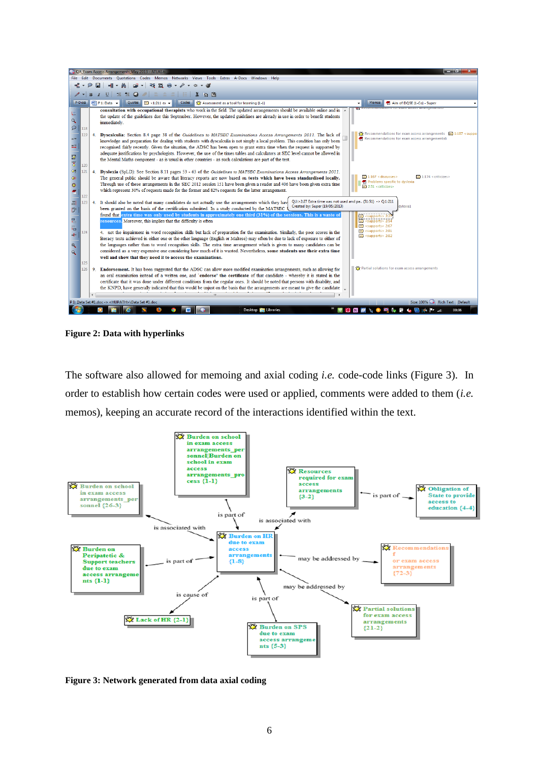**Figure 2: Data with hyperlinks**

The software also allowed for memoing and axial coding *i.e.* code-code links (Figure 3). In order to establish how certain codes were used or applied, comments were added to them (*i.e.* memos), keeping an accurate record of the interactions identified within the text.

**Figure 3: Network generated from data axial coding**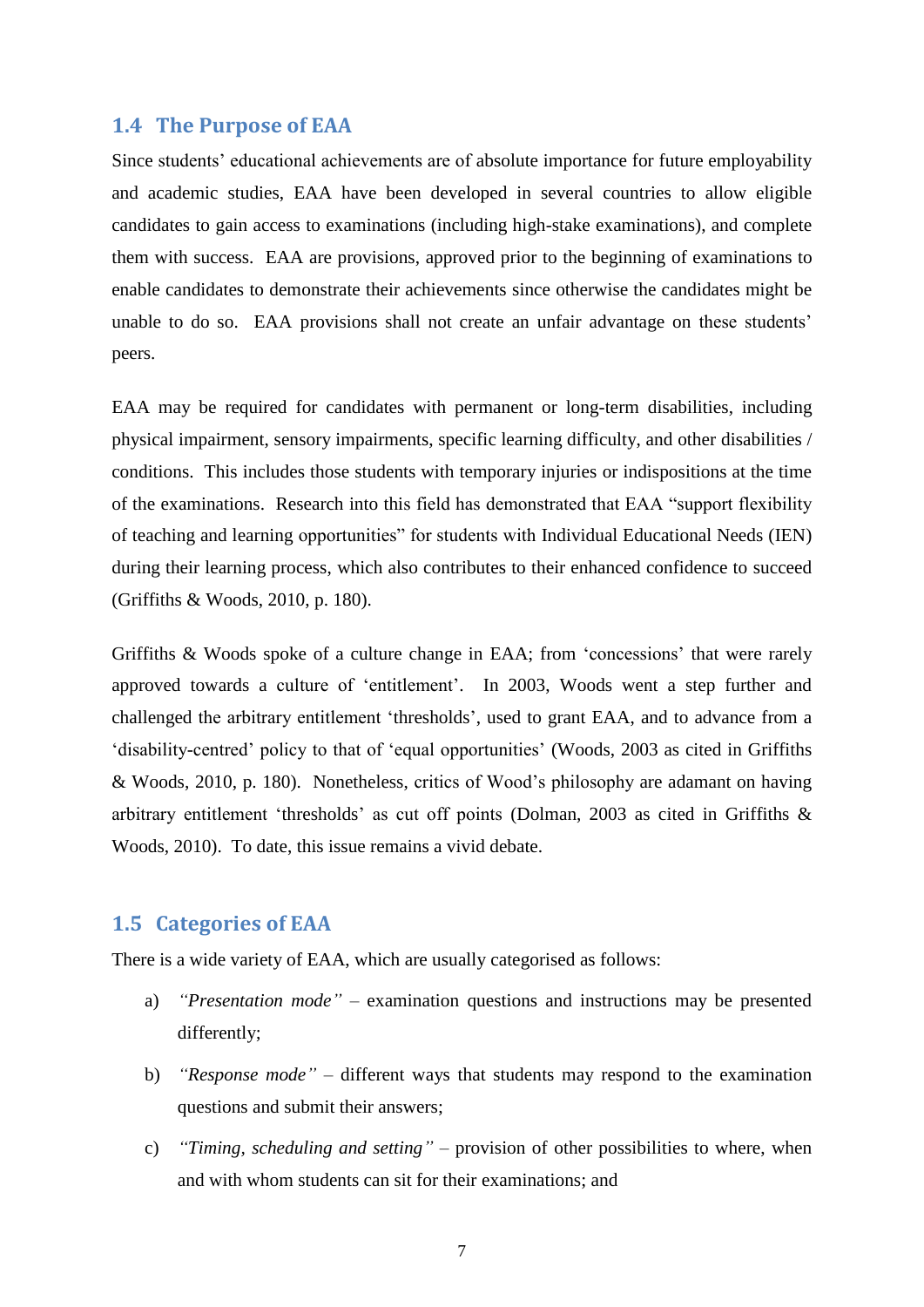## 1.4 The Purpose of EAA

Since students' educational achievements are of absolute importance for future employability and academic studies, EAA have been developed in several countries to allow eligible candidates to gain access to examinations (including high-stake examinations), and complete them with success. EAA are provisions, approved prior to the beginning of examinations to enable candidates to demonstrate their achievements since otherwise the candidates might be unable to do so. EAA provisions shall not create an unfair advantage on these students' peers.

EAA may be required for candidates with permanent or long-term disabilities, including physical impairment, sensory impairments, specific learning difficulty, and other disabilities / conditions. This includes those students with temporary injuries or indispositions at the time of the examinations. Research into this field has demonstrated that EAA "support flexibility of teaching and learning opportunities" for students with Individual Educational Needs (IEN) during their learning process, which also contributes to their enhanced confidence to succeed (Griffiths & Woods, 2010, p. 180).

Griffiths & Woods spoke of a culture change in EAA; from 'concessions' that were rarely approved towards a culture of 'entitlement'. In 2003, Woods went a step further and challenged the arbitrary entitlement 'thresholds', used to grant EAA, and to advance from a 'disability-centred' policy to that of 'equal opportunities' (Woods, 2003 as cited in Griffiths & Woods, 2010, p. 180). Nonetheless, critics of Wood's philosophy are adamant on having arbitrary entitlement 'thresholds' as cut off points (Dolman, 2003 as cited in Griffiths & Woods, 2010). To date, this issue remains a vivid debate.

## 1.5 Categories of EAA

There is a wide variety of EAA, which are usually categorised as follows:

a) *"Presentation mode"* – examination questions and instructions may be presented differently;

b) *"Response mode"* – different ways that students may respond to the examination questions and submit their answers;

c) *"Timing, scheduling and setting"* – provision of other possibilities to where, when and with whom students can sit for their examinations; and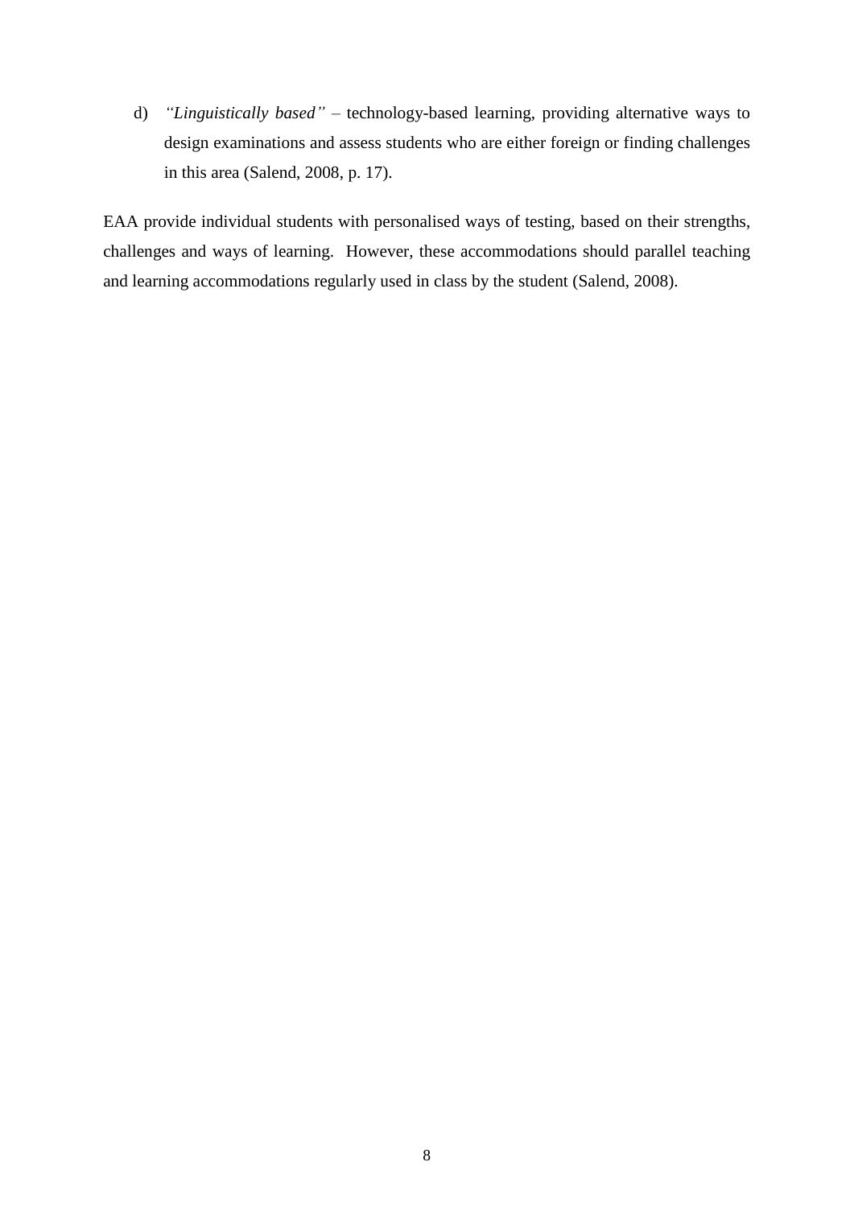d) *"Linguistically based"* – technology-based learning, providing alternative ways to design examinations and assess students who are either foreign or finding challenges in this area (Salend, 2008, p. 17).

EAA provide individual students with personalised ways of testing, based on their strengths, challenges and ways of learning. However, these accommodations should parallel teaching and learning accommodations regularly used in class by the student (Salend, 2008).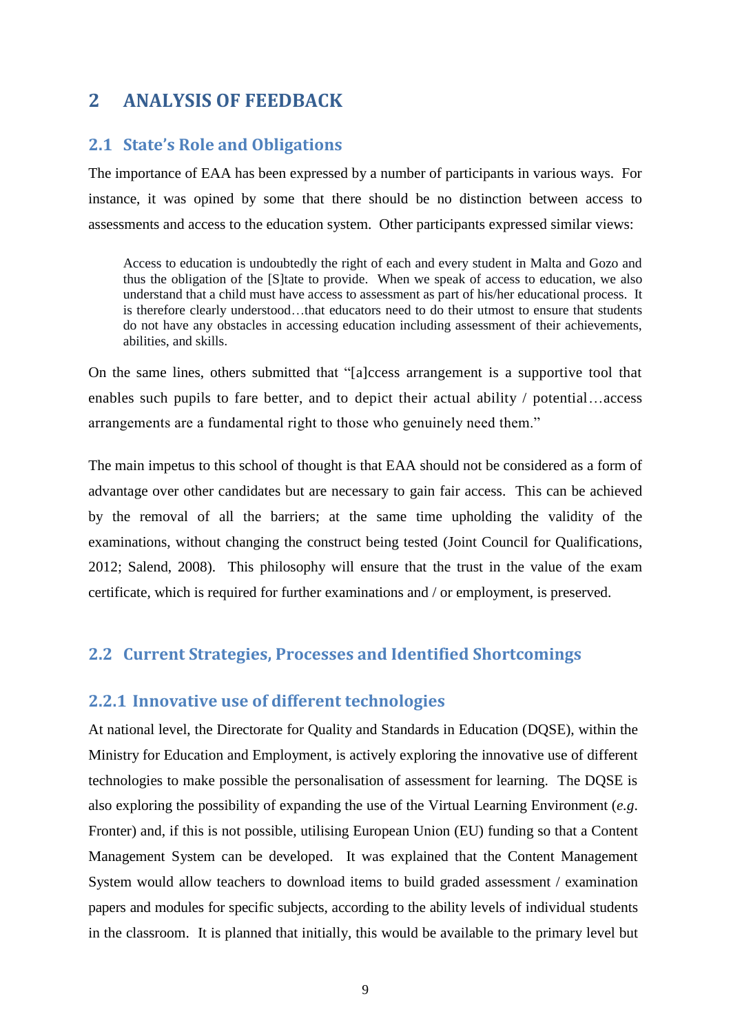# 2 ANALYSIS OF FEEDBACK

## 2.1 State's Role and Obligations

The importance of EAA has been expressed by a number of participants in various ways. For instance, it was opined by some that there should be no distinction between access to assessments and access to the education system. Other participants expressed similar views:

> Access to education is undoubtedly the right of each and every student in Malta and Gozo and thus the obligation of the [S]tate to provide. When we speak of access to education, we also understand that a child must have access to assessment as part of his/her educational process. It is therefore clearly understood…that educators need to do their utmost to ensure that students do not have any obstacles in accessing education including assessment of their achievements, abilities, and skills.

On the same lines, others submitted that "[a]ccess arrangement is a supportive tool that enables such pupils to fare better, and to depict their actual ability / potential…access arrangements are a fundamental right to those who genuinely need them."

The main impetus to this school of thought is that EAA should not be considered as a form of advantage over other candidates but are necessary to gain fair access. This can be achieved by the removal of all the barriers; at the same time upholding the validity of the examinations, without changing the construct being tested (Joint Council for Qualifications, 2012; Salend, 2008). This philosophy will ensure that the trust in the value of the exam certificate, which is required for further examinations and / or employment, is preserved.

## 2.2 Current Strategies, Processes and Identified Shortcomings

### 2.2.1 Innovative use of different technologies

At national level, the Directorate for Quality and Standards in Education (DQSE), within the Ministry for Education and Employment, is actively exploring the innovative use of different technologies to make possible the personalisation of assessment for learning. The DQSE is also exploring the possibility of expanding the use of the Virtual Learning Environment (*e.g.* Fronter) and, if this is not possible, utilising European Union (EU) funding so that a Content Management System can be developed. It was explained that the Content Management System would allow teachers to download items to build graded assessment / examination papers and modules for specific subjects, according to the ability levels of individual students in the classroom. It is planned that initially, this would be available to the primary level but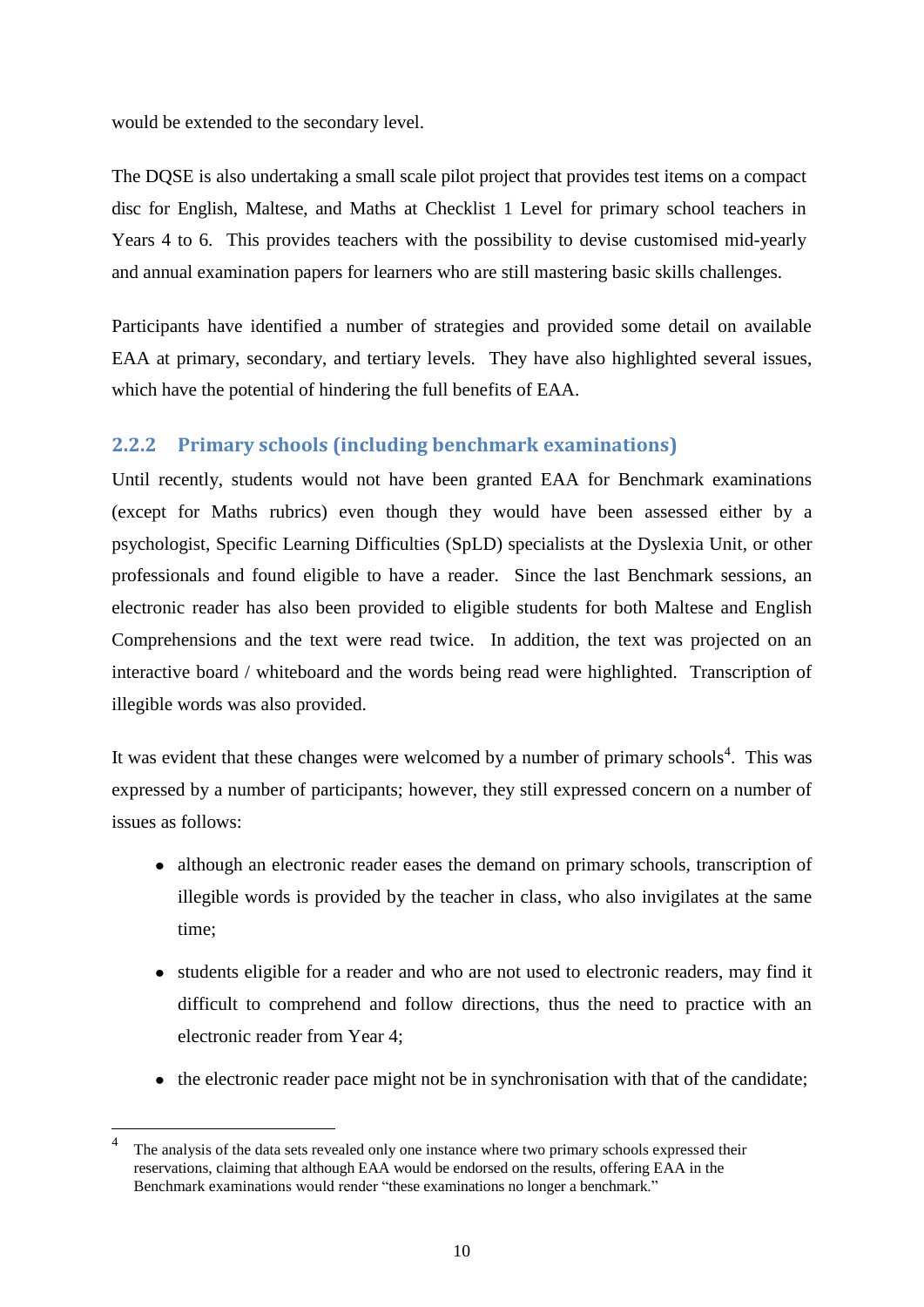would be extended to the secondary level.

The DQSE is also undertaking a small scale pilot project that provides test items on a compact disc for English, Maltese, and Maths at Checklist 1 Level for primary school teachers in Years 4 to 6. This provides teachers with the possibility to devise customised mid-yearly and annual examination papers for learners who are still mastering basic skills challenges.

Participants have identified a number of strategies and provided some detail on available EAA at primary, secondary, and tertiary levels. They have also highlighted several issues, which have the potential of hindering the full benefits of EAA.

### 2.2.2 Primary schools (including benchmark examinations)

Until recently, students would not have been granted EAA for Benchmark examinations (except for Maths rubrics) even though they would have been assessed either by a psychologist, Specific Learning Difficulties (SpLD) specialists at the Dyslexia Unit, or other professionals and found eligible to have a reader. Since the last Benchmark sessions, an electronic reader has also been provided to eligible students for both Maltese and English Comprehensions and the text were read twice. In addition, the text was projected on an interactive board / whiteboard and the words being read were highlighted. Transcription of illegible words was also provided.

It was evident that these changes were welcomed by a number of primary schools[4]. This was expressed by a number of participants; however, they still expressed concern on a number of issues as follows:

- although an electronic reader eases the demand on primary schools, transcription of illegible words is provided by the teacher in class, who also invigilates at the same time;
- students eligible for a reader and who are not used to electronic readers, may find it difficult to comprehend and follow directions, thus the need to practice with an electronic reader from Year 4;
- the electronic reader pace might not be in synchronisation with that of the candidate;

[4] The analysis of the data sets revealed only one instance where two primary schools expressed their reservations, claiming that although EAA would be endorsed on the results, offering EAA in the Benchmark examinations would render "these examinations no longer a benchmark."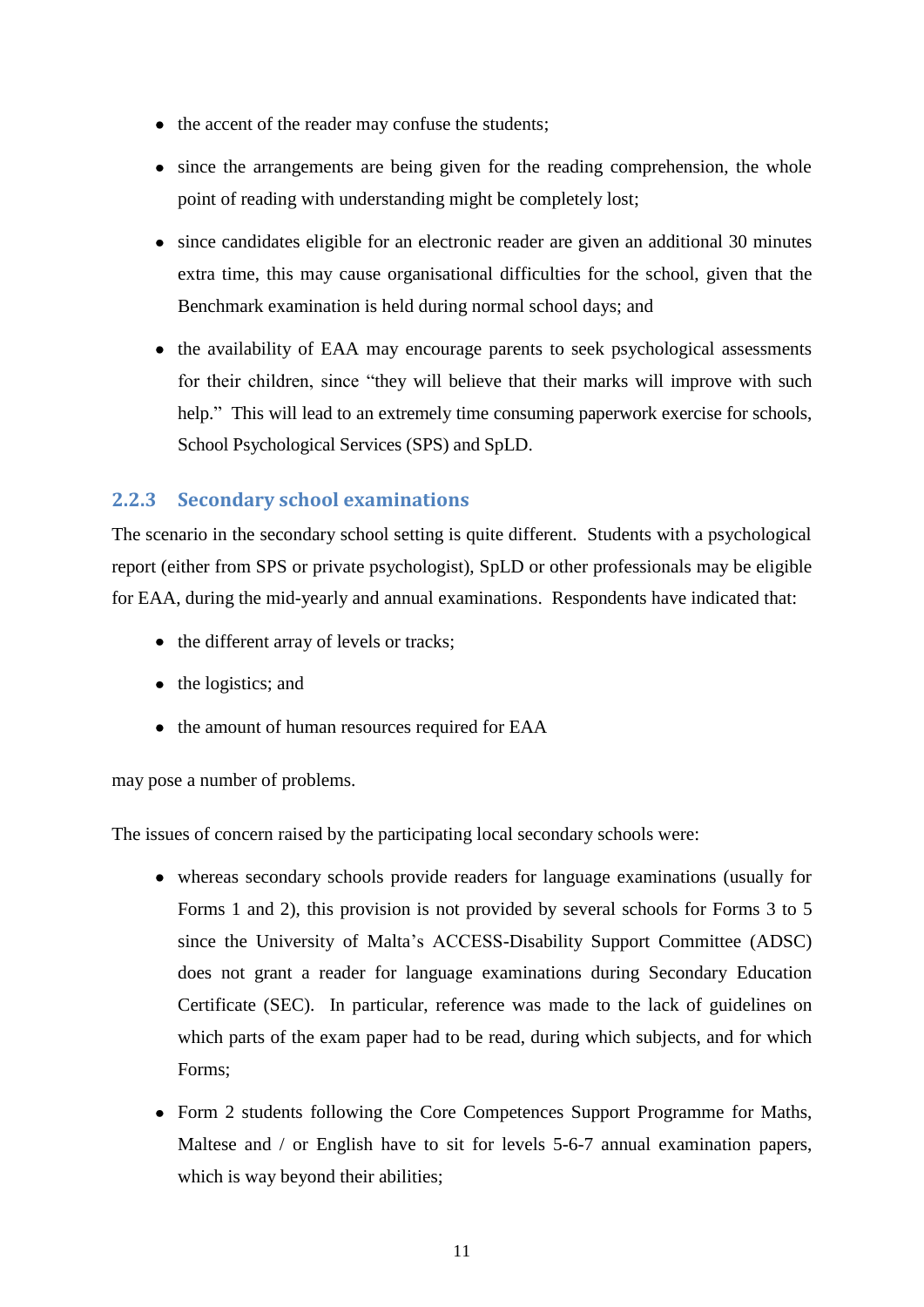- the accent of the reader may confuse the students;
- since the arrangements are being given for the reading comprehension, the whole point of reading with understanding might be completely lost;
- since candidates eligible for an electronic reader are given an additional 30 minutes extra time, this may cause organisational difficulties for the school, given that the Benchmark examination is held during normal school days; and
- the availability of EAA may encourage parents to seek psychological assessments for their children, since "they will believe that their marks will improve with such help." This will lead to an extremely time consuming paperwork exercise for schools, School Psychological Services (SPS) and SpLD.

### 2.2.3 Secondary school examinations

The scenario in the secondary school setting is quite different. Students with a psychological report (either from SPS or private psychologist), SpLD or other professionals may be eligible for EAA, during the mid-yearly and annual examinations. Respondents have indicated that:

- the different array of levels or tracks;
- the logistics; and
- the amount of human resources required for EAA

may pose a number of problems.

The issues of concern raised by the participating local secondary schools were:

- whereas secondary schools provide readers for language examinations (usually for Forms 1 and 2), this provision is not provided by several schools for Forms 3 to 5 since the University of Malta's ACCESS-Disability Support Committee (ADSC) does not grant a reader for language examinations during Secondary Education Certificate (SEC). In particular, reference was made to the lack of guidelines on which parts of the exam paper had to be read, during which subjects, and for which Forms;
- Form 2 students following the Core Competences Support Programme for Maths, Maltese and / or English have to sit for levels 5-6-7 annual examination papers, which is way beyond their abilities;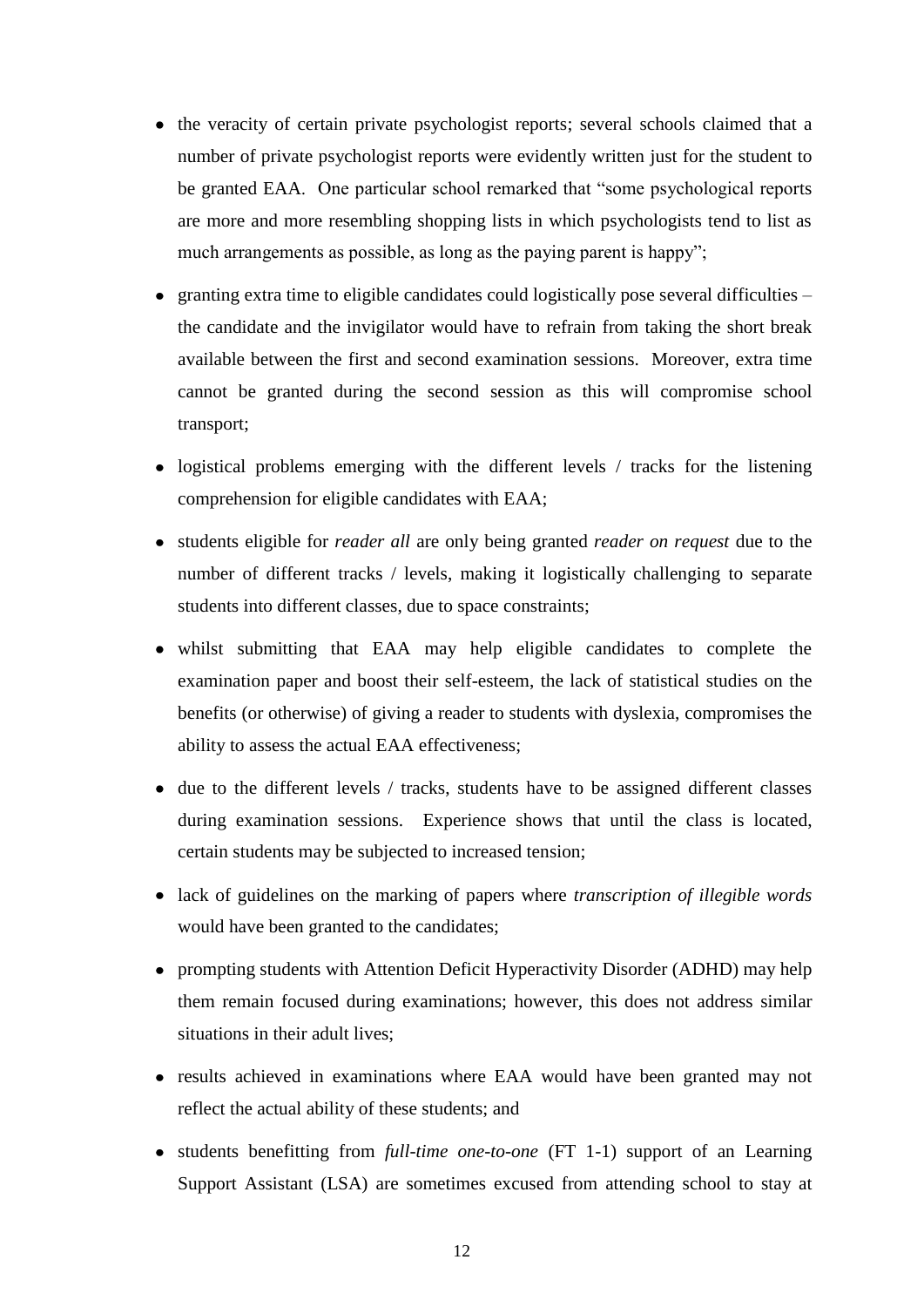- the veracity of certain private psychologist reports; several schools claimed that a number of private psychologist reports were evidently written just for the student to be granted EAA. One particular school remarked that "some psychological reports are more and more resembling shopping lists in which psychologists tend to list as much arrangements as possible, as long as the paying parent is happy";
- granting extra time to eligible candidates could logistically pose several difficulties – the candidate and the invigilator would have to refrain from taking the short break available between the first and second examination sessions. Moreover, extra time cannot be granted during the second session as this will compromise school transport;
- logistical problems emerging with the different levels / tracks for the listening comprehension for eligible candidates with EAA;
- students eligible for *reader all* are only being granted *reader on request* due to the number of different tracks / levels, making it logistically challenging to separate students into different classes, due to space constraints;
- whilst submitting that EAA may help eligible candidates to complete the examination paper and boost their self-esteem, the lack of statistical studies on the benefits (or otherwise) of giving a reader to students with dyslexia, compromises the ability to assess the actual EAA effectiveness;
- due to the different levels / tracks, students have to be assigned different classes during examination sessions. Experience shows that until the class is located, certain students may be subjected to increased tension;
- lack of guidelines on the marking of papers where *transcription of illegible words* would have been granted to the candidates;
- prompting students with Attention Deficit Hyperactivity Disorder (ADHD) may help them remain focused during examinations; however, this does not address similar situations in their adult lives;
- results achieved in examinations where EAA would have been granted may not reflect the actual ability of these students; and
- students benefitting from *full-time one-to-one* (FT 1-1) support of an Learning Support Assistant (LSA) are sometimes excused from attending school to stay at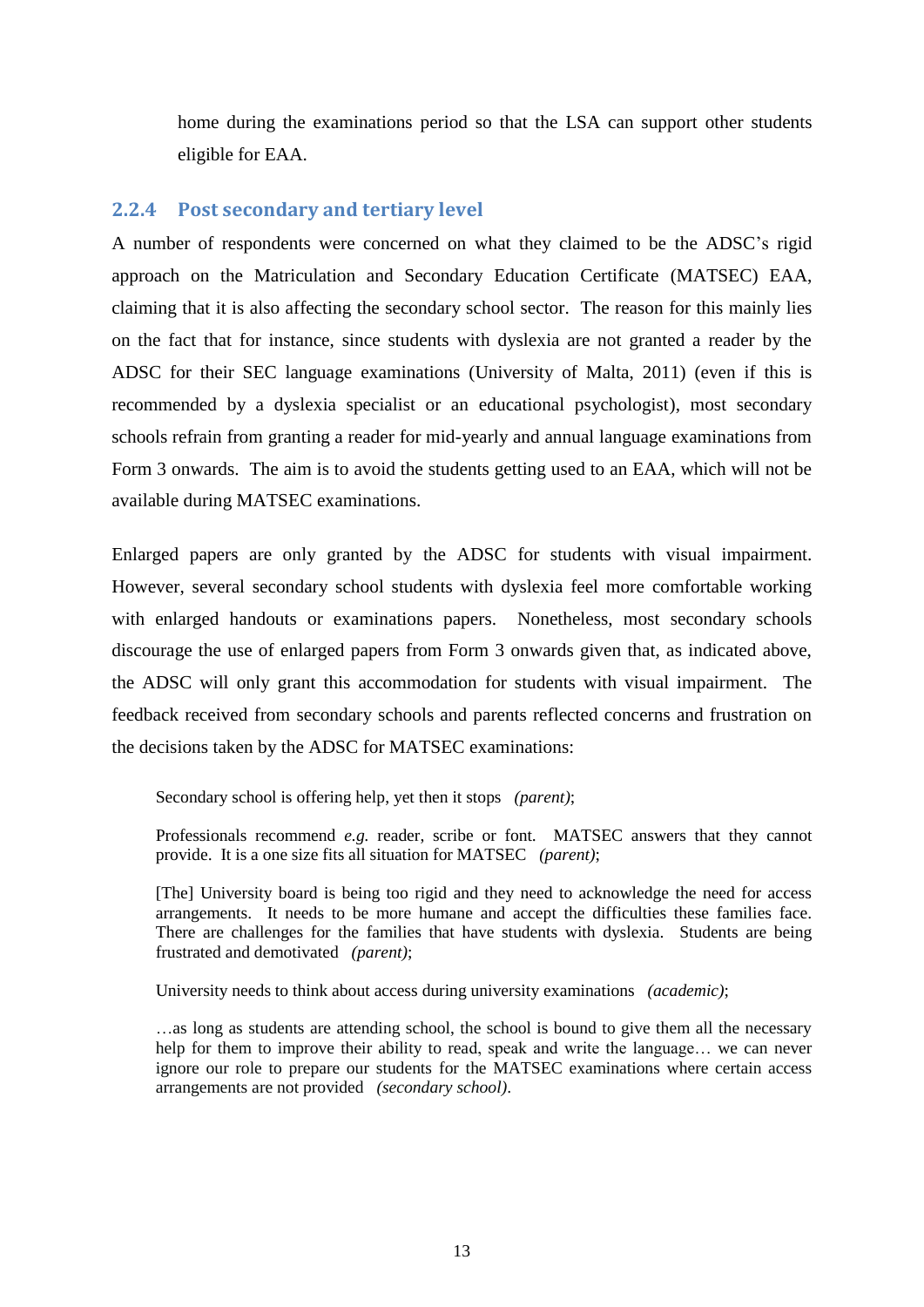home during the examinations period so that the LSA can support other students eligible for EAA.

### 2.2.4 Post secondary and tertiary level

A number of respondents were concerned on what they claimed to be the ADSC's rigid approach on the Matriculation and Secondary Education Certificate (MATSEC) EAA, claiming that it is also affecting the secondary school sector. The reason for this mainly lies on the fact that for instance, since students with dyslexia are not granted a reader by the ADSC for their SEC language examinations (University of Malta, 2011) (even if this is recommended by a dyslexia specialist or an educational psychologist), most secondary schools refrain from granting a reader for mid-yearly and annual language examinations from Form 3 onwards. The aim is to avoid the students getting used to an EAA, which will not be available during MATSEC examinations.

Enlarged papers are only granted by the ADSC for students with visual impairment. However, several secondary school students with dyslexia feel more comfortable working with enlarged handouts or examinations papers. Nonetheless, most secondary schools discourage the use of enlarged papers from Form 3 onwards given that, as indicated above, the ADSC will only grant this accommodation for students with visual impairment. The feedback received from secondary schools and parents reflected concerns and frustration on the decisions taken by the ADSC for MATSEC examinations:

> Secondary school is offering help, yet then it stops *(parent)*;
>
> Professionals recommend *e.g.* reader, scribe or font. MATSEC answers that they cannot provide. It is a one size fits all situation for MATSEC *(parent)*;
>
> [The] University board is being too rigid and they need to acknowledge the need for access arrangements. It needs to be more humane and accept the difficulties these families face. There are challenges for the families that have students with dyslexia. Students are being frustrated and demotivated *(parent)*;
>
> University needs to think about access during university examinations *(academic)*;
>
> …as long as students are attending school, the school is bound to give them all the necessary help for them to improve their ability to read, speak and write the language… we can never ignore our role to prepare our students for the MATSEC examinations where certain access arrangements are not provided *(secondary school)*.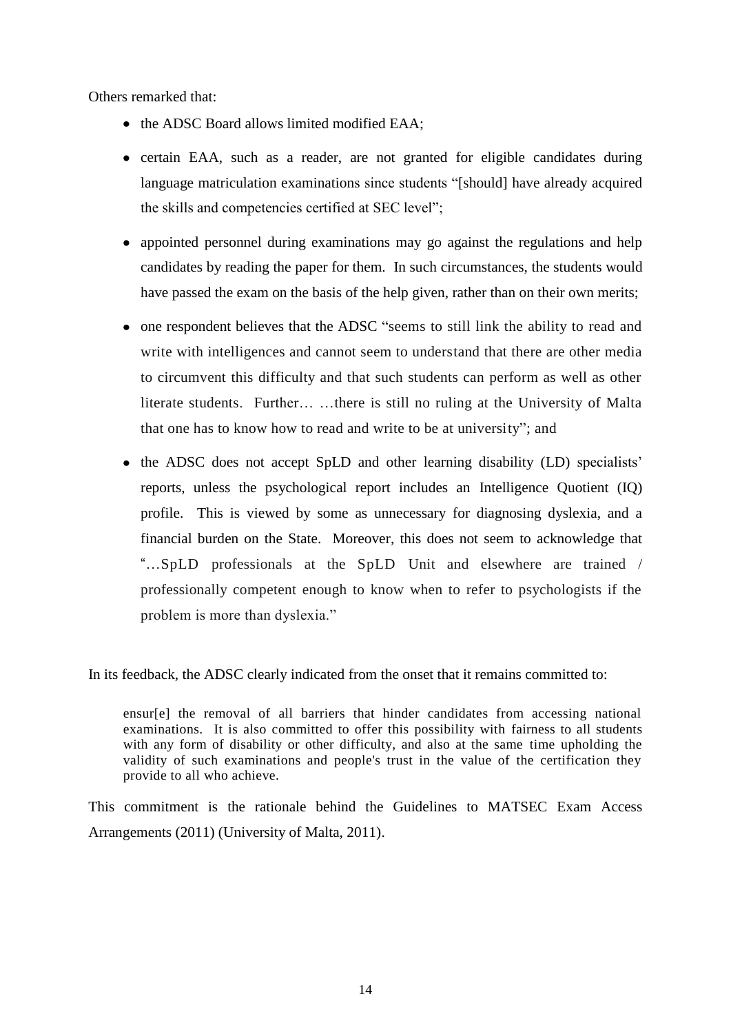Others remarked that:

- the ADSC Board allows limited modified EAA;
- certain EAA, such as a reader, are not granted for eligible candidates during language matriculation examinations since students "[should] have already acquired the skills and competencies certified at SEC level";
- appointed personnel during examinations may go against the regulations and help candidates by reading the paper for them. In such circumstances, the students would have passed the exam on the basis of the help given, rather than on their own merits;
- one respondent believes that the ADSC "seems to still link the ability to read and write with intelligences and cannot seem to understand that there are other media to circumvent this difficulty and that such students can perform as well as other literate students. Further… …there is still no ruling at the University of Malta that one has to know how to read and write to be at university"; and
- the ADSC does not accept SpLD and other learning disability (LD) specialists' reports, unless the psychological report includes an Intelligence Quotient (IQ) profile. This is viewed by some as unnecessary for diagnosing dyslexia, and a financial burden on the State. Moreover, this does not seem to acknowledge that "…SpLD professionals at the SpLD Unit and elsewhere are trained / professionally competent enough to know when to refer to psychologists if the problem is more than dyslexia."

In its feedback, the ADSC clearly indicated from the onset that it remains committed to:

> ensur[e] the removal of all barriers that hinder candidates from accessing national examinations. It is also committed to offer this possibility with fairness to all students with any form of disability or other difficulty, and also at the same time upholding the validity of such examinations and people's trust in the value of the certification they provide to all who achieve.

This commitment is the rationale behind the Guidelines to MATSEC Exam Access Arrangements (2011) (University of Malta, 2011).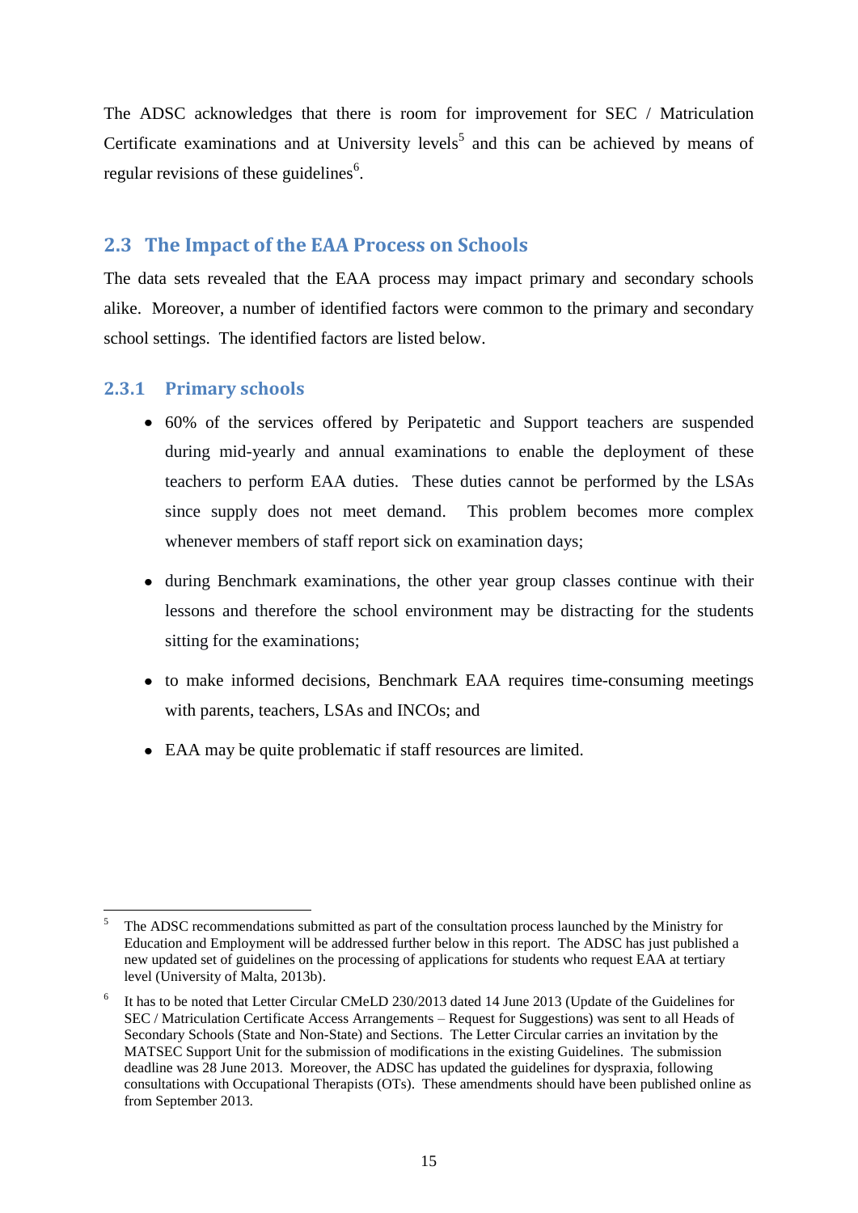The ADSC acknowledges that there is room for improvement for SEC / Matriculation Certificate examinations and at University levels[5] and this can be achieved by means of regular revisions of these guidelines[6].

## 2.3 The Impact of the EAA Process on Schools

The data sets revealed that the EAA process may impact primary and secondary schools alike. Moreover, a number of identified factors were common to the primary and secondary school settings. The identified factors are listed below.

### 2.3.1 Primary schools

- 60% of the services offered by Peripatetic and Support teachers are suspended during mid-yearly and annual examinations to enable the deployment of these teachers to perform EAA duties. These duties cannot be performed by the LSAs since supply does not meet demand. This problem becomes more complex whenever members of staff report sick on examination days;
- during Benchmark examinations, the other year group classes continue with their lessons and therefore the school environment may be distracting for the students sitting for the examinations;
- to make informed decisions, Benchmark EAA requires time-consuming meetings with parents, teachers, LSAs and INCOs; and
- EAA may be quite problematic if staff resources are limited.

---

[5] The ADSC recommendations submitted as part of the consultation process launched by the Ministry for Education and Employment will be addressed further below in this report. The ADSC has just published a new updated set of guidelines on the processing of applications for students who request EAA at tertiary level (University of Malta, 2013b).

[6] It has to be noted that Letter Circular CMeLD 230/2013 dated 14 June 2013 (Update of the Guidelines for SEC / Matriculation Certificate Access Arrangements – Request for Suggestions) was sent to all Heads of Secondary Schools (State and Non-State) and Sections. The Letter Circular carries an invitation by the MATSEC Support Unit for the submission of modifications in the existing Guidelines. The submission deadline was 28 June 2013. Moreover, the ADSC has updated the guidelines for dyspraxia, following consultations with Occupational Therapists (OTs). These amendments should have been published online as from September 2013.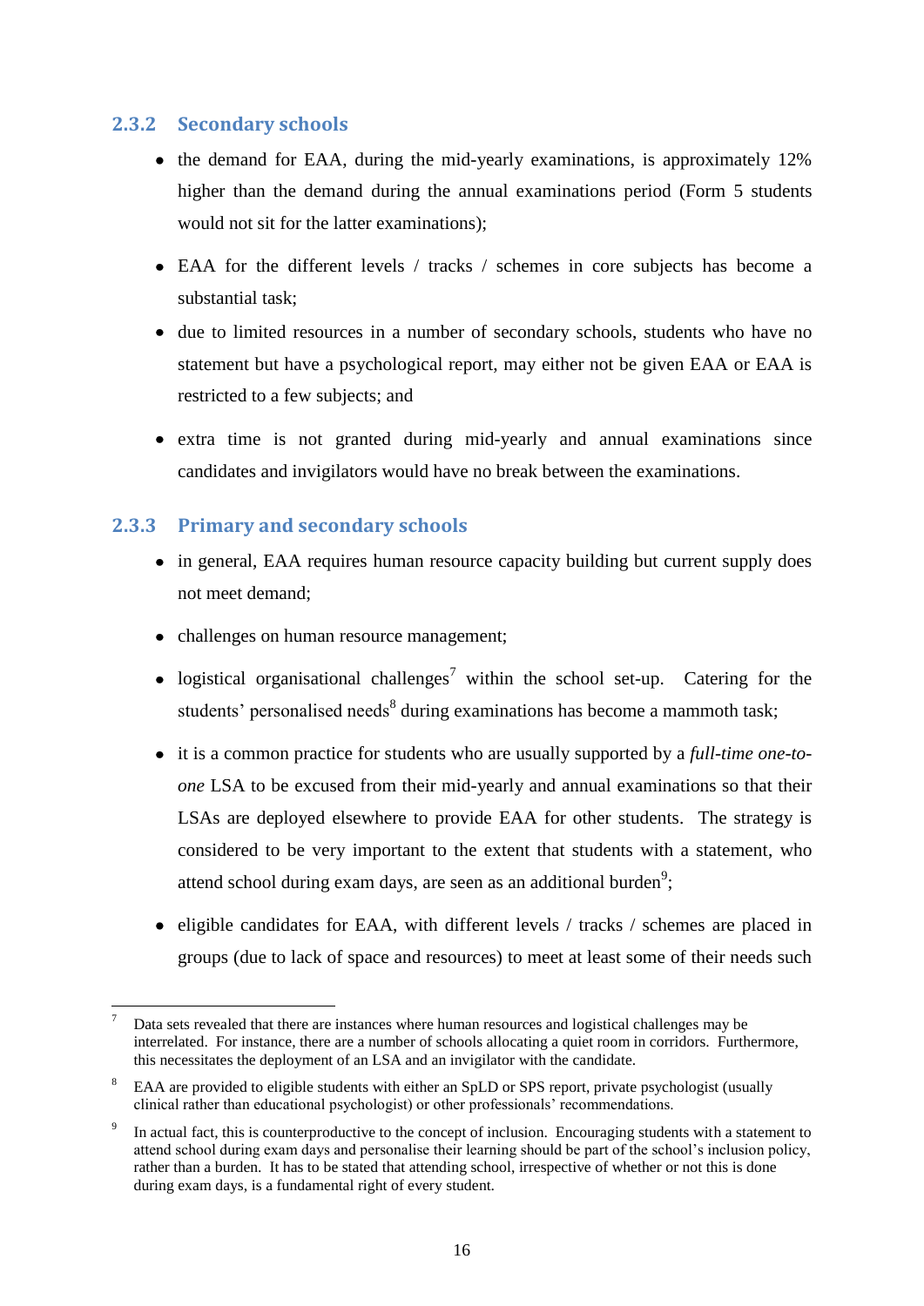### 2.3.2 Secondary schools

- the demand for EAA, during the mid-yearly examinations, is approximately 12% higher than the demand during the annual examinations period (Form 5 students would not sit for the latter examinations);
- EAA for the different levels / tracks / schemes in core subjects has become a substantial task;
- due to limited resources in a number of secondary schools, students who have no statement but have a psychological report, may either not be given EAA or EAA is restricted to a few subjects; and
- extra time is not granted during mid-yearly and annual examinations since candidates and invigilators would have no break between the examinations.

### 2.3.3 Primary and secondary schools

- in general, EAA requires human resource capacity building but current supply does not meet demand;
- challenges on human resource management;
- logistical organisational challenges[7] within the school set-up. Catering for the students' personalised needs[8] during examinations has become a mammoth task;
- it is a common practice for students who are usually supported by a *full-time one-to-one* LSA to be excused from their mid-yearly and annual examinations so that their LSAs are deployed elsewhere to provide EAA for other students. The strategy is considered to be very important to the extent that students with a statement, who attend school during exam days, are seen as an additional burden[9];
- eligible candidates for EAA, with different levels / tracks / schemes are placed in groups (due to lack of space and resources) to meet at least some of their needs such

---

[7] Data sets revealed that there are instances where human resources and logistical challenges may be interrelated. For instance, there are a number of schools allocating a quiet room in corridors. Furthermore, this necessitates the deployment of an LSA and an invigilator with the candidate.

[8] EAA are provided to eligible students with either an SpLD or SPS report, private psychologist (usually clinical rather than educational psychologist) or other professionals' recommendations.

[9] In actual fact, this is counterproductive to the concept of inclusion. Encouraging students with a statement to attend school during exam days and personalise their learning should be part of the school's inclusion policy, rather than a burden. It has to be stated that attending school, irrespective of whether or not this is done during exam days, is a fundamental right of every student.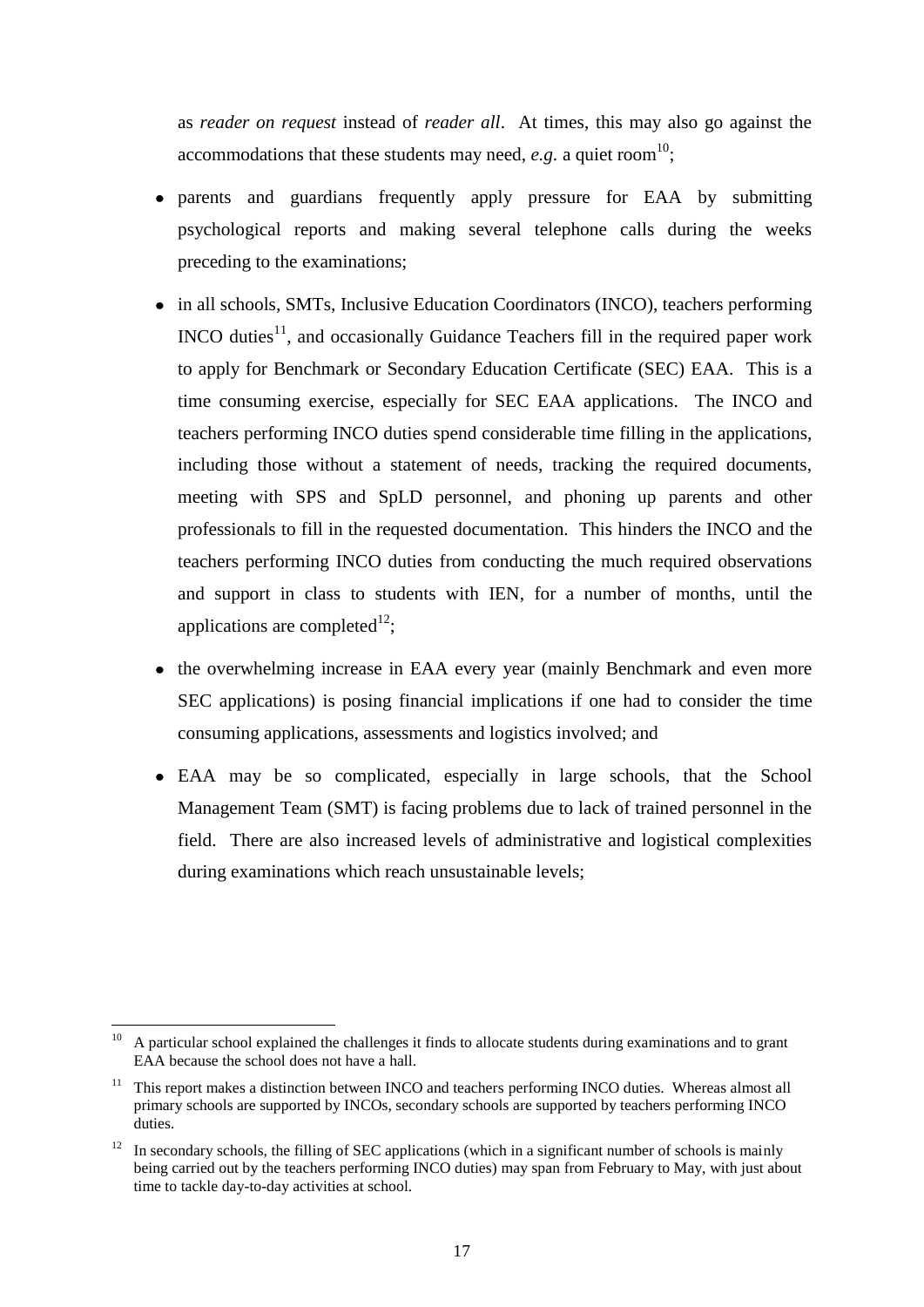as *reader on request* instead of *reader all*. At times, this may also go against the accommodations that these students may need, *e.g.* a quiet room[10];

- parents and guardians frequently apply pressure for EAA by submitting psychological reports and making several telephone calls during the weeks preceding to the examinations;
- in all schools, SMTs, Inclusive Education Coordinators (INCO), teachers performing INCO duties[11], and occasionally Guidance Teachers fill in the required paper work to apply for Benchmark or Secondary Education Certificate (SEC) EAA. This is a time consuming exercise, especially for SEC EAA applications. The INCO and teachers performing INCO duties spend considerable time filling in the applications, including those without a statement of needs, tracking the required documents, meeting with SPS and SpLD personnel, and phoning up parents and other professionals to fill in the requested documentation. This hinders the INCO and the teachers performing INCO duties from conducting the much required observations and support in class to students with IEN, for a number of months, until the applications are completed[12];
- the overwhelming increase in EAA every year (mainly Benchmark and even more SEC applications) is posing financial implications if one had to consider the time consuming applications, assessments and logistics involved; and
- EAA may be so complicated, especially in large schools, that the School Management Team (SMT) is facing problems due to lack of trained personnel in the field. There are also increased levels of administrative and logistical complexities during examinations which reach unsustainable levels;

---

[10] A particular school explained the challenges it finds to allocate students during examinations and to grant EAA because the school does not have a hall.

[11] This report makes a distinction between INCO and teachers performing INCO duties. Whereas almost all primary schools are supported by INCOs, secondary schools are supported by teachers performing INCO duties.

[12] In secondary schools, the filling of SEC applications (which in a significant number of schools is mainly being carried out by the teachers performing INCO duties) may span from February to May, with just about time to tackle day-to-day activities at school.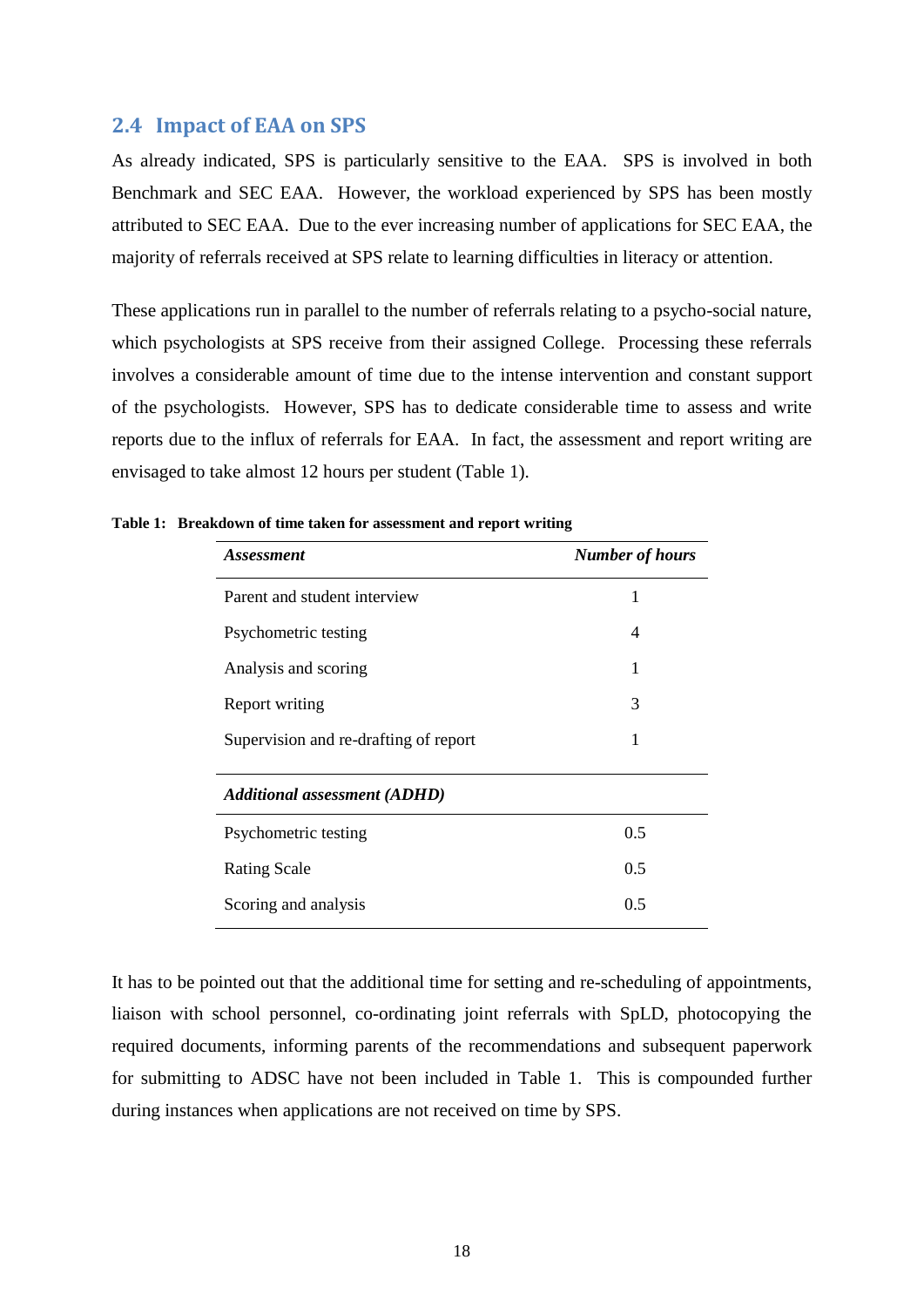## 2.4 Impact of EAA on SPS

As already indicated, SPS is particularly sensitive to the EAA. SPS is involved in both Benchmark and SEC EAA. However, the workload experienced by SPS has been mostly attributed to SEC EAA. Due to the ever increasing number of applications for SEC EAA, the majority of referrals received at SPS relate to learning difficulties in literacy or attention.

These applications run in parallel to the number of referrals relating to a psycho-social nature, which psychologists at SPS receive from their assigned College. Processing these referrals involves a considerable amount of time due to the intense intervention and constant support of the psychologists. However, SPS has to dedicate considerable time to assess and write reports due to the influx of referrals for EAA. In fact, the assessment and report writing are envisaged to take almost 12 hours per student (Table 1).

**Table 1: Breakdown of time taken for assessment and report writing**

| ***Assessment*** | ***Number of hours*** |
|---|---|
| Parent and student interview | 1 |
| Psychometric testing | 4 |
| Analysis and scoring | 1 |
| Report writing | 3 |
| Supervision and re-drafting of report | 1 |
| ***Additional assessment (ADHD)*** | |
| Psychometric testing | 0.5 |
| Rating Scale | 0.5 |
| Scoring and analysis | 0.5 |

It has to be pointed out that the additional time for setting and re-scheduling of appointments, liaison with school personnel, co-ordinating joint referrals with SpLD, photocopying the required documents, informing parents of the recommendations and subsequent paperwork for submitting to ADSC have not been included in Table 1. This is compounded further during instances when applications are not received on time by SPS.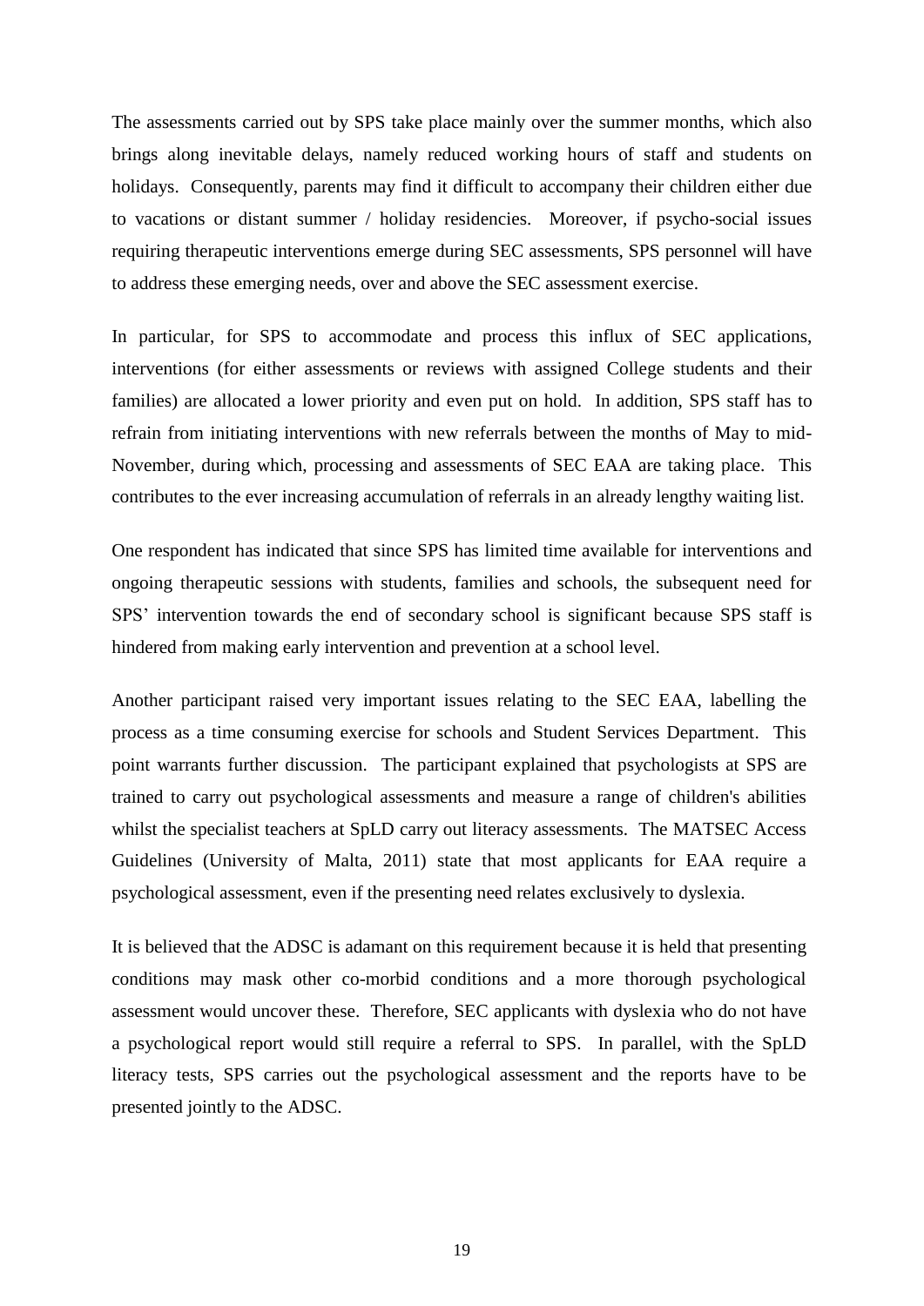The assessments carried out by SPS take place mainly over the summer months, which also brings along inevitable delays, namely reduced working hours of staff and students on holidays. Consequently, parents may find it difficult to accompany their children either due to vacations or distant summer / holiday residencies. Moreover, if psycho-social issues requiring therapeutic interventions emerge during SEC assessments, SPS personnel will have to address these emerging needs, over and above the SEC assessment exercise.

In particular, for SPS to accommodate and process this influx of SEC applications, interventions (for either assessments or reviews with assigned College students and their families) are allocated a lower priority and even put on hold. In addition, SPS staff has to refrain from initiating interventions with new referrals between the months of May to mid-November, during which, processing and assessments of SEC EAA are taking place. This contributes to the ever increasing accumulation of referrals in an already lengthy waiting list.

One respondent has indicated that since SPS has limited time available for interventions and ongoing therapeutic sessions with students, families and schools, the subsequent need for SPS' intervention towards the end of secondary school is significant because SPS staff is hindered from making early intervention and prevention at a school level.

Another participant raised very important issues relating to the SEC EAA, labelling the process as a time consuming exercise for schools and Student Services Department. This point warrants further discussion. The participant explained that psychologists at SPS are trained to carry out psychological assessments and measure a range of children's abilities whilst the specialist teachers at SpLD carry out literacy assessments. The MATSEC Access Guidelines (University of Malta, 2011) state that most applicants for EAA require a psychological assessment, even if the presenting need relates exclusively to dyslexia.

It is believed that the ADSC is adamant on this requirement because it is held that presenting conditions may mask other co-morbid conditions and a more thorough psychological assessment would uncover these. Therefore, SEC applicants with dyslexia who do not have a psychological report would still require a referral to SPS. In parallel, with the SpLD literacy tests, SPS carries out the psychological assessment and the reports have to be presented jointly to the ADSC.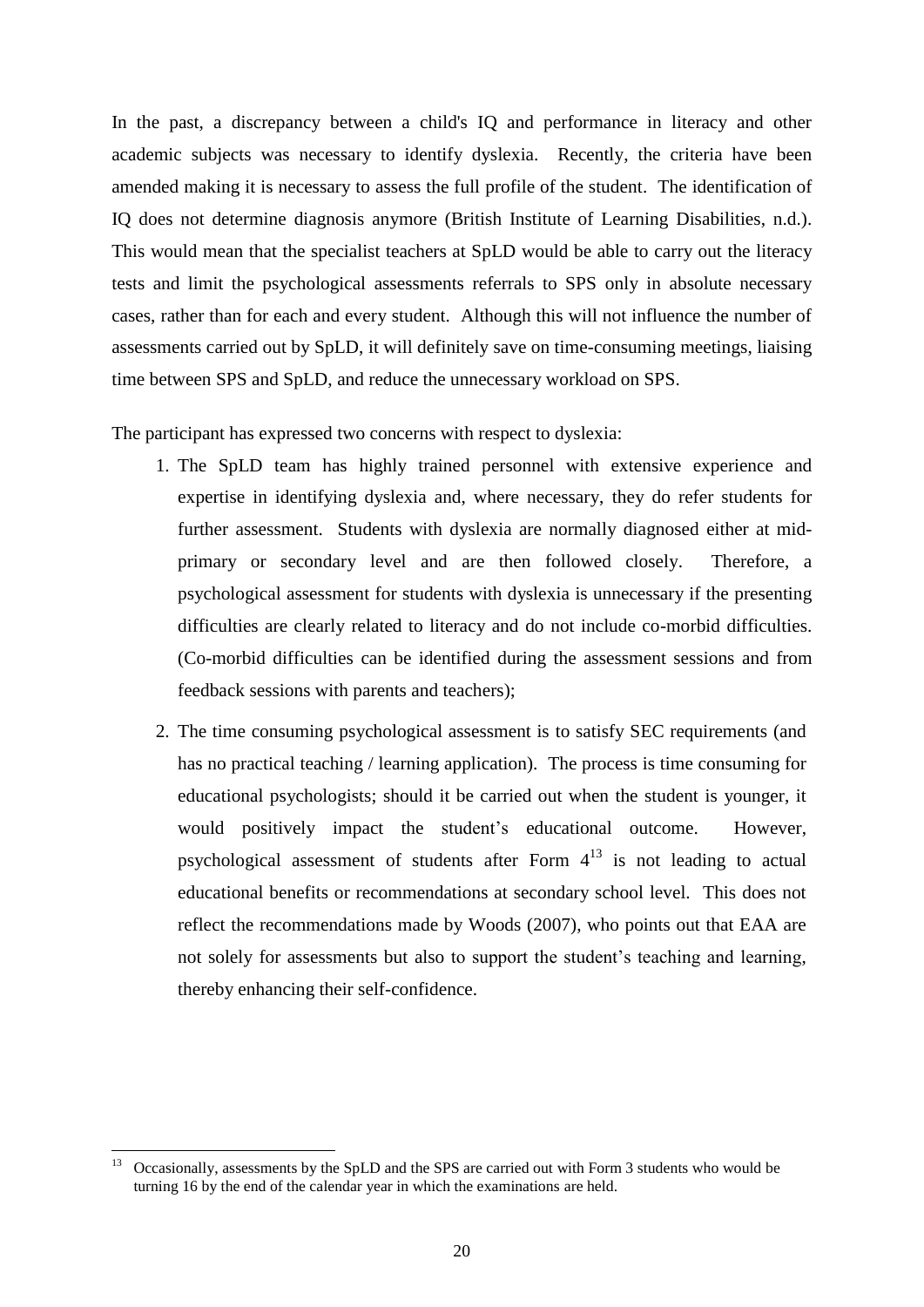In the past, a discrepancy between a child's IQ and performance in literacy and other academic subjects was necessary to identify dyslexia. Recently, the criteria have been amended making it is necessary to assess the full profile of the student. The identification of IQ does not determine diagnosis anymore (British Institute of Learning Disabilities, n.d.). This would mean that the specialist teachers at SpLD would be able to carry out the literacy tests and limit the psychological assessments referrals to SPS only in absolute necessary cases, rather than for each and every student. Although this will not influence the number of assessments carried out by SpLD, it will definitely save on time-consuming meetings, liaising time between SPS and SpLD, and reduce the unnecessary workload on SPS.

The participant has expressed two concerns with respect to dyslexia:

1. The SpLD team has highly trained personnel with extensive experience and expertise in identifying dyslexia and, where necessary, they do refer students for further assessment. Students with dyslexia are normally diagnosed either at mid-primary or secondary level and are then followed closely. Therefore, a psychological assessment for students with dyslexia is unnecessary if the presenting difficulties are clearly related to literacy and do not include co-morbid difficulties. (Co-morbid difficulties can be identified during the assessment sessions and from feedback sessions with parents and teachers);
2. The time consuming psychological assessment is to satisfy SEC requirements (and has no practical teaching / learning application). The process is time consuming for educational psychologists; should it be carried out when the student is younger, it would positively impact the student's educational outcome. However, psychological assessment of students after Form 4[13] is not leading to actual educational benefits or recommendations at secondary school level. This does not reflect the recommendations made by Woods (2007), who points out that EAA are not solely for assessments but also to support the student's teaching and learning, thereby enhancing their self-confidence.

[13] Occasionally, assessments by the SpLD and the SPS are carried out with Form 3 students who would be turning 16 by the end of the calendar year in which the examinations are held.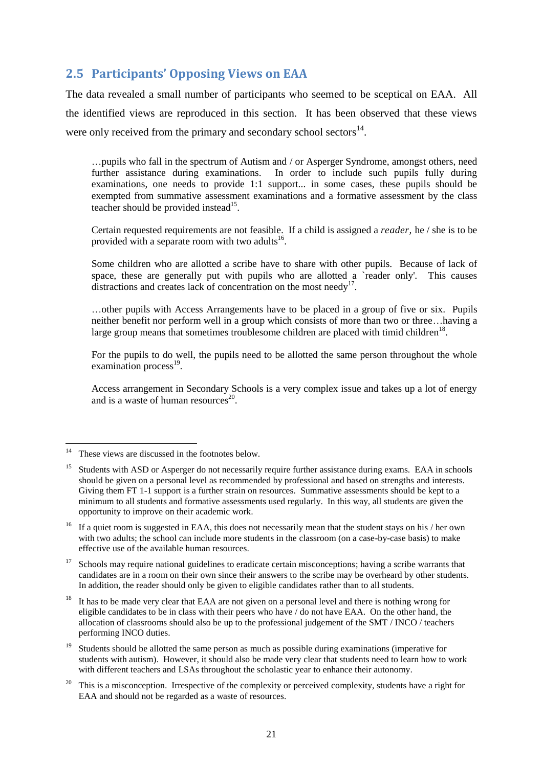## 2.5 Participants' Opposing Views on EAA

The data revealed a small number of participants who seemed to be sceptical on EAA. All the identified views are reproduced in this section. It has been observed that these views were only received from the primary and secondary school sectors[14].

> …pupils who fall in the spectrum of Autism and / or Asperger Syndrome, amongst others, need further assistance during examinations. In order to include such pupils fully during examinations, one needs to provide 1:1 support... in some cases, these pupils should be exempted from summative assessment examinations and a formative assessment by the class teacher should be provided instead[15].
>
> Certain requested requirements are not feasible. If a child is assigned a *reader*, he / she is to be provided with a separate room with two adults[16].
>
> Some children who are allotted a scribe have to share with other pupils. Because of lack of space, these are generally put with pupils who are allotted a `reader only'. This causes distractions and creates lack of concentration on the most needy[17].
>
> …other pupils with Access Arrangements have to be placed in a group of five or six. Pupils neither benefit nor perform well in a group which consists of more than two or three…having a large group means that sometimes troublesome children are placed with timid children[18].
>
> For the pupils to do well, the pupils need to be allotted the same person throughout the whole examination process[19].
>
> Access arrangement in Secondary Schools is a very complex issue and takes up a lot of energy and is a waste of human resources[20].

---

[14] These views are discussed in the footnotes below.

[15] Students with ASD or Asperger do not necessarily require further assistance during exams. EAA in schools should be given on a personal level as recommended by professional and based on strengths and interests. Giving them FT 1-1 support is a further strain on resources. Summative assessments should be kept to a minimum to all students and formative assessments used regularly. In this way, all students are given the opportunity to improve on their academic work.

[16] If a quiet room is suggested in EAA, this does not necessarily mean that the student stays on his / her own with two adults; the school can include more students in the classroom (on a case-by-case basis) to make effective use of the available human resources.

[17] Schools may require national guidelines to eradicate certain misconceptions; having a scribe warrants that candidates are in a room on their own since their answers to the scribe may be overheard by other students. In addition, the reader should only be given to eligible candidates rather than to all students.

[18] It has to be made very clear that EAA are not given on a personal level and there is nothing wrong for eligible candidates to be in class with their peers who have / do not have EAA. On the other hand, the allocation of classrooms should also be up to the professional judgement of the SMT / INCO / teachers performing INCO duties.

[19] Students should be allotted the same person as much as possible during examinations (imperative for students with autism). However, it should also be made very clear that students need to learn how to work with different teachers and LSAs throughout the scholastic year to enhance their autonomy.

[20] This is a misconception. Irrespective of the complexity or perceived complexity, students have a right for EAA and should not be regarded as a waste of resources.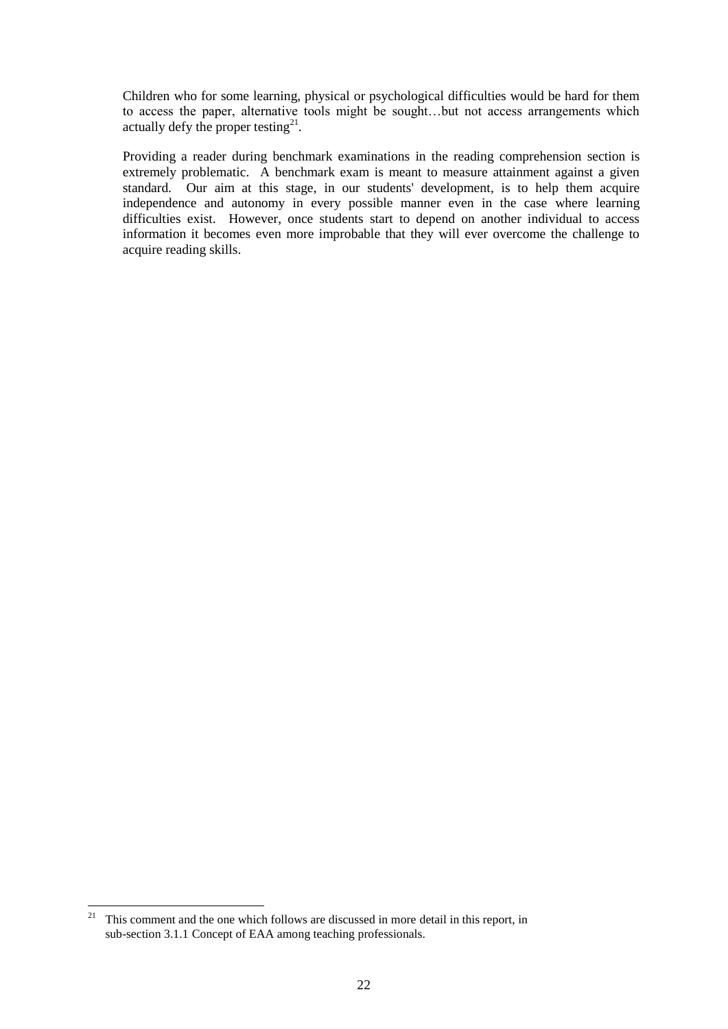Children who for some learning, physical or psychological difficulties would be hard for them to access the paper, alternative tools might be sought…but not access arrangements which actually defy the proper testing[21].

Providing a reader during benchmark examinations in the reading comprehension section is extremely problematic. A benchmark exam is meant to measure attainment against a given standard. Our aim at this stage, in our students' development, is to help them acquire independence and autonomy in every possible manner even in the case where learning difficulties exist. However, once students start to depend on another individual to access information it becomes even more improbable that they will ever overcome the challenge to acquire reading skills.

[21] This comment and the one which follows are discussed in more detail in this report, in sub-section 3.1.1 Concept of EAA among teaching professionals.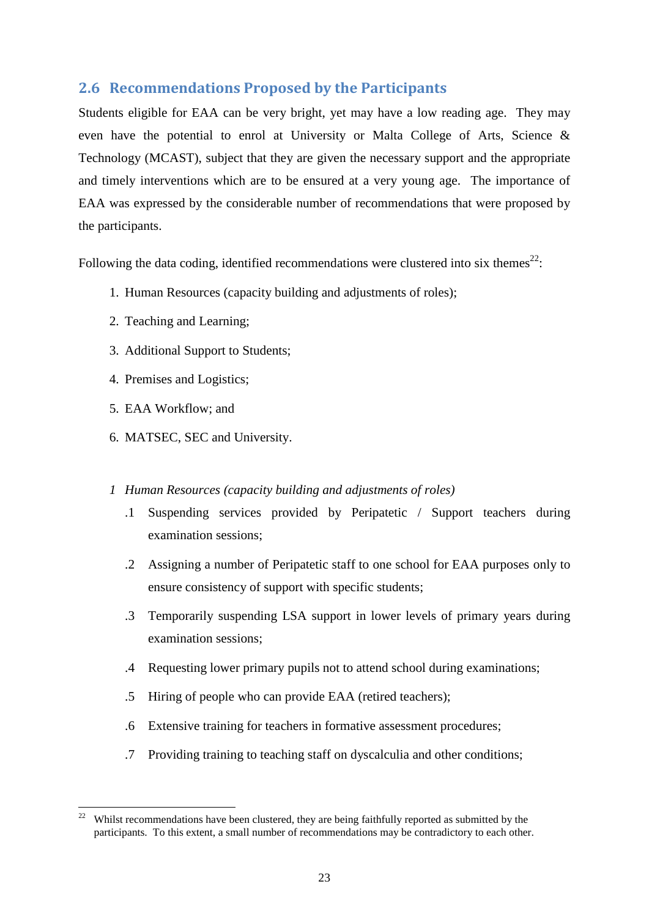## 2.6 Recommendations Proposed by the Participants

Students eligible for EAA can be very bright, yet may have a low reading age. They may even have the potential to enrol at University or Malta College of Arts, Science & Technology (MCAST), subject that they are given the necessary support and the appropriate and timely interventions which are to be ensured at a very young age. The importance of EAA was expressed by the considerable number of recommendations that were proposed by the participants.

Following the data coding, identified recommendations were clustered into six themes[22]:

1. Human Resources (capacity building and adjustments of roles);
2. Teaching and Learning;
3. Additional Support to Students;
4. Premises and Logistics;
5. EAA Workflow; and
6. MATSEC, SEC and University.

*1 Human Resources (capacity building and adjustments of roles)*

- .1 Suspending services provided by Peripatetic / Support teachers during examination sessions;
- .2 Assigning a number of Peripatetic staff to one school for EAA purposes only to ensure consistency of support with specific students;
- .3 Temporarily suspending LSA support in lower levels of primary years during examination sessions;
- .4 Requesting lower primary pupils not to attend school during examinations;
- .5 Hiring of people who can provide EAA (retired teachers);
- .6 Extensive training for teachers in formative assessment procedures;
- .7 Providing training to teaching staff on dyscalculia and other conditions;

[22] Whilst recommendations have been clustered, they are being faithfully reported as submitted by the participants. To this extent, a small number of recommendations may be contradictory to each other.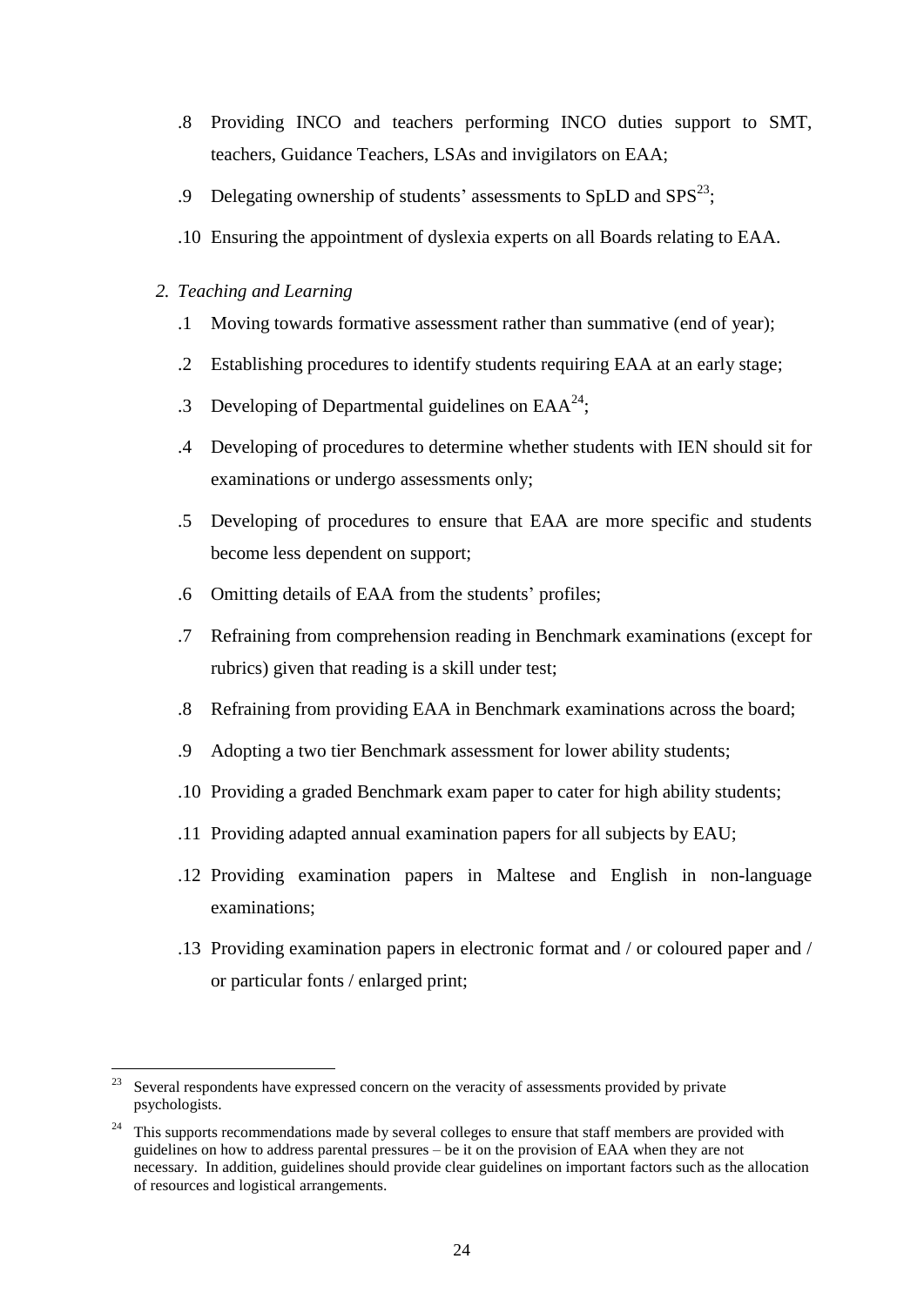.8 Providing INCO and teachers performing INCO duties support to SMT, teachers, Guidance Teachers, LSAs and invigilators on EAA;

.9 Delegating ownership of students' assessments to SpLD and SPS[23];

.10 Ensuring the appointment of dyslexia experts on all Boards relating to EAA.

*2. Teaching and Learning*

.1 Moving towards formative assessment rather than summative (end of year);

.2 Establishing procedures to identify students requiring EAA at an early stage;

.3 Developing of Departmental guidelines on EAA[24];

.4 Developing of procedures to determine whether students with IEN should sit for examinations or undergo assessments only;

.5 Developing of procedures to ensure that EAA are more specific and students become less dependent on support;

.6 Omitting details of EAA from the students' profiles;

.7 Refraining from comprehension reading in Benchmark examinations (except for rubrics) given that reading is a skill under test;

.8 Refraining from providing EAA in Benchmark examinations across the board;

.9 Adopting a two tier Benchmark assessment for lower ability students;

.10 Providing a graded Benchmark exam paper to cater for high ability students;

.11 Providing adapted annual examination papers for all subjects by EAU;

.12 Providing examination papers in Maltese and English in non-language examinations;

.13 Providing examination papers in electronic format and / or coloured paper and / or particular fonts / enlarged print;

---

[23] Several respondents have expressed concern on the veracity of assessments provided by private psychologists.

[24] This supports recommendations made by several colleges to ensure that staff members are provided with guidelines on how to address parental pressures – be it on the provision of EAA when they are not necessary. In addition, guidelines should provide clear guidelines on important factors such as the allocation of resources and logistical arrangements.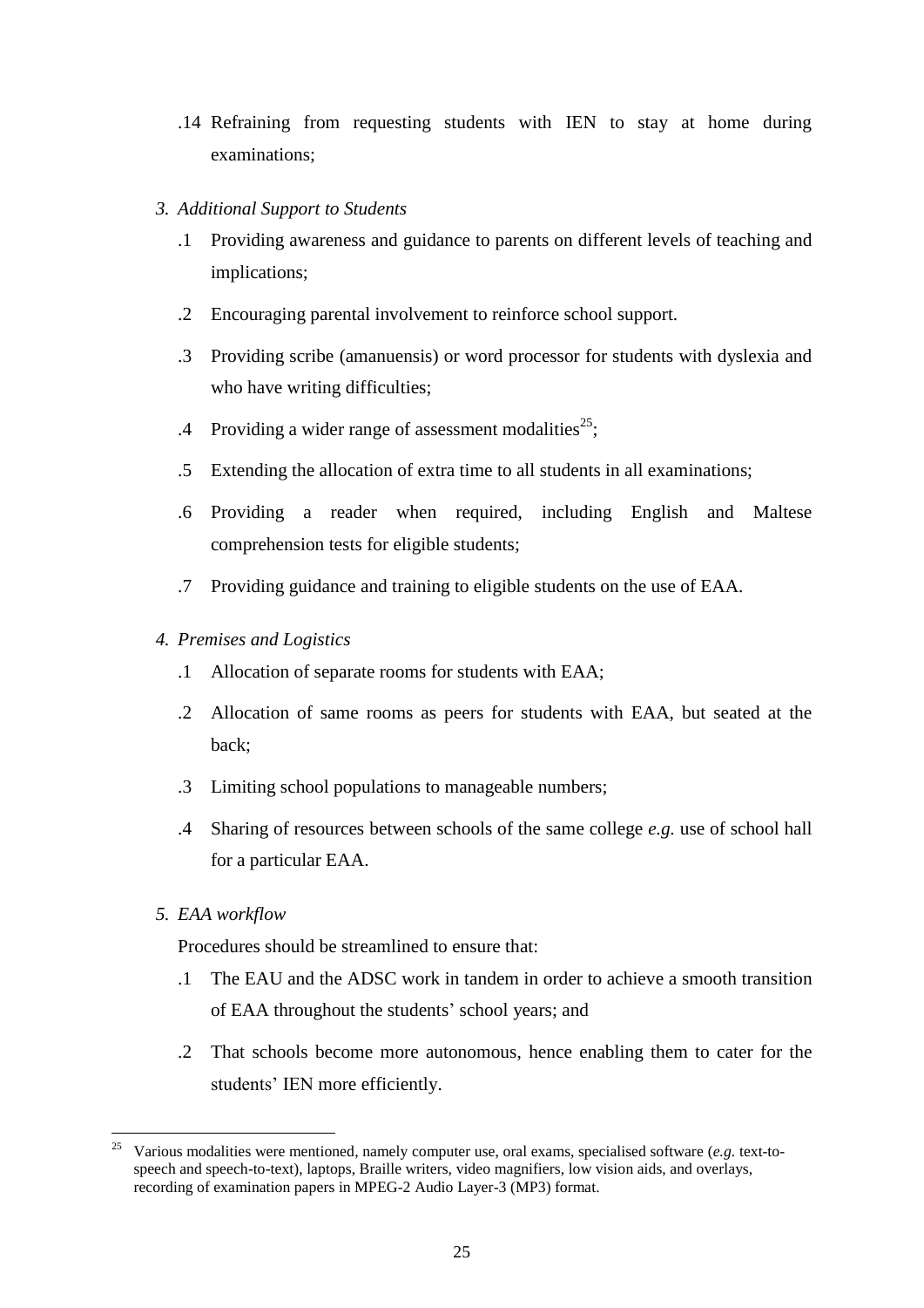.14 Refraining from requesting students with IEN to stay at home during examinations;

*3. Additional Support to Students*

.1 Providing awareness and guidance to parents on different levels of teaching and implications;

.2 Encouraging parental involvement to reinforce school support.

.3 Providing scribe (amanuensis) or word processor for students with dyslexia and who have writing difficulties;

.4 Providing a wider range of assessment modalities[25];

.5 Extending the allocation of extra time to all students in all examinations;

.6 Providing a reader when required, including English and Maltese comprehension tests for eligible students;

.7 Providing guidance and training to eligible students on the use of EAA.

*4. Premises and Logistics*

.1 Allocation of separate rooms for students with EAA;

.2 Allocation of same rooms as peers for students with EAA, but seated at the back;

.3 Limiting school populations to manageable numbers;

.4 Sharing of resources between schools of the same college *e.g.* use of school hall for a particular EAA.

*5. EAA workflow*

Procedures should be streamlined to ensure that:

.1 The EAU and the ADSC work in tandem in order to achieve a smooth transition of EAA throughout the students' school years; and

.2 That schools become more autonomous, hence enabling them to cater for the students' IEN more efficiently.

---

[25] Various modalities were mentioned, namely computer use, oral exams, specialised software (*e.g.* text-to-speech and speech-to-text), laptops, Braille writers, video magnifiers, low vision aids, and overlays, recording of examination papers in MPEG-2 Audio Layer-3 (MP3) format.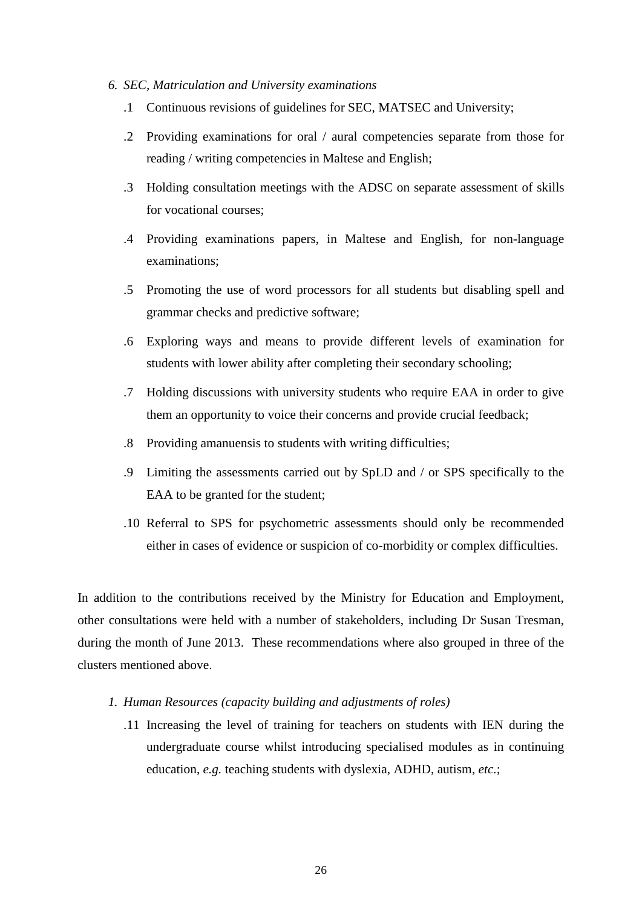*6. SEC, Matriculation and University examinations*

.1 Continuous revisions of guidelines for SEC, MATSEC and University;

.2 Providing examinations for oral / aural competencies separate from those for reading / writing competencies in Maltese and English;

.3 Holding consultation meetings with the ADSC on separate assessment of skills for vocational courses;

.4 Providing examinations papers, in Maltese and English, for non-language examinations;

.5 Promoting the use of word processors for all students but disabling spell and grammar checks and predictive software;

.6 Exploring ways and means to provide different levels of examination for students with lower ability after completing their secondary schooling;

.7 Holding discussions with university students who require EAA in order to give them an opportunity to voice their concerns and provide crucial feedback;

.8 Providing amanuensis to students with writing difficulties;

.9 Limiting the assessments carried out by SpLD and / or SPS specifically to the EAA to be granted for the student;

.10 Referral to SPS for psychometric assessments should only be recommended either in cases of evidence or suspicion of co-morbidity or complex difficulties.

In addition to the contributions received by the Ministry for Education and Employment, other consultations were held with a number of stakeholders, including Dr Susan Tresman, during the month of June 2013. These recommendations where also grouped in three of the clusters mentioned above.

*1. Human Resources (capacity building and adjustments of roles)*

.11 Increasing the level of training for teachers on students with IEN during the undergraduate course whilst introducing specialised modules as in continuing education, *e.g.* teaching students with dyslexia, ADHD, autism, *etc.*;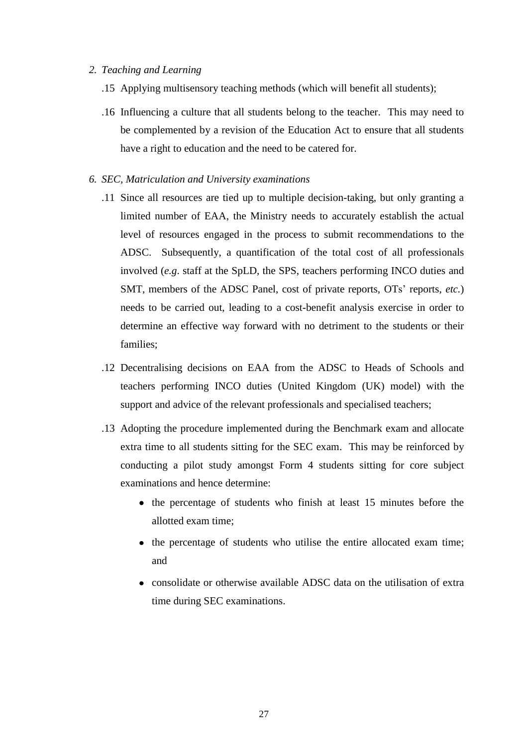*2. Teaching and Learning*

.15 Applying multisensory teaching methods (which will benefit all students);

.16 Influencing a culture that all students belong to the teacher. This may need to be complemented by a revision of the Education Act to ensure that all students have a right to education and the need to be catered for.

*6. SEC, Matriculation and University examinations*

.11 Since all resources are tied up to multiple decision-taking, but only granting a limited number of EAA, the Ministry needs to accurately establish the actual level of resources engaged in the process to submit recommendations to the ADSC. Subsequently, a quantification of the total cost of all professionals involved (*e.g*. staff at the SpLD, the SPS, teachers performing INCO duties and SMT, members of the ADSC Panel, cost of private reports, OTs' reports, *etc.*) needs to be carried out, leading to a cost-benefit analysis exercise in order to determine an effective way forward with no detriment to the students or their families;

.12 Decentralising decisions on EAA from the ADSC to Heads of Schools and teachers performing INCO duties (United Kingdom (UK) model) with the support and advice of the relevant professionals and specialised teachers;

.13 Adopting the procedure implemented during the Benchmark exam and allocate extra time to all students sitting for the SEC exam. This may be reinforced by conducting a pilot study amongst Form 4 students sitting for core subject examinations and hence determine:

- the percentage of students who finish at least 15 minutes before the allotted exam time;
- the percentage of students who utilise the entire allocated exam time; and
- consolidate or otherwise available ADSC data on the utilisation of extra time during SEC examinations.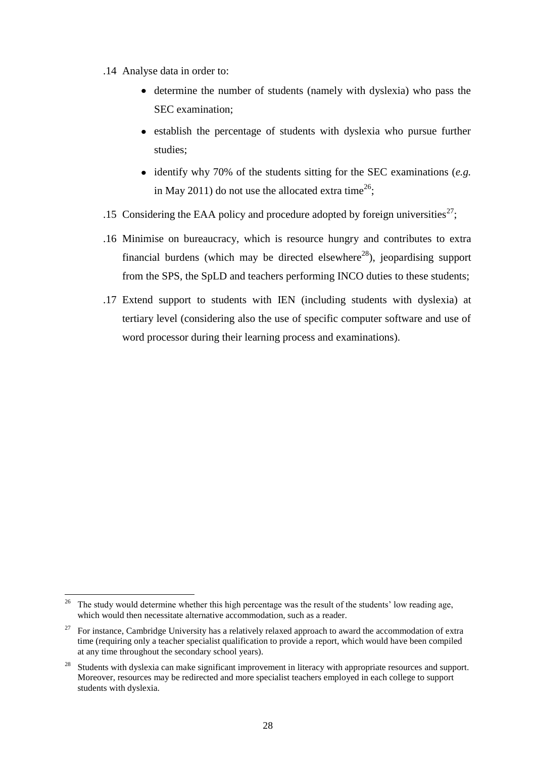.14 Analyse data in order to:

- determine the number of students (namely with dyslexia) who pass the SEC examination;
- establish the percentage of students with dyslexia who pursue further studies;
- identify why 70% of the students sitting for the SEC examinations (*e.g.* in May 2011) do not use the allocated extra time[26];

.15 Considering the EAA policy and procedure adopted by foreign universities[27];

.16 Minimise on bureaucracy, which is resource hungry and contributes to extra financial burdens (which may be directed elsewhere[28]), jeopardising support from the SPS, the SpLD and teachers performing INCO duties to these students;

.17 Extend support to students with IEN (including students with dyslexia) at tertiary level (considering also the use of specific computer software and use of word processor during their learning process and examinations).

---

[26] The study would determine whether this high percentage was the result of the students' low reading age, which would then necessitate alternative accommodation, such as a reader.

[27] For instance, Cambridge University has a relatively relaxed approach to award the accommodation of extra time (requiring only a teacher specialist qualification to provide a report, which would have been compiled at any time throughout the secondary school years).

[28] Students with dyslexia can make significant improvement in literacy with appropriate resources and support. Moreover, resources may be redirected and more specialist teachers employed in each college to support students with dyslexia.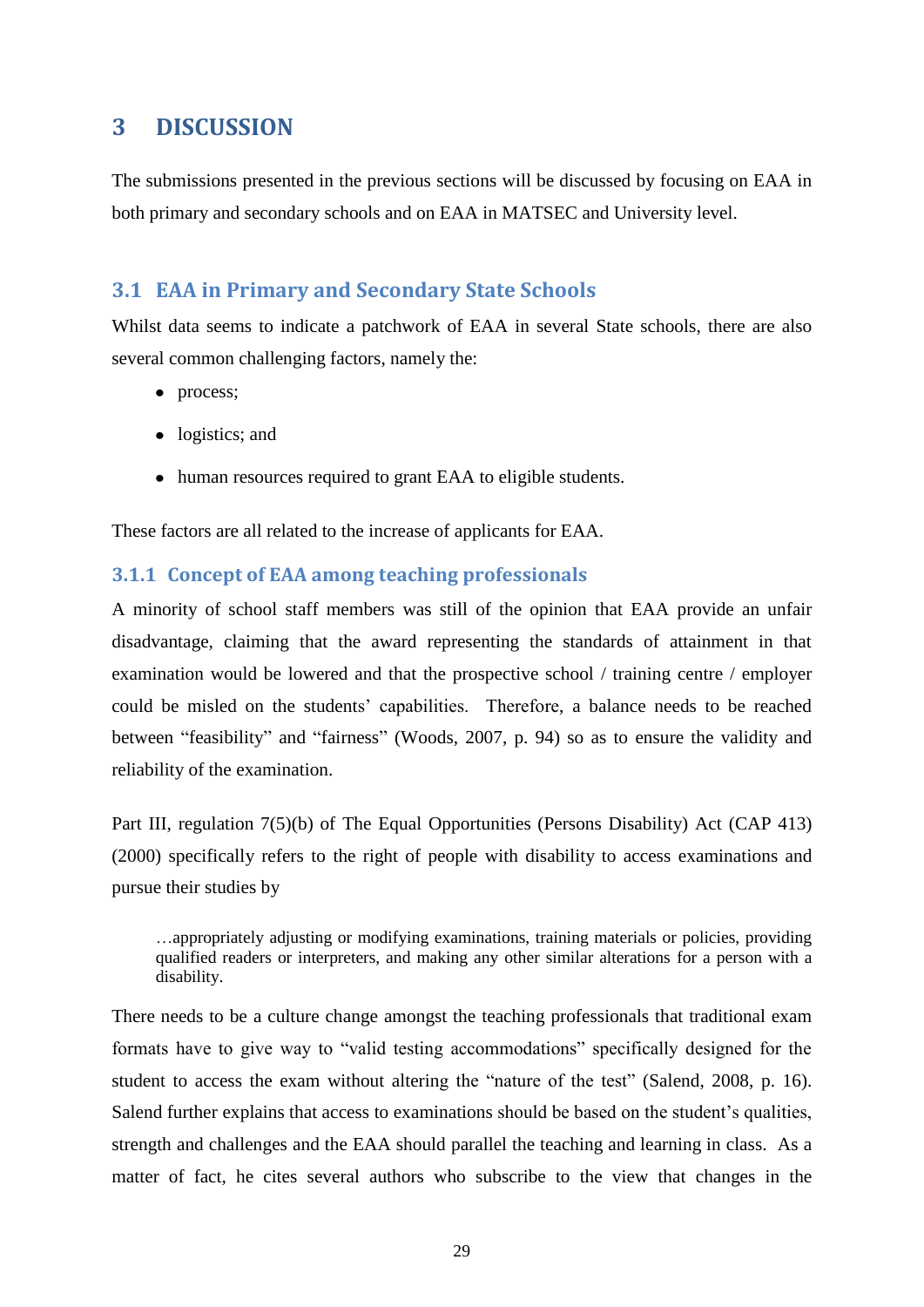# 3 DISCUSSION

The submissions presented in the previous sections will be discussed by focusing on EAA in both primary and secondary schools and on EAA in MATSEC and University level.

## 3.1 EAA in Primary and Secondary State Schools

Whilst data seems to indicate a patchwork of EAA in several State schools, there are also several common challenging factors, namely the:

- process;
- logistics; and
- human resources required to grant EAA to eligible students.

These factors are all related to the increase of applicants for EAA.

### 3.1.1 Concept of EAA among teaching professionals

A minority of school staff members was still of the opinion that EAA provide an unfair disadvantage, claiming that the award representing the standards of attainment in that examination would be lowered and that the prospective school / training centre / employer could be misled on the students' capabilities. Therefore, a balance needs to be reached between "feasibility" and "fairness" (Woods, 2007, p. 94) so as to ensure the validity and reliability of the examination.

Part III, regulation 7(5)(b) of The Equal Opportunities (Persons Disability) Act (CAP 413) (2000) specifically refers to the right of people with disability to access examinations and pursue their studies by

> …appropriately adjusting or modifying examinations, training materials or policies, providing qualified readers or interpreters, and making any other similar alterations for a person with a disability.

There needs to be a culture change amongst the teaching professionals that traditional exam formats have to give way to "valid testing accommodations" specifically designed for the student to access the exam without altering the "nature of the test" (Salend, 2008, p. 16). Salend further explains that access to examinations should be based on the student's qualities, strength and challenges and the EAA should parallel the teaching and learning in class. As a matter of fact, he cites several authors who subscribe to the view that changes in the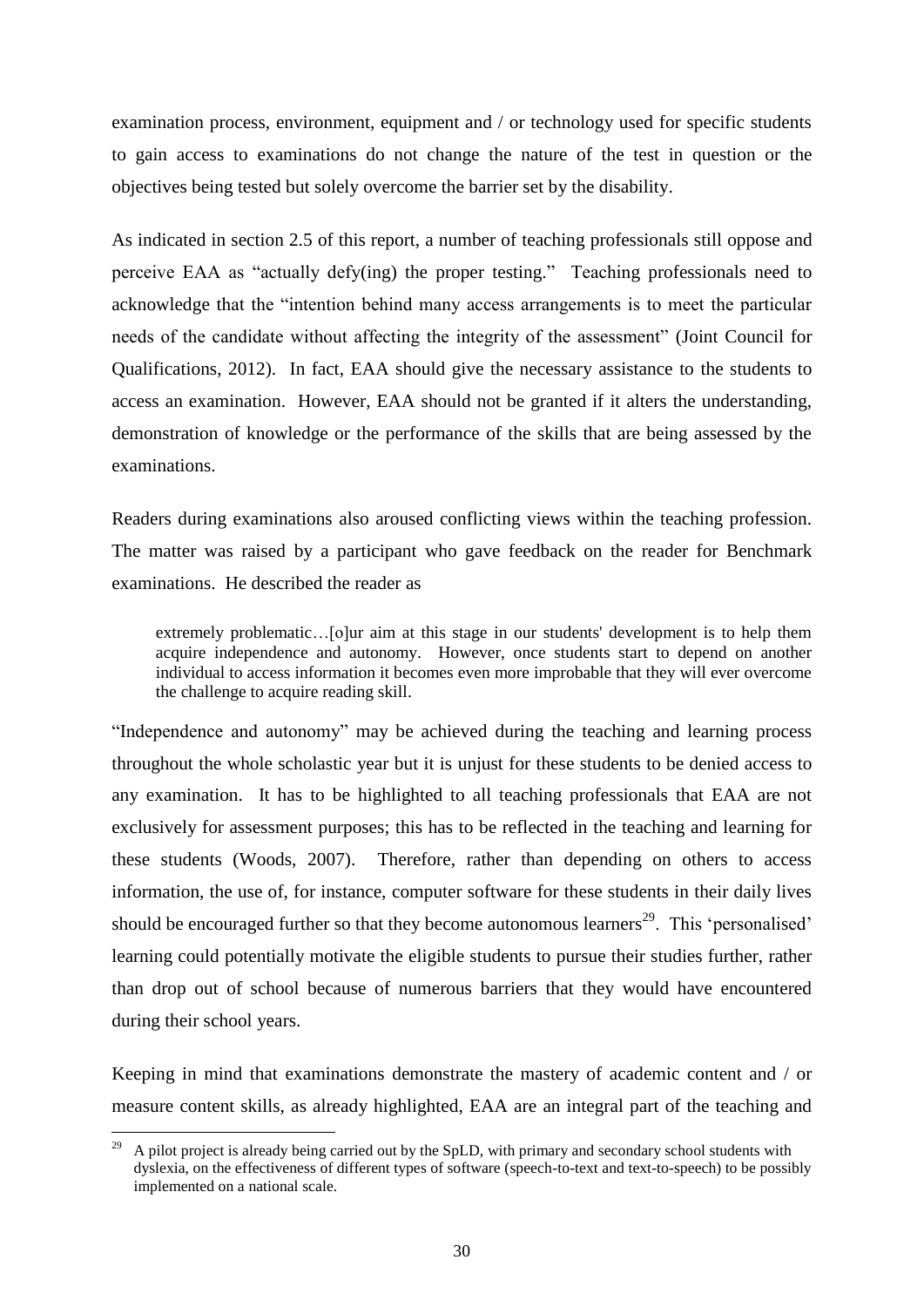examination process, environment, equipment and / or technology used for specific students to gain access to examinations do not change the nature of the test in question or the objectives being tested but solely overcome the barrier set by the disability.

As indicated in section 2.5 of this report, a number of teaching professionals still oppose and perceive EAA as "actually defy(ing) the proper testing." Teaching professionals need to acknowledge that the "intention behind many access arrangements is to meet the particular needs of the candidate without affecting the integrity of the assessment" (Joint Council for Qualifications, 2012). In fact, EAA should give the necessary assistance to the students to access an examination. However, EAA should not be granted if it alters the understanding, demonstration of knowledge or the performance of the skills that are being assessed by the examinations.

Readers during examinations also aroused conflicting views within the teaching profession. The matter was raised by a participant who gave feedback on the reader for Benchmark examinations. He described the reader as

> extremely problematic…[o]ur aim at this stage in our students' development is to help them acquire independence and autonomy. However, once students start to depend on another individual to access information it becomes even more improbable that they will ever overcome the challenge to acquire reading skill.

"Independence and autonomy" may be achieved during the teaching and learning process throughout the whole scholastic year but it is unjust for these students to be denied access to any examination. It has to be highlighted to all teaching professionals that EAA are not exclusively for assessment purposes; this has to be reflected in the teaching and learning for these students (Woods, 2007). Therefore, rather than depending on others to access information, the use of, for instance, computer software for these students in their daily lives should be encouraged further so that they become autonomous learners[29]. This 'personalised' learning could potentially motivate the eligible students to pursue their studies further, rather than drop out of school because of numerous barriers that they would have encountered during their school years.

Keeping in mind that examinations demonstrate the mastery of academic content and / or measure content skills, as already highlighted, EAA are an integral part of the teaching and

---

[29] A pilot project is already being carried out by the SpLD, with primary and secondary school students with dyslexia, on the effectiveness of different types of software (speech-to-text and text-to-speech) to be possibly implemented on a national scale.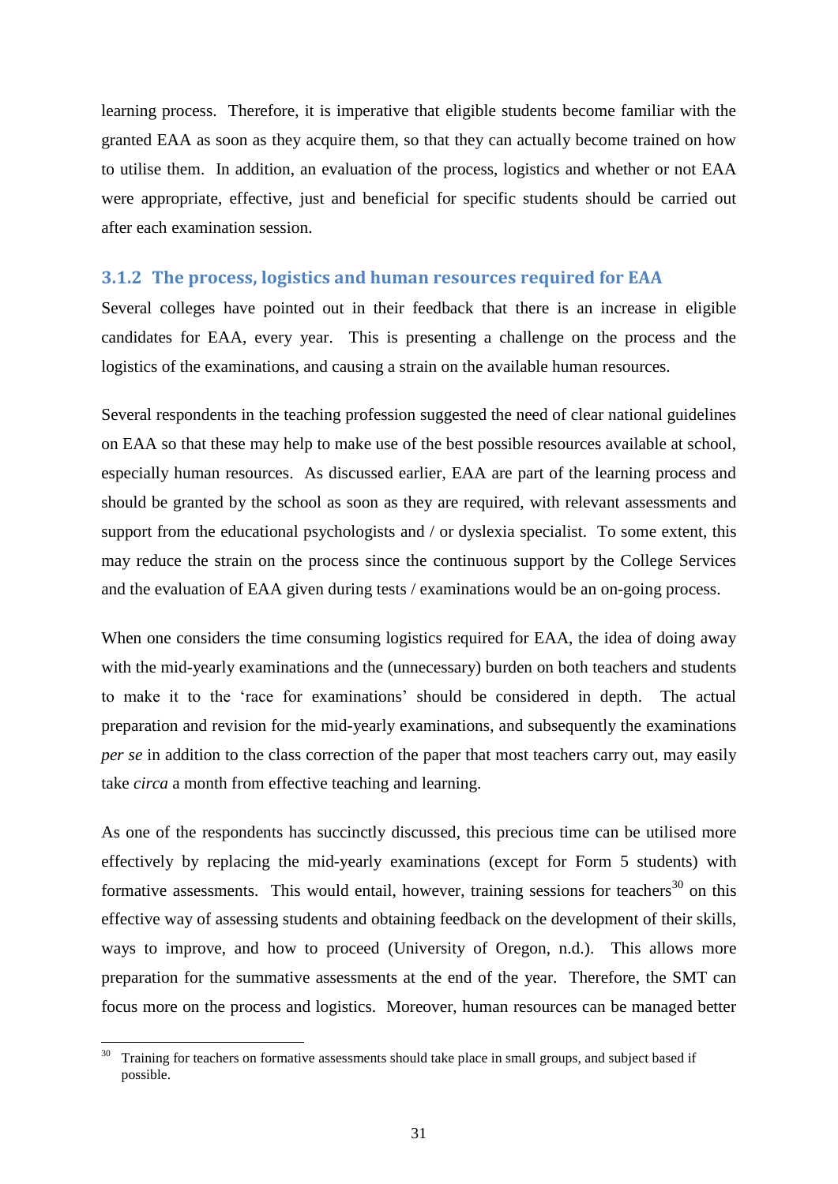learning process. Therefore, it is imperative that eligible students become familiar with the granted EAA as soon as they acquire them, so that they can actually become trained on how to utilise them. In addition, an evaluation of the process, logistics and whether or not EAA were appropriate, effective, just and beneficial for specific students should be carried out after each examination session.

### 3.1.2 The process, logistics and human resources required for EAA

Several colleges have pointed out in their feedback that there is an increase in eligible candidates for EAA, every year. This is presenting a challenge on the process and the logistics of the examinations, and causing a strain on the available human resources.

Several respondents in the teaching profession suggested the need of clear national guidelines on EAA so that these may help to make use of the best possible resources available at school, especially human resources. As discussed earlier, EAA are part of the learning process and should be granted by the school as soon as they are required, with relevant assessments and support from the educational psychologists and / or dyslexia specialist. To some extent, this may reduce the strain on the process since the continuous support by the College Services and the evaluation of EAA given during tests / examinations would be an on-going process.

When one considers the time consuming logistics required for EAA, the idea of doing away with the mid-yearly examinations and the (unnecessary) burden on both teachers and students to make it to the 'race for examinations' should be considered in depth. The actual preparation and revision for the mid-yearly examinations, and subsequently the examinations *per se* in addition to the class correction of the paper that most teachers carry out, may easily take *circa* a month from effective teaching and learning.

As one of the respondents has succinctly discussed, this precious time can be utilised more effectively by replacing the mid-yearly examinations (except for Form 5 students) with formative assessments. This would entail, however, training sessions for teachers[30] on this effective way of assessing students and obtaining feedback on the development of their skills, ways to improve, and how to proceed (University of Oregon, n.d.). This allows more preparation for the summative assessments at the end of the year. Therefore, the SMT can focus more on the process and logistics. Moreover, human resources can be managed better

[30] Training for teachers on formative assessments should take place in small groups, and subject based if possible.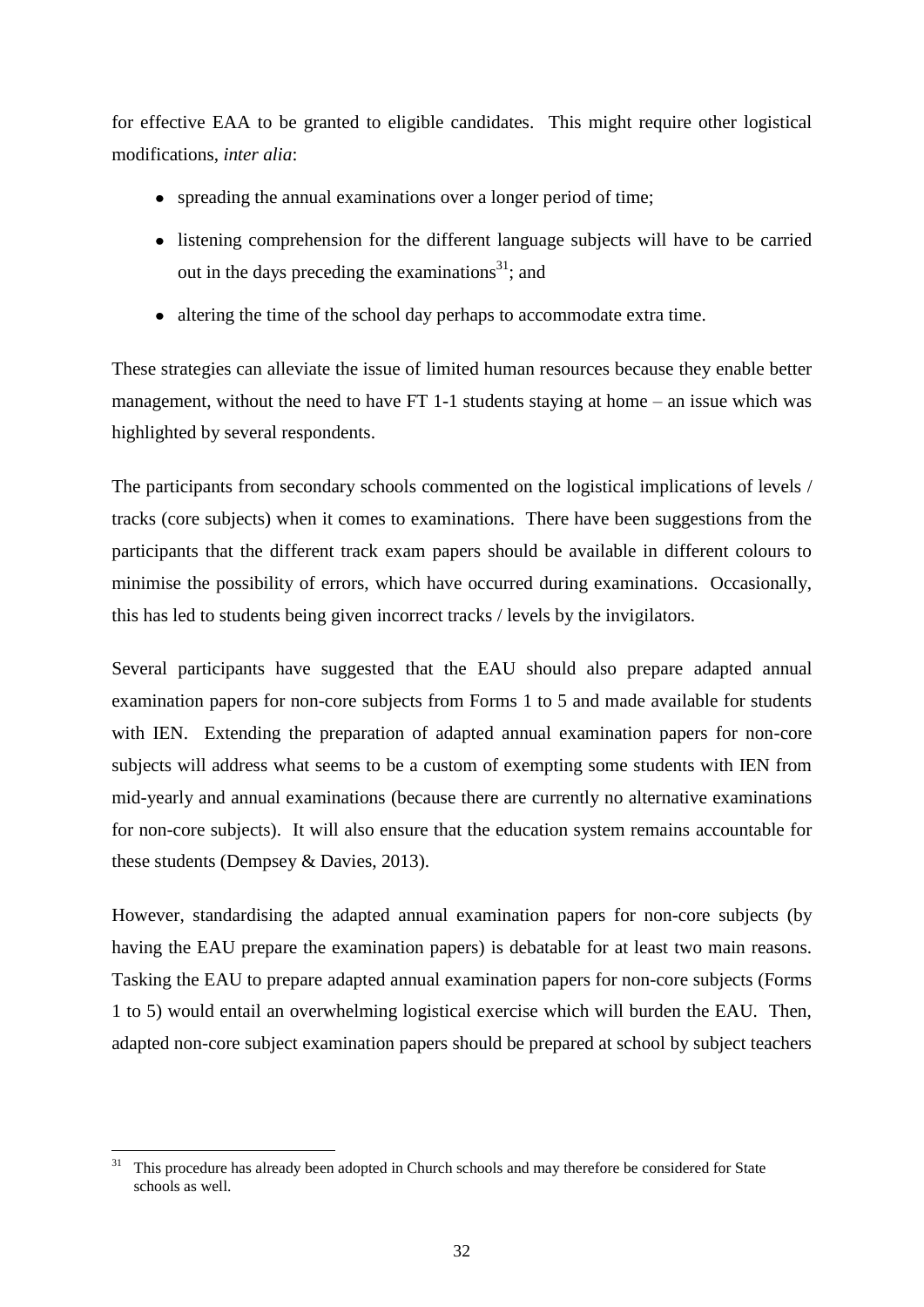for effective EAA to be granted to eligible candidates. This might require other logistical modifications, *inter alia*:

- spreading the annual examinations over a longer period of time;
- listening comprehension for the different language subjects will have to be carried out in the days preceding the examinations[31]; and
- altering the time of the school day perhaps to accommodate extra time.

These strategies can alleviate the issue of limited human resources because they enable better management, without the need to have FT 1-1 students staying at home – an issue which was highlighted by several respondents.

The participants from secondary schools commented on the logistical implications of levels / tracks (core subjects) when it comes to examinations. There have been suggestions from the participants that the different track exam papers should be available in different colours to minimise the possibility of errors, which have occurred during examinations. Occasionally, this has led to students being given incorrect tracks / levels by the invigilators.

Several participants have suggested that the EAU should also prepare adapted annual examination papers for non-core subjects from Forms 1 to 5 and made available for students with IEN. Extending the preparation of adapted annual examination papers for non-core subjects will address what seems to be a custom of exempting some students with IEN from mid-yearly and annual examinations (because there are currently no alternative examinations for non-core subjects). It will also ensure that the education system remains accountable for these students (Dempsey & Davies, 2013).

However, standardising the adapted annual examination papers for non-core subjects (by having the EAU prepare the examination papers) is debatable for at least two main reasons. Tasking the EAU to prepare adapted annual examination papers for non-core subjects (Forms 1 to 5) would entail an overwhelming logistical exercise which will burden the EAU. Then, adapted non-core subject examination papers should be prepared at school by subject teachers

[31] This procedure has already been adopted in Church schools and may therefore be considered for State schools as well.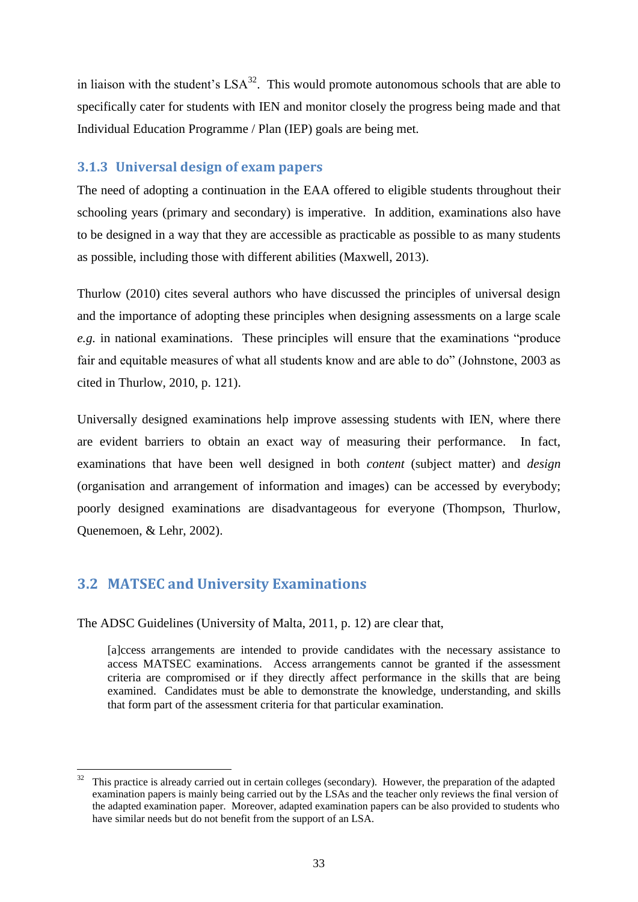in liaison with the student's LSA[32]. This would promote autonomous schools that are able to specifically cater for students with IEN and monitor closely the progress being made and that Individual Education Programme / Plan (IEP) goals are being met.

### 3.1.3 Universal design of exam papers

The need of adopting a continuation in the EAA offered to eligible students throughout their schooling years (primary and secondary) is imperative. In addition, examinations also have to be designed in a way that they are accessible as practicable as possible to as many students as possible, including those with different abilities (Maxwell, 2013).

Thurlow (2010) cites several authors who have discussed the principles of universal design and the importance of adopting these principles when designing assessments on a large scale *e.g.* in national examinations. These principles will ensure that the examinations "produce fair and equitable measures of what all students know and are able to do" (Johnstone, 2003 as cited in Thurlow, 2010, p. 121).

Universally designed examinations help improve assessing students with IEN, where there are evident barriers to obtain an exact way of measuring their performance. In fact, examinations that have been well designed in both *content* (subject matter) and *design* (organisation and arrangement of information and images) can be accessed by everybody; poorly designed examinations are disadvantageous for everyone (Thompson, Thurlow, Quenemoen, & Lehr, 2002).

## 3.2 MATSEC and University Examinations

The ADSC Guidelines (University of Malta, 2011, p. 12) are clear that,

> [a]ccess arrangements are intended to provide candidates with the necessary assistance to access MATSEC examinations. Access arrangements cannot be granted if the assessment criteria are compromised or if they directly affect performance in the skills that are being examined. Candidates must be able to demonstrate the knowledge, understanding, and skills that form part of the assessment criteria for that particular examination.

[32] This practice is already carried out in certain colleges (secondary). However, the preparation of the adapted examination papers is mainly being carried out by the LSAs and the teacher only reviews the final version of the adapted examination paper. Moreover, adapted examination papers can be also provided to students who have similar needs but do not benefit from the support of an LSA.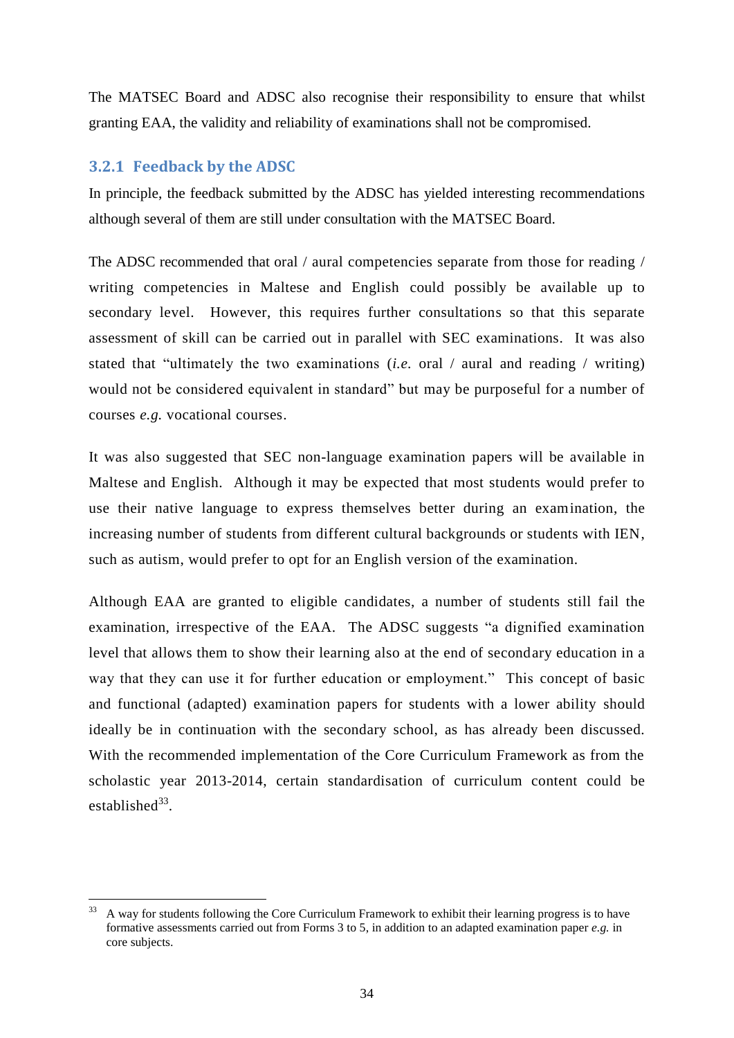The MATSEC Board and ADSC also recognise their responsibility to ensure that whilst granting EAA, the validity and reliability of examinations shall not be compromised.

### 3.2.1 Feedback by the ADSC

In principle, the feedback submitted by the ADSC has yielded interesting recommendations although several of them are still under consultation with the MATSEC Board.

The ADSC recommended that oral / aural competencies separate from those for reading / writing competencies in Maltese and English could possibly be available up to secondary level. However, this requires further consultations so that this separate assessment of skill can be carried out in parallel with SEC examinations. It was also stated that "ultimately the two examinations (*i.e.* oral / aural and reading / writing) would not be considered equivalent in standard" but may be purposeful for a number of courses *e.g.* vocational courses.

It was also suggested that SEC non-language examination papers will be available in Maltese and English. Although it may be expected that most students would prefer to use their native language to express themselves better during an examination, the increasing number of students from different cultural backgrounds or students with IEN, such as autism, would prefer to opt for an English version of the examination.

Although EAA are granted to eligible candidates, a number of students still fail the examination, irrespective of the EAA. The ADSC suggests "a dignified examination level that allows them to show their learning also at the end of secondary education in a way that they can use it for further education or employment." This concept of basic and functional (adapted) examination papers for students with a lower ability should ideally be in continuation with the secondary school, as has already been discussed. With the recommended implementation of the Core Curriculum Framework as from the scholastic year 2013-2014, certain standardisation of curriculum content could be established[33].

---

[33] A way for students following the Core Curriculum Framework to exhibit their learning progress is to have formative assessments carried out from Forms 3 to 5, in addition to an adapted examination paper *e.g.* in core subjects.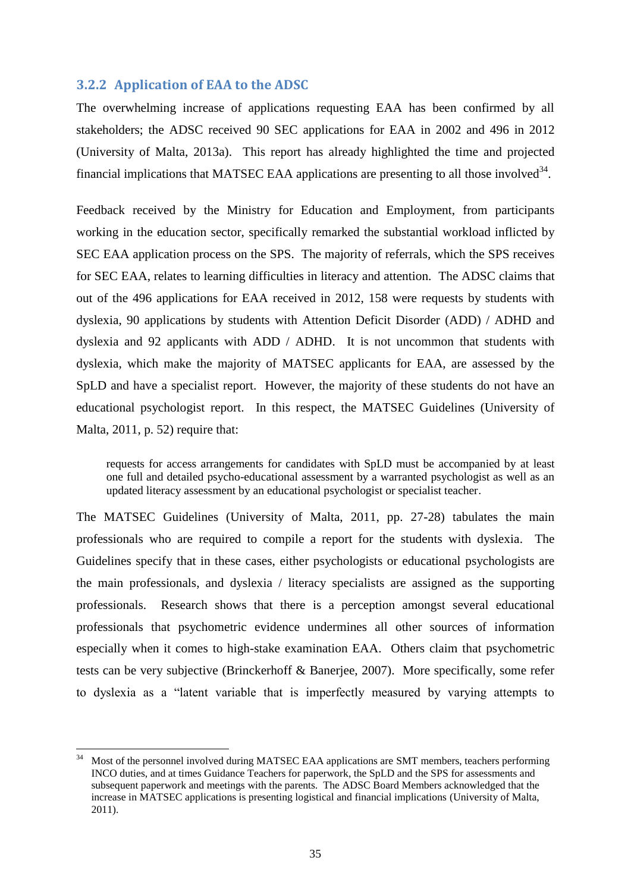### 3.2.2 Application of EAA to the ADSC

The overwhelming increase of applications requesting EAA has been confirmed by all stakeholders; the ADSC received 90 SEC applications for EAA in 2002 and 496 in 2012 (University of Malta, 2013a). This report has already highlighted the time and projected financial implications that MATSEC EAA applications are presenting to all those involved[34].

Feedback received by the Ministry for Education and Employment, from participants working in the education sector, specifically remarked the substantial workload inflicted by SEC EAA application process on the SPS. The majority of referrals, which the SPS receives for SEC EAA, relates to learning difficulties in literacy and attention. The ADSC claims that out of the 496 applications for EAA received in 2012, 158 were requests by students with dyslexia, 90 applications by students with Attention Deficit Disorder (ADD) / ADHD and dyslexia and 92 applicants with ADD / ADHD. It is not uncommon that students with dyslexia, which make the majority of MATSEC applicants for EAA, are assessed by the SpLD and have a specialist report. However, the majority of these students do not have an educational psychologist report. In this respect, the MATSEC Guidelines (University of Malta, 2011, p. 52) require that:

> requests for access arrangements for candidates with SpLD must be accompanied by at least one full and detailed psycho-educational assessment by a warranted psychologist as well as an updated literacy assessment by an educational psychologist or specialist teacher.

The MATSEC Guidelines (University of Malta, 2011, pp. 27-28) tabulates the main professionals who are required to compile a report for the students with dyslexia. The Guidelines specify that in these cases, either psychologists or educational psychologists are the main professionals, and dyslexia / literacy specialists are assigned as the supporting professionals. Research shows that there is a perception amongst several educational professionals that psychometric evidence undermines all other sources of information especially when it comes to high-stake examination EAA. Others claim that psychometric tests can be very subjective (Brinckerhoff & Banerjee, 2007). More specifically, some refer to dyslexia as a "latent variable that is imperfectly measured by varying attempts to

---

[34] Most of the personnel involved during MATSEC EAA applications are SMT members, teachers performing INCO duties, and at times Guidance Teachers for paperwork, the SpLD and the SPS for assessments and subsequent paperwork and meetings with the parents. The ADSC Board Members acknowledged that the increase in MATSEC applications is presenting logistical and financial implications (University of Malta, 2011).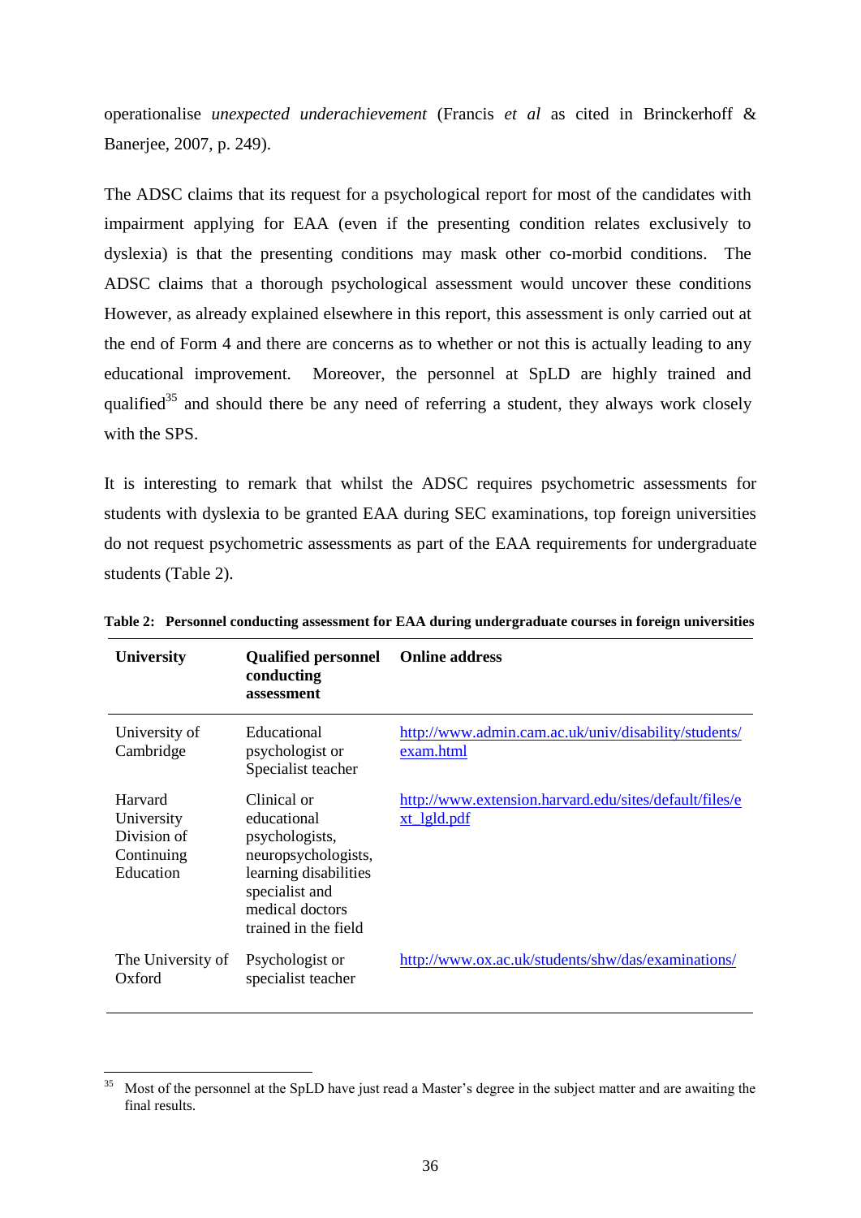operationalise *unexpected underachievement* (Francis *et al* as cited in Brinckerhoff & Banerjee, 2007, p. 249).

The ADSC claims that its request for a psychological report for most of the candidates with impairment applying for EAA (even if the presenting condition relates exclusively to dyslexia) is that the presenting conditions may mask other co-morbid conditions. The ADSC claims that a thorough psychological assessment would uncover these conditions However, as already explained elsewhere in this report, this assessment is only carried out at the end of Form 4 and there are concerns as to whether or not this is actually leading to any educational improvement. Moreover, the personnel at SpLD are highly trained and qualified[35] and should there be any need of referring a student, they always work closely with the SPS.

It is interesting to remark that whilst the ADSC requires psychometric assessments for students with dyslexia to be granted EAA during SEC examinations, top foreign universities do not request psychometric assessments as part of the EAA requirements for undergraduate students (Table 2).

**Table 2: Personnel conducting assessment for EAA during undergraduate courses in foreign universities**

| University | Qualified personnel conducting assessment | Online address |
|---|---|---|
| University of Cambridge | Educational psychologist or Specialist teacher | http://www.admin.cam.ac.uk/univ/disability/students/exam.html |
| Harvard University Division of Continuing Education | Clinical or educational psychologists, neuropsychologists, learning disabilities specialist and medical doctors trained in the field | http://www.extension.harvard.edu/sites/default/files/ext_lgld.pdf |
| The University of Oxford | Psychologist or specialist teacher | http://www.ox.ac.uk/students/shw/das/examinations/ |

[35] Most of the personnel at the SpLD have just read a Master's degree in the subject matter and are awaiting the final results.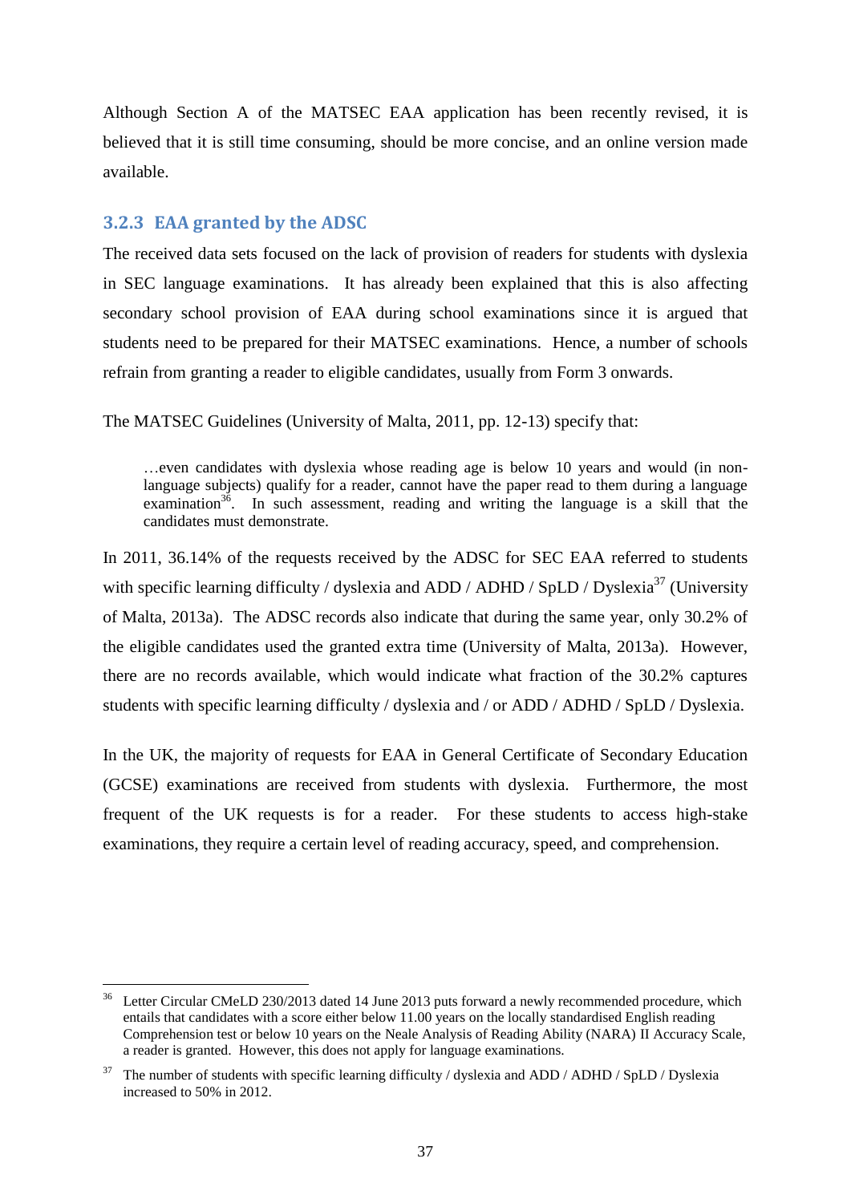Although Section A of the MATSEC EAA application has been recently revised, it is believed that it is still time consuming, should be more concise, and an online version made available.

### 3.2.3 EAA granted by the ADSC

The received data sets focused on the lack of provision of readers for students with dyslexia in SEC language examinations. It has already been explained that this is also affecting secondary school provision of EAA during school examinations since it is argued that students need to be prepared for their MATSEC examinations. Hence, a number of schools refrain from granting a reader to eligible candidates, usually from Form 3 onwards.

The MATSEC Guidelines (University of Malta, 2011, pp. 12-13) specify that:

> …even candidates with dyslexia whose reading age is below 10 years and would (in non-language subjects) qualify for a reader, cannot have the paper read to them during a language examination[36]. In such assessment, reading and writing the language is a skill that the candidates must demonstrate.

In 2011, 36.14% of the requests received by the ADSC for SEC EAA referred to students with specific learning difficulty / dyslexia and ADD / ADHD / SpLD / Dyslexia[37] (University of Malta, 2013a). The ADSC records also indicate that during the same year, only 30.2% of the eligible candidates used the granted extra time (University of Malta, 2013a). However, there are no records available, which would indicate what fraction of the 30.2% captures students with specific learning difficulty / dyslexia and / or ADD / ADHD / SpLD / Dyslexia.

In the UK, the majority of requests for EAA in General Certificate of Secondary Education (GCSE) examinations are received from students with dyslexia. Furthermore, the most frequent of the UK requests is for a reader. For these students to access high-stake examinations, they require a certain level of reading accuracy, speed, and comprehension.

---

[36] Letter Circular CMeLD 230/2013 dated 14 June 2013 puts forward a newly recommended procedure, which entails that candidates with a score either below 11.00 years on the locally standardised English reading Comprehension test or below 10 years on the Neale Analysis of Reading Ability (NARA) II Accuracy Scale, a reader is granted. However, this does not apply for language examinations.

[37] The number of students with specific learning difficulty / dyslexia and ADD / ADHD / SpLD / Dyslexia increased to 50% in 2012.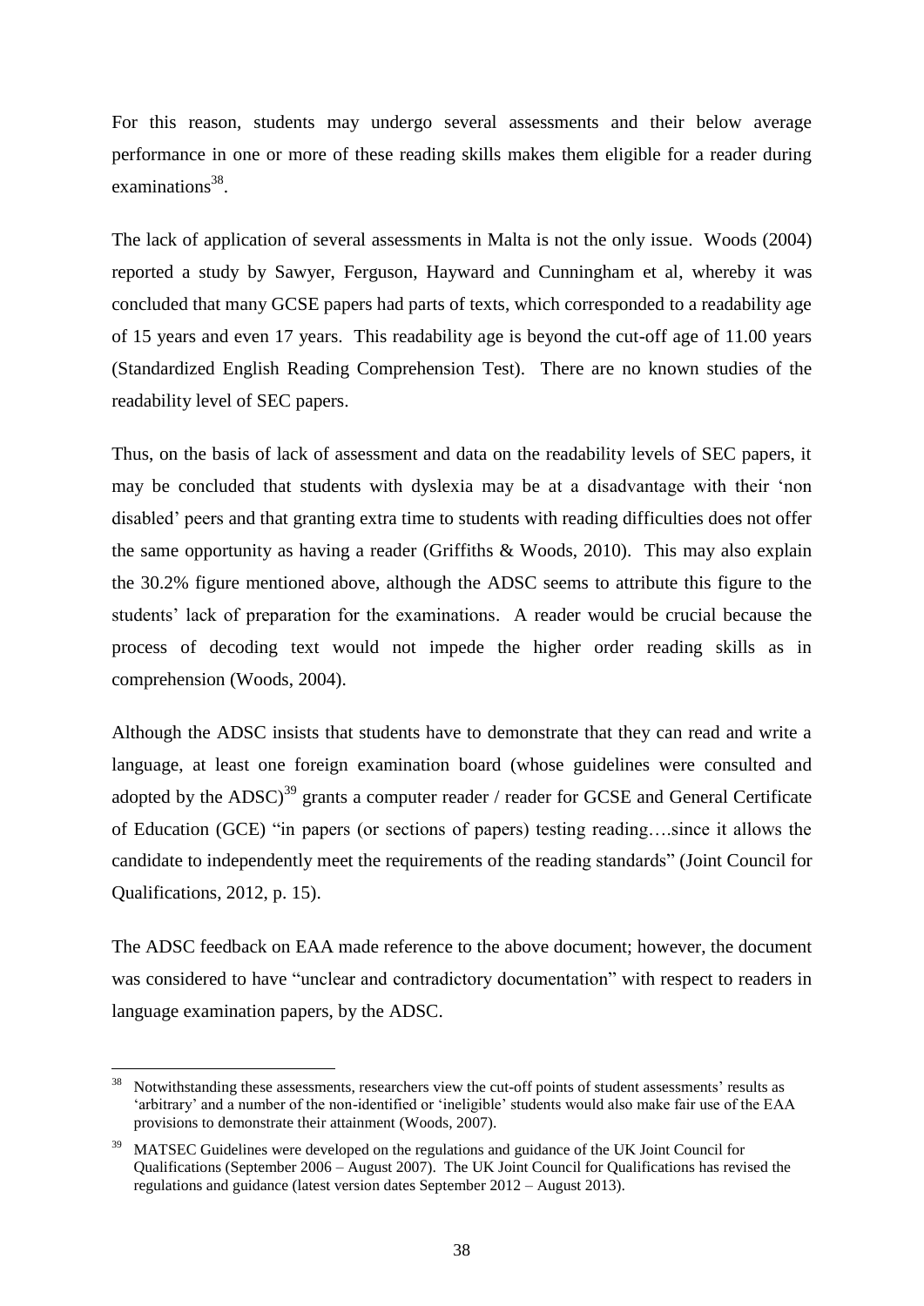For this reason, students may undergo several assessments and their below average performance in one or more of these reading skills makes them eligible for a reader during examinations[38].

The lack of application of several assessments in Malta is not the only issue. Woods (2004) reported a study by Sawyer, Ferguson, Hayward and Cunningham et al, whereby it was concluded that many GCSE papers had parts of texts, which corresponded to a readability age of 15 years and even 17 years. This readability age is beyond the cut-off age of 11.00 years (Standardized English Reading Comprehension Test). There are no known studies of the readability level of SEC papers.

Thus, on the basis of lack of assessment and data on the readability levels of SEC papers, it may be concluded that students with dyslexia may be at a disadvantage with their 'non disabled' peers and that granting extra time to students with reading difficulties does not offer the same opportunity as having a reader (Griffiths & Woods, 2010). This may also explain the 30.2% figure mentioned above, although the ADSC seems to attribute this figure to the students' lack of preparation for the examinations. A reader would be crucial because the process of decoding text would not impede the higher order reading skills as in comprehension (Woods, 2004).

Although the ADSC insists that students have to demonstrate that they can read and write a language, at least one foreign examination board (whose guidelines were consulted and adopted by the ADSC)[39] grants a computer reader / reader for GCSE and General Certificate of Education (GCE) "in papers (or sections of papers) testing reading….since it allows the candidate to independently meet the requirements of the reading standards" (Joint Council for Qualifications, 2012, p. 15).

The ADSC feedback on EAA made reference to the above document; however, the document was considered to have "unclear and contradictory documentation" with respect to readers in language examination papers, by the ADSC.

---

[38] Notwithstanding these assessments, researchers view the cut-off points of student assessments' results as 'arbitrary' and a number of the non-identified or 'ineligible' students would also make fair use of the EAA provisions to demonstrate their attainment (Woods, 2007).

[39] MATSEC Guidelines were developed on the regulations and guidance of the UK Joint Council for Qualifications (September 2006 – August 2007). The UK Joint Council for Qualifications has revised the regulations and guidance (latest version dates September 2012 – August 2013).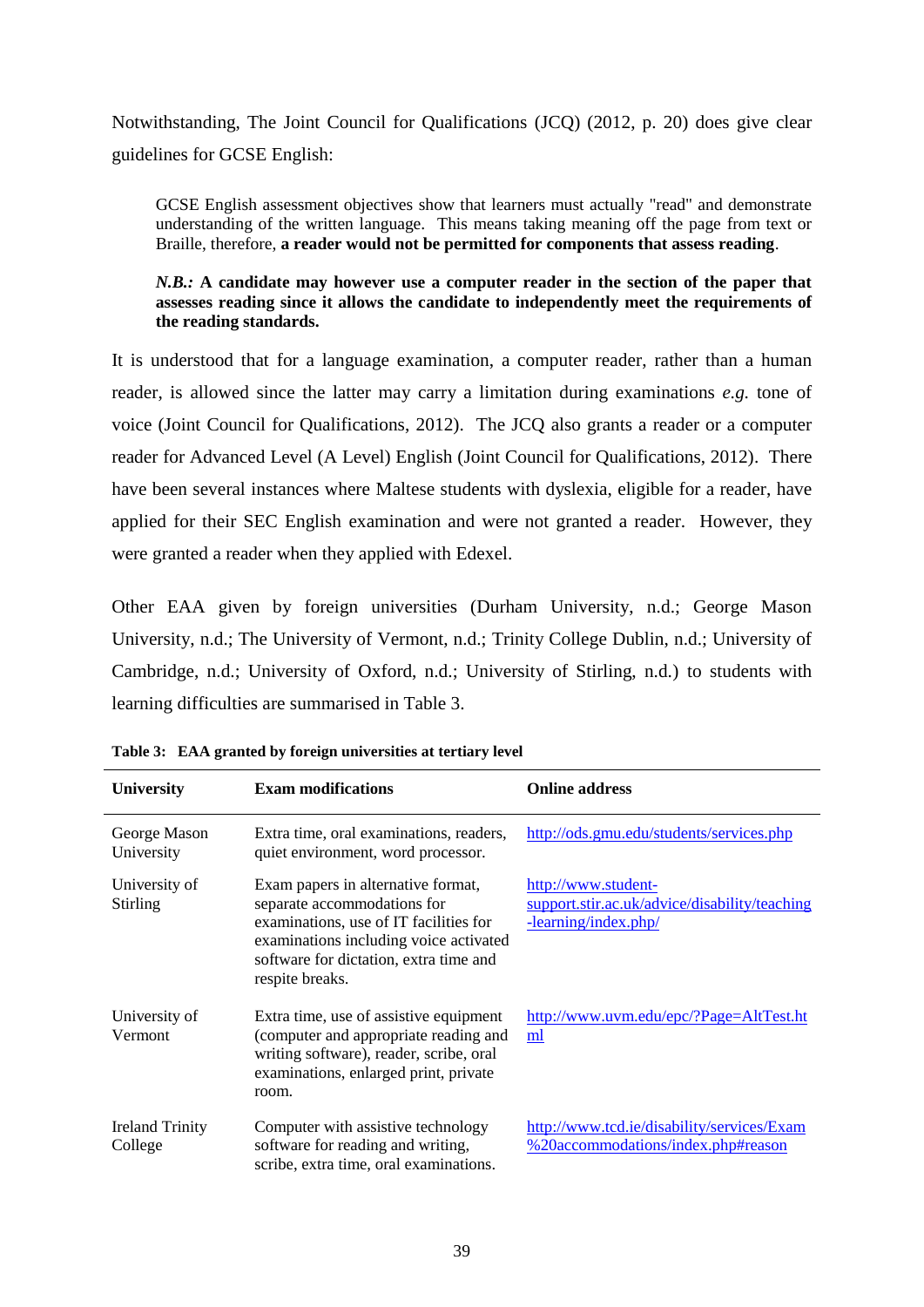Notwithstanding, The Joint Council for Qualifications (JCQ) (2012, p. 20) does give clear guidelines for GCSE English:

> GCSE English assessment objectives show that learners must actually "read" and demonstrate understanding of the written language. This means taking meaning off the page from text or Braille, therefore, **a reader would not be permitted for components that assess reading**.
>
> ***N.B.:*** **A candidate may however use a computer reader in the section of the paper that assesses reading since it allows the candidate to independently meet the requirements of the reading standards.**

It is understood that for a language examination, a computer reader, rather than a human reader, is allowed since the latter may carry a limitation during examinations *e.g.* tone of voice (Joint Council for Qualifications, 2012). The JCQ also grants a reader or a computer reader for Advanced Level (A Level) English (Joint Council for Qualifications, 2012). There have been several instances where Maltese students with dyslexia, eligible for a reader, have applied for their SEC English examination and were not granted a reader. However, they were granted a reader when they applied with Edexel.

Other EAA given by foreign universities (Durham University, n.d.; George Mason University, n.d.; The University of Vermont, n.d.; Trinity College Dublin, n.d.; University of Cambridge, n.d.; University of Oxford, n.d.; University of Stirling, n.d.) to students with learning difficulties are summarised in Table 3.

**Table 3: EAA granted by foreign universities at tertiary level**

| University | Exam modifications | Online address |
|---|---|---|
| George Mason University | Extra time, oral examinations, readers, quiet environment, word processor. | http://ods.gmu.edu/students/services.php |
| University of Stirling | Exam papers in alternative format, separate accommodations for examinations, use of IT facilities for examinations including voice activated software for dictation, extra time and respite breaks. | http://www.student-support.stir.ac.uk/advice/disability/teaching-learning/index.php/ |
| University of Vermont | Extra time, use of assistive equipment (computer and appropriate reading and writing software), reader, scribe, oral examinations, enlarged print, private room. | http://www.uvm.edu/epc/?Page=AltTest.html |
| Ireland Trinity College | Computer with assistive technology software for reading and writing, scribe, extra time, oral examinations. | http://www.tcd.ie/disability/services/Exam%20accommodations/index.php#reason |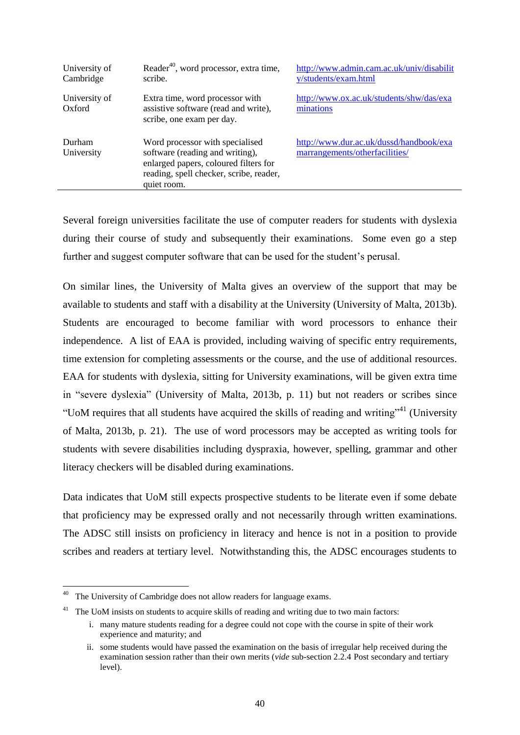| | | |
|---|---|---|
| University of Cambridge | Reader[40], word processor, extra time, scribe. | http://www.admin.cam.ac.uk/univ/disability/students/exam.html |
| University of Oxford | Extra time, word processor with assistive software (read and write), scribe, one exam per day. | http://www.ox.ac.uk/students/shw/das/examinations |
| Durham University | Word processor with specialised software (reading and writing), enlarged papers, coloured filters for reading, spell checker, scribe, reader, quiet room. | http://www.dur.ac.uk/dussd/handbook/examarrangements/otherfacilities/ |

Several foreign universities facilitate the use of computer readers for students with dyslexia during their course of study and subsequently their examinations. Some even go a step further and suggest computer software that can be used for the student's perusal.

On similar lines, the University of Malta gives an overview of the support that may be available to students and staff with a disability at the University (University of Malta, 2013b). Students are encouraged to become familiar with word processors to enhance their independence. A list of EAA is provided, including waiving of specific entry requirements, time extension for completing assessments or the course, and the use of additional resources. EAA for students with dyslexia, sitting for University examinations, will be given extra time in "severe dyslexia" (University of Malta, 2013b, p. 11) but not readers or scribes since "UoM requires that all students have acquired the skills of reading and writing"[41] (University of Malta, 2013b, p. 21). The use of word processors may be accepted as writing tools for students with severe disabilities including dyspraxia, however, spelling, grammar and other literacy checkers will be disabled during examinations.

Data indicates that UoM still expects prospective students to be literate even if some debate that proficiency may be expressed orally and not necessarily through written examinations. The ADSC still insists on proficiency in literacy and hence is not in a position to provide scribes and readers at tertiary level. Notwithstanding this, the ADSC encourages students to

---

[40] The University of Cambridge does not allow readers for language exams.

[41] The UoM insists on students to acquire skills of reading and writing due to two main factors:

i. many mature students reading for a degree could not cope with the course in spite of their work experience and maturity; and

ii. some students would have passed the examination on the basis of irregular help received during the examination session rather than their own merits (*vide* sub-section 2.2.4 Post secondary and tertiary level).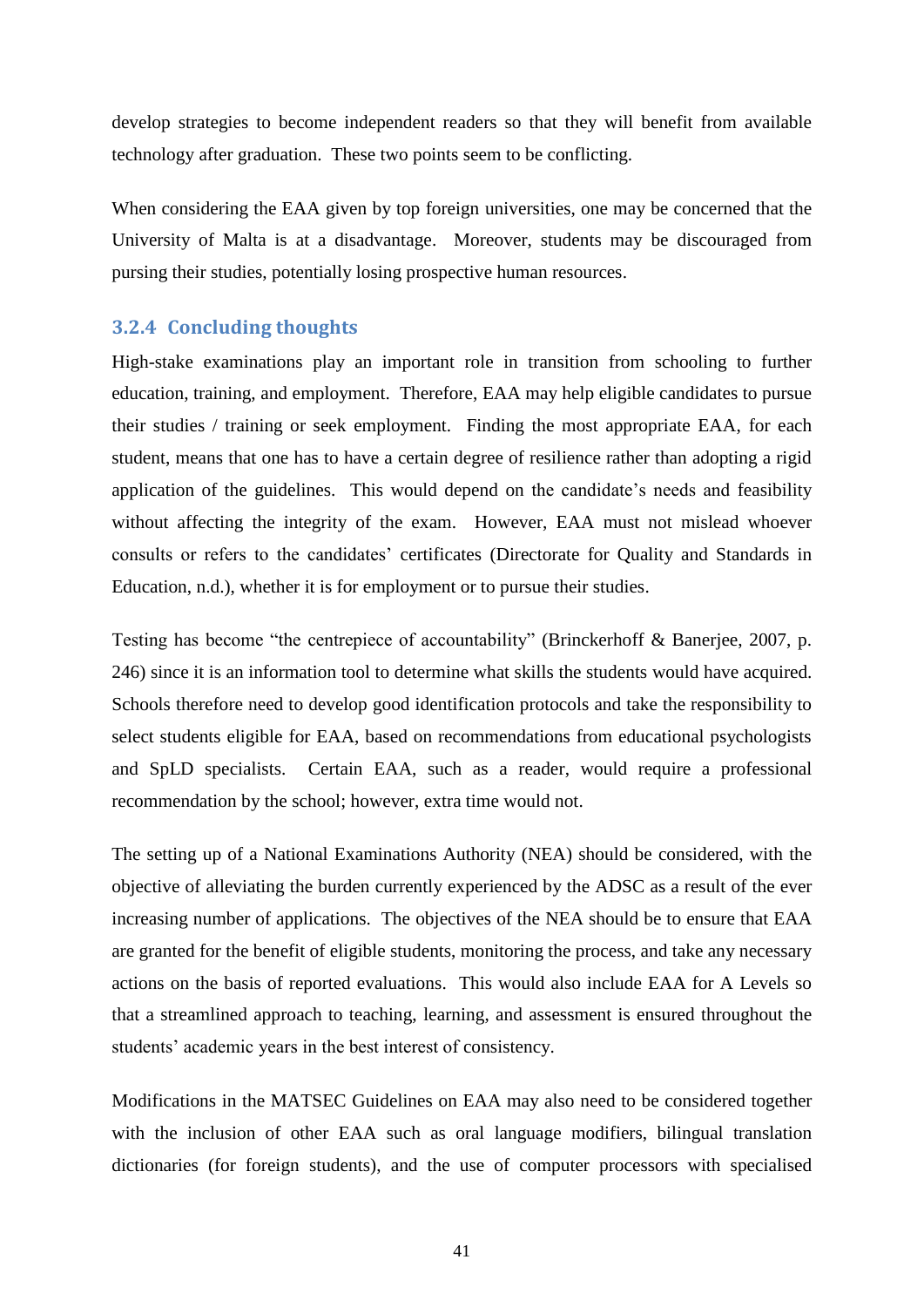develop strategies to become independent readers so that they will benefit from available technology after graduation. These two points seem to be conflicting.

When considering the EAA given by top foreign universities, one may be concerned that the University of Malta is at a disadvantage. Moreover, students may be discouraged from pursing their studies, potentially losing prospective human resources.

### 3.2.4 Concluding thoughts

High-stake examinations play an important role in transition from schooling to further education, training, and employment. Therefore, EAA may help eligible candidates to pursue their studies / training or seek employment. Finding the most appropriate EAA, for each student, means that one has to have a certain degree of resilience rather than adopting a rigid application of the guidelines. This would depend on the candidate's needs and feasibility without affecting the integrity of the exam. However, EAA must not mislead whoever consults or refers to the candidates' certificates (Directorate for Quality and Standards in Education, n.d.), whether it is for employment or to pursue their studies.

Testing has become "the centrepiece of accountability" (Brinckerhoff & Banerjee, 2007, p. 246) since it is an information tool to determine what skills the students would have acquired. Schools therefore need to develop good identification protocols and take the responsibility to select students eligible for EAA, based on recommendations from educational psychologists and SpLD specialists. Certain EAA, such as a reader, would require a professional recommendation by the school; however, extra time would not.

The setting up of a National Examinations Authority (NEA) should be considered, with the objective of alleviating the burden currently experienced by the ADSC as a result of the ever increasing number of applications. The objectives of the NEA should be to ensure that EAA are granted for the benefit of eligible students, monitoring the process, and take any necessary actions on the basis of reported evaluations. This would also include EAA for A Levels so that a streamlined approach to teaching, learning, and assessment is ensured throughout the students' academic years in the best interest of consistency.

Modifications in the MATSEC Guidelines on EAA may also need to be considered together with the inclusion of other EAA such as oral language modifiers, bilingual translation dictionaries (for foreign students), and the use of computer processors with specialised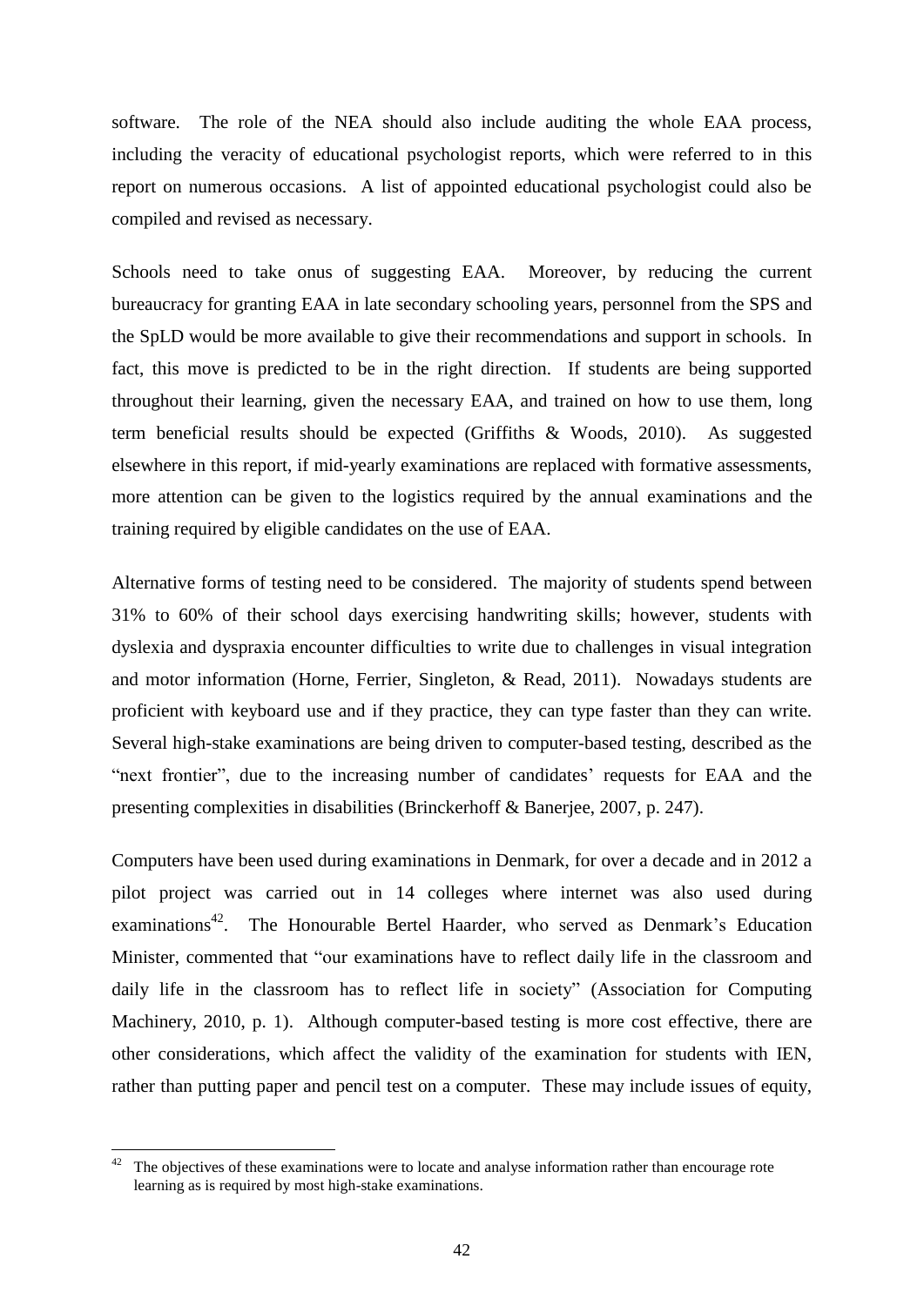software. The role of the NEA should also include auditing the whole EAA process, including the veracity of educational psychologist reports, which were referred to in this report on numerous occasions. A list of appointed educational psychologist could also be compiled and revised as necessary.

Schools need to take onus of suggesting EAA. Moreover, by reducing the current bureaucracy for granting EAA in late secondary schooling years, personnel from the SPS and the SpLD would be more available to give their recommendations and support in schools. In fact, this move is predicted to be in the right direction. If students are being supported throughout their learning, given the necessary EAA, and trained on how to use them, long term beneficial results should be expected (Griffiths & Woods, 2010). As suggested elsewhere in this report, if mid-yearly examinations are replaced with formative assessments, more attention can be given to the logistics required by the annual examinations and the training required by eligible candidates on the use of EAA.

Alternative forms of testing need to be considered. The majority of students spend between 31% to 60% of their school days exercising handwriting skills; however, students with dyslexia and dyspraxia encounter difficulties to write due to challenges in visual integration and motor information (Horne, Ferrier, Singleton, & Read, 2011). Nowadays students are proficient with keyboard use and if they practice, they can type faster than they can write. Several high-stake examinations are being driven to computer-based testing, described as the "next frontier", due to the increasing number of candidates' requests for EAA and the presenting complexities in disabilities (Brinckerhoff & Banerjee, 2007, p. 247).

Computers have been used during examinations in Denmark, for over a decade and in 2012 a pilot project was carried out in 14 colleges where internet was also used during examinations[42]. The Honourable Bertel Haarder, who served as Denmark's Education Minister, commented that "our examinations have to reflect daily life in the classroom and daily life in the classroom has to reflect life in society" (Association for Computing Machinery, 2010, p. 1). Although computer-based testing is more cost effective, there are other considerations, which affect the validity of the examination for students with IEN, rather than putting paper and pencil test on a computer. These may include issues of equity,

[42] The objectives of these examinations were to locate and analyse information rather than encourage rote learning as is required by most high-stake examinations.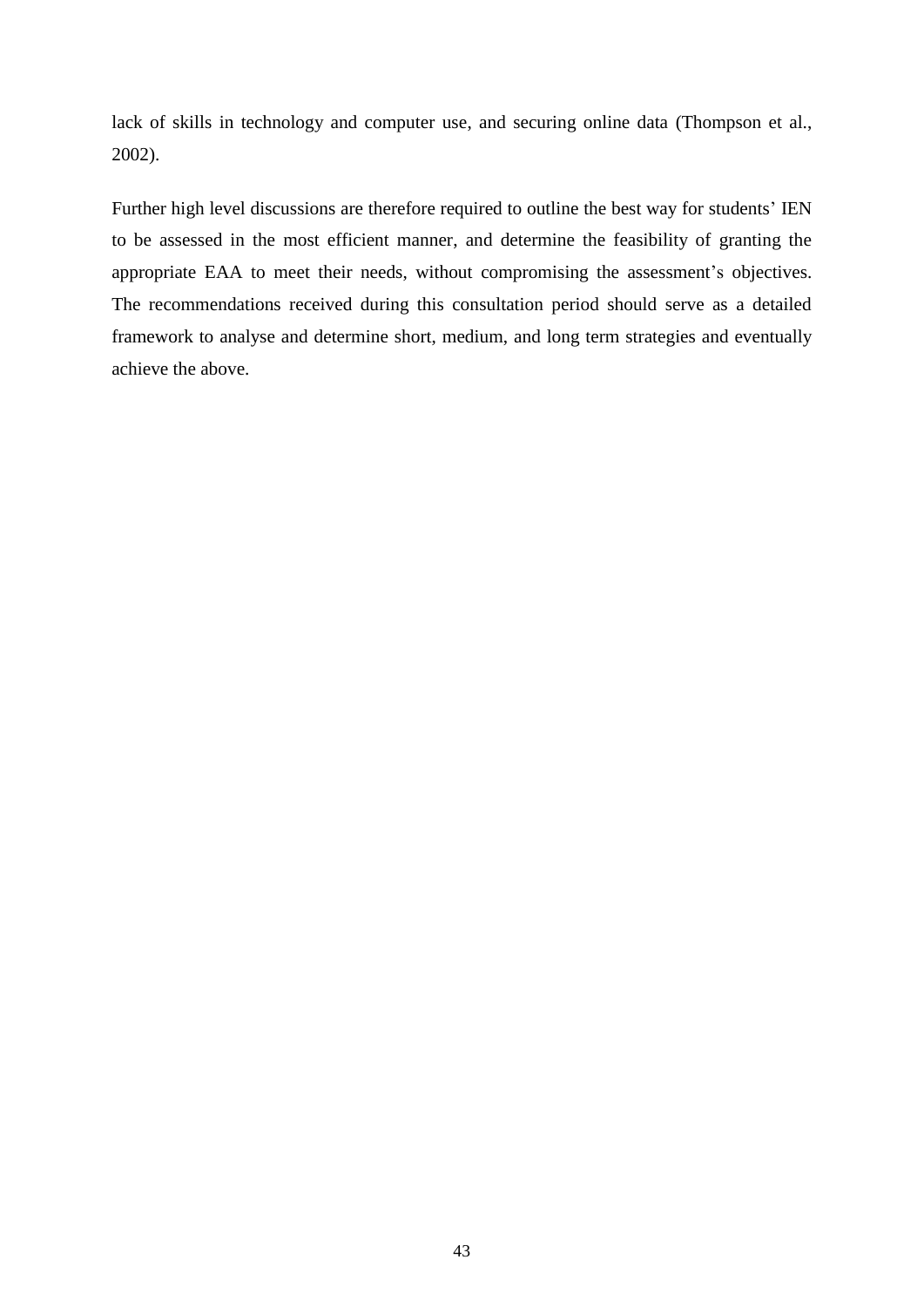lack of skills in technology and computer use, and securing online data (Thompson et al., 2002).

Further high level discussions are therefore required to outline the best way for students' IEN to be assessed in the most efficient manner, and determine the feasibility of granting the appropriate EAA to meet their needs, without compromising the assessment's objectives. The recommendations received during this consultation period should serve as a detailed framework to analyse and determine short, medium, and long term strategies and eventually achieve the above.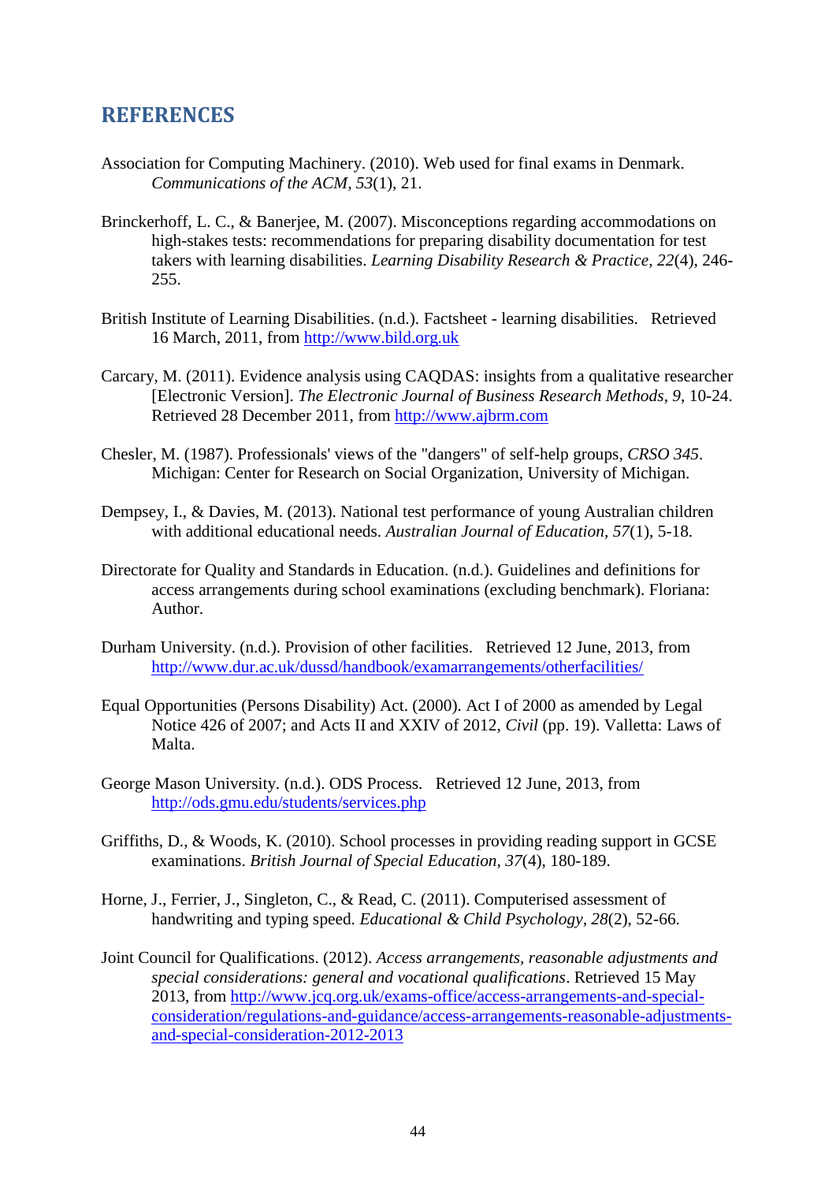## REFERENCES

Association for Computing Machinery. (2010). Web used for final exams in Denmark. *Communications of the ACM, 53*(1), 21.

Brinckerhoff, L. C., & Banerjee, M. (2007). Misconceptions regarding accommodations on high-stakes tests: recommendations for preparing disability documentation for test takers with learning disabilities. *Learning Disability Research & Practice, 22*(4), 246-255.

British Institute of Learning Disabilities. (n.d.). Factsheet - learning disabilities. Retrieved 16 March, 2011, from http://www.bild.org.uk

Carcary, M. (2011). Evidence analysis using CAQDAS: insights from a qualitative researcher [Electronic Version]. *The Electronic Journal of Business Research Methods*, *9*, 10-24. Retrieved 28 December 2011, from http://www.ajbrm.com

Chesler, M. (1987). Professionals' views of the "dangers" of self-help groups, *CRSO 345*. Michigan: Center for Research on Social Organization, University of Michigan.

Dempsey, I., & Davies, M. (2013). National test performance of young Australian children with additional educational needs. *Australian Journal of Education, 57*(1), 5-18.

Directorate for Quality and Standards in Education. (n.d.). Guidelines and definitions for access arrangements during school examinations (excluding benchmark). Floriana: Author.

Durham University. (n.d.). Provision of other facilities. Retrieved 12 June, 2013, from http://www.dur.ac.uk/dussd/handbook/examarrangements/otherfacilities/

Equal Opportunities (Persons Disability) Act. (2000). Act I of 2000 as amended by Legal Notice 426 of 2007; and Acts II and XXIV of 2012, *Civil* (pp. 19). Valletta: Laws of Malta.

George Mason University. (n.d.). ODS Process. Retrieved 12 June, 2013, from http://ods.gmu.edu/students/services.php

Griffiths, D., & Woods, K. (2010). School processes in providing reading support in GCSE examinations. *British Journal of Special Education, 37*(4), 180-189.

Horne, J., Ferrier, J., Singleton, C., & Read, C. (2011). Computerised assessment of handwriting and typing speed. *Educational & Child Psychology, 28*(2), 52-66.

Joint Council for Qualifications. (2012). *Access arrangements, reasonable adjustments and special considerations: general and vocational qualifications*. Retrieved 15 May 2013, from http://www.jcq.org.uk/exams-office/access-arrangements-and-special-consideration/regulations-and-guidance/access-arrangements-reasonable-adjustments-and-special-consideration-2012-2013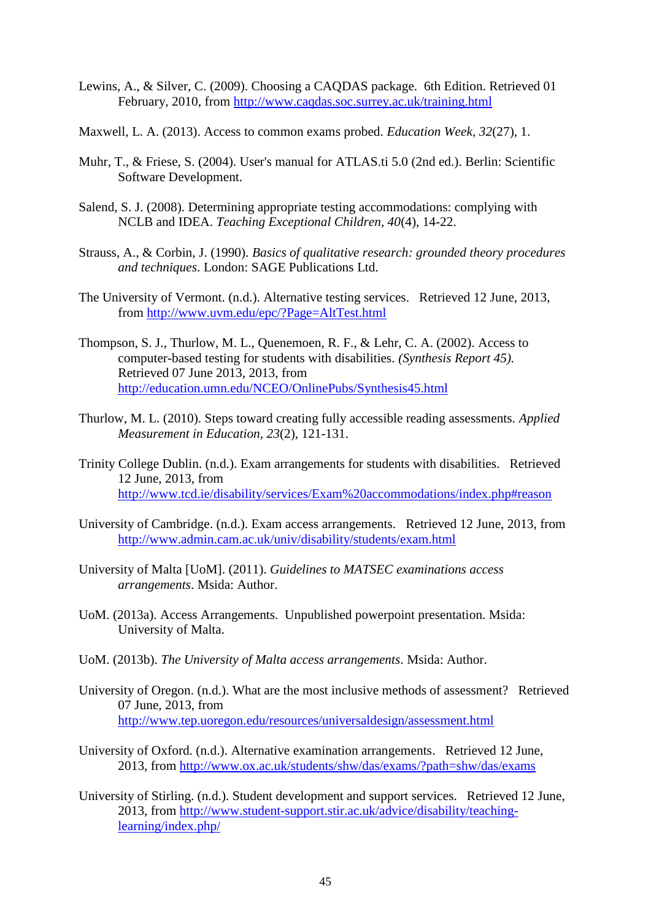Lewins, A., & Silver, C. (2009). Choosing a CAQDAS package. 6th Edition. Retrieved 01 February, 2010, from http://www.caqdas.soc.surrey.ac.uk/training.html

Maxwell, L. A. (2013). Access to common exams probed. *Education Week, 32*(27), 1.

Muhr, T., & Friese, S. (2004). User's manual for ATLAS.ti 5.0 (2nd ed.). Berlin: Scientific Software Development.

Salend, S. J. (2008). Determining appropriate testing accommodations: complying with NCLB and IDEA. *Teaching Exceptional Children, 40*(4), 14-22.

Strauss, A., & Corbin, J. (1990). *Basics of qualitative research: grounded theory procedures and techniques*. London: SAGE Publications Ltd.

The University of Vermont. (n.d.). Alternative testing services. Retrieved 12 June, 2013, from http://www.uvm.edu/epc/?Page=AltTest.html

Thompson, S. J., Thurlow, M. L., Quenemoen, R. F., & Lehr, C. A. (2002). Access to computer-based testing for students with disabilities. *(Synthesis Report 45).* Retrieved 07 June 2013, 2013, from http://education.umn.edu/NCEO/OnlinePubs/Synthesis45.html

Thurlow, M. L. (2010). Steps toward creating fully accessible reading assessments. *Applied Measurement in Education, 23*(2), 121-131.

Trinity College Dublin. (n.d.). Exam arrangements for students with disabilities. Retrieved 12 June, 2013, from http://www.tcd.ie/disability/services/Exam%20accommodations/index.php#reason

University of Cambridge. (n.d.). Exam access arrangements. Retrieved 12 June, 2013, from http://www.admin.cam.ac.uk/univ/disability/students/exam.html

University of Malta [UoM]. (2011). *Guidelines to MATSEC examinations access arrangements*. Msida: Author.

UoM. (2013a). Access Arrangements. Unpublished powerpoint presentation. Msida: University of Malta.

UoM. (2013b). *The University of Malta access arrangements*. Msida: Author.

University of Oregon. (n.d.). What are the most inclusive methods of assessment? Retrieved 07 June, 2013, from http://www.tep.uoregon.edu/resources/universaldesign/assessment.html

University of Oxford. (n.d.). Alternative examination arrangements. Retrieved 12 June, 2013, from http://www.ox.ac.uk/students/shw/das/exams/?path=shw/das/exams

University of Stirling. (n.d.). Student development and support services. Retrieved 12 June, 2013, from http://www.student-support.stir.ac.uk/advice/disability/teaching-learning/index.php/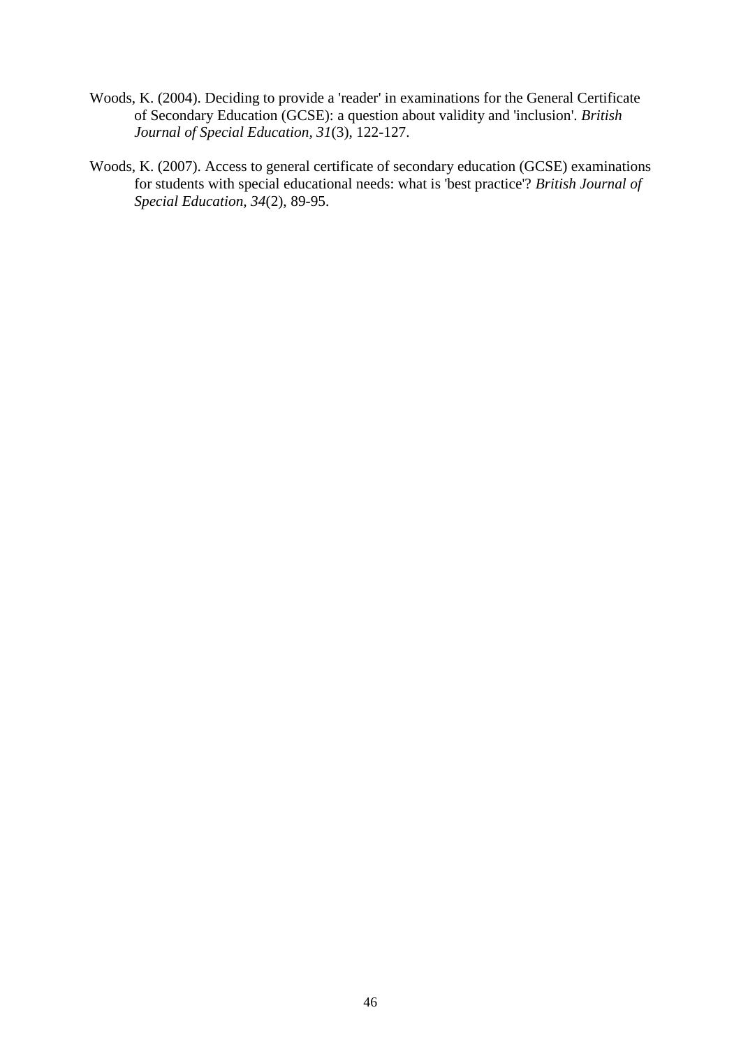Woods, K. (2004). Deciding to provide a 'reader' in examinations for the General Certificate of Secondary Education (GCSE): a question about validity and 'inclusion'. *British Journal of Special Education, 31*(3), 122-127.

Woods, K. (2007). Access to general certificate of secondary education (GCSE) examinations for students with special educational needs: what is 'best practice'? *British Journal of Special Education, 34*(2), 89-95.